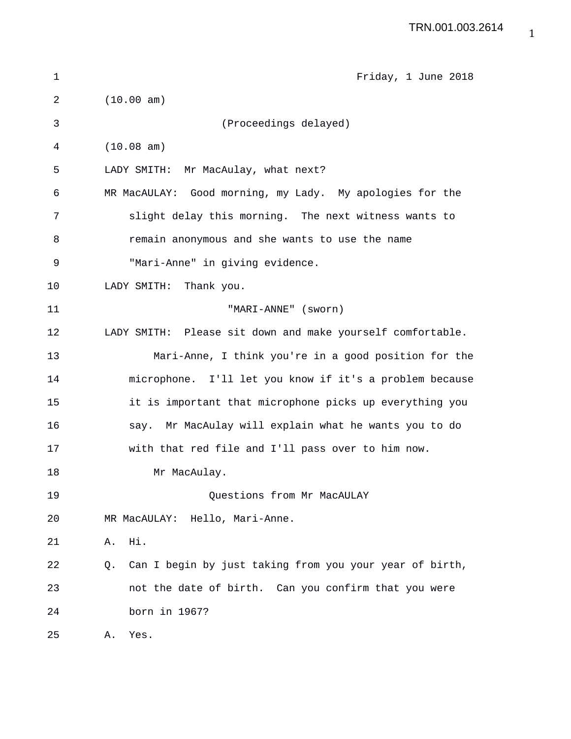Friday, 1 June 2018

(10.00 am)

(Proceedings delayed)

(10.08 am)

LADY SMITH: Mr MacAulay, what next?

MR MacAULAY: Good morning, my Lady. My apologies for the slight delay this morning. The next witness wants to remain anonymous and she wants to use the name "Mari-Anne" in giving evidence.

LADY SMITH: Thank you.

"MARI-ANNE" (sworn)

LADY SMITH: Please sit down and make yourself comfortable.

Mari-Anne, I think you're in a good position for the microphone. I'll let you know if it's a problem because it is important that microphone picks up everything you say. Mr MacAulay will explain what he wants you to do with that red file and I'll pass over to him now.

Mr MacAulay.

Questions from Mr MacAULAY

MR MacAULAY: Hello, Mari-Anne.

A. Hi.

Q. Can I begin by just taking from you your year of birth, not the date of birth. Can you confirm that you were born in 1967?

A. Yes.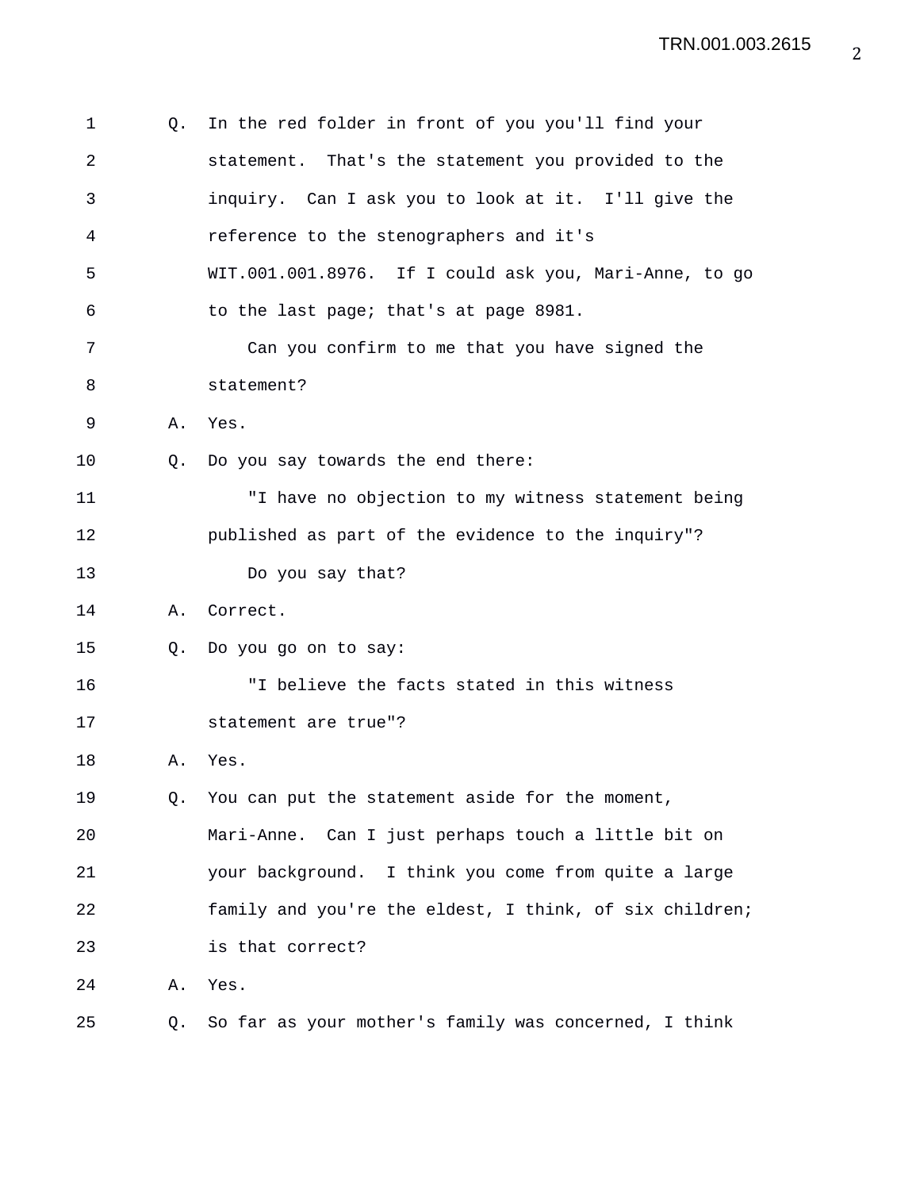Q. In the red folder in front of you you'll find your statement. That's the statement you provided to the inquiry. Can I ask you to look at it. I'll give the reference to the stenographers and it's WIT.001.001.8976. If I could ask you, Mari-Anne, to go to the last page; that's at page 8981.

Can you confirm to me that you have signed the statement?

A. Yes.

Q. Do you say towards the end there:

"I have no objection to my witness statement being published as part of the evidence to the inquiry"?

Do you say that?

A. Correct.

Q. Do you go on to say:

"I believe the facts stated in this witness statement are true"?

A. Yes.

Q. You can put the statement aside for the moment, Mari-Anne. Can I just perhaps touch a little bit on your background. I think you come from quite a large family and you're the eldest, I think, of six children; is that correct?

A. Yes.

Q. So far as your mother's family was concerned, I think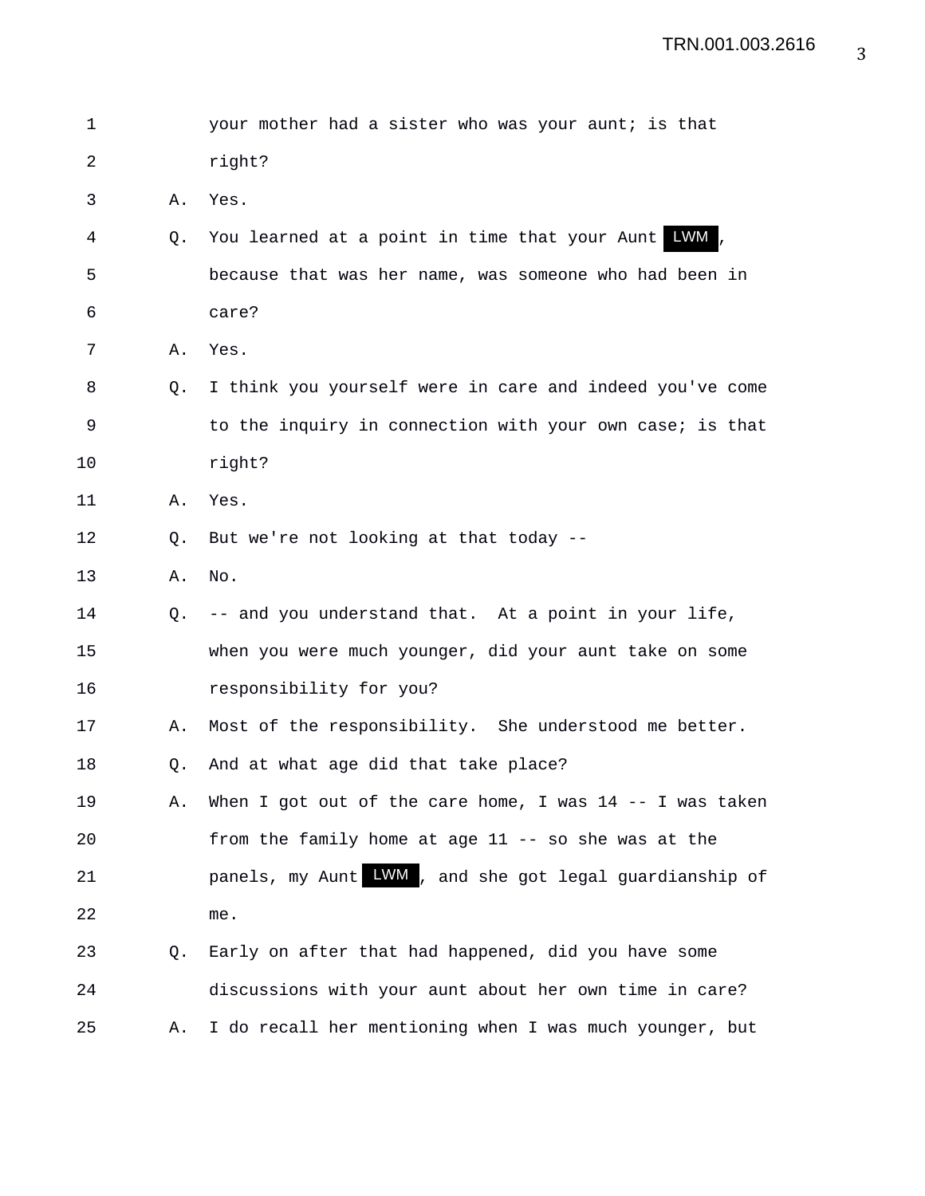1 your mother had a sister who was your aunt; is that

2 right?

3 A. Yes.

4 Q. You learned at a point in time that your Aunt LWM ,

5 because that was her name, was someone who had been in

6 care?

7 A. Yes.

8 Q. I think you yourself were in care and indeed you've come

9 to the inquiry in connection with your own case; is that

10 right?

11 A. Yes.

12 Q. But we're not looking at that today --

13 A. No.

14 Q. -- and you understand that. At a point in your life,

15 when you were much younger, did your aunt take on some

16 responsibility for you?

17 A. Most of the responsibility. She understood me better.

18 Q. And at what age did that take place?

19 A. When I got out of the care home, I was 14 -- I was taken

20 from the family home at age 11 -- so she was at the

21 panels, my Aunt LWM , and she got legal guardianship of

22 me.

23 Q. Early on after that had happened, did you have some

24 discussions with your aunt about her own time in care?

25 A. I do recall her mentioning when I was much younger, but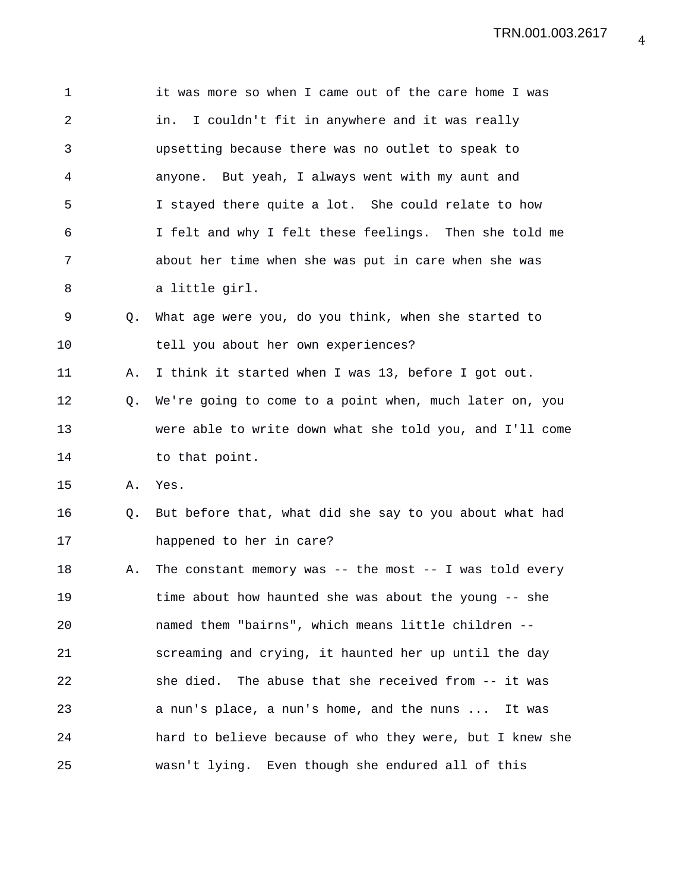it was more so when I came out of the care home I was in. I couldn't fit in anywhere and it was really upsetting because there was no outlet to speak to anyone. But yeah, I always went with my aunt and I stayed there quite a lot. She could relate to how I felt and why I felt these feelings. Then she told me about her time when she was put in care when she was a little girl.

Q. What age were you, do you think, when she started to tell you about her own experiences?

A. I think it started when I was 13, before I got out.

Q. We're going to come to a point when, much later on, you were able to write down what she told you, and I'll come to that point.

A. Yes.

Q. But before that, what did she say to you about what had happened to her in care?

A. The constant memory was -- the most -- I was told every time about how haunted she was about the young -- she named them "bairns", which means little children -- screaming and crying, it haunted her up until the day she died. The abuse that she received from -- it was a nun's place, a nun's home, and the nuns ... It was hard to believe because of who they were, but I knew she wasn't lying. Even though she endured all of this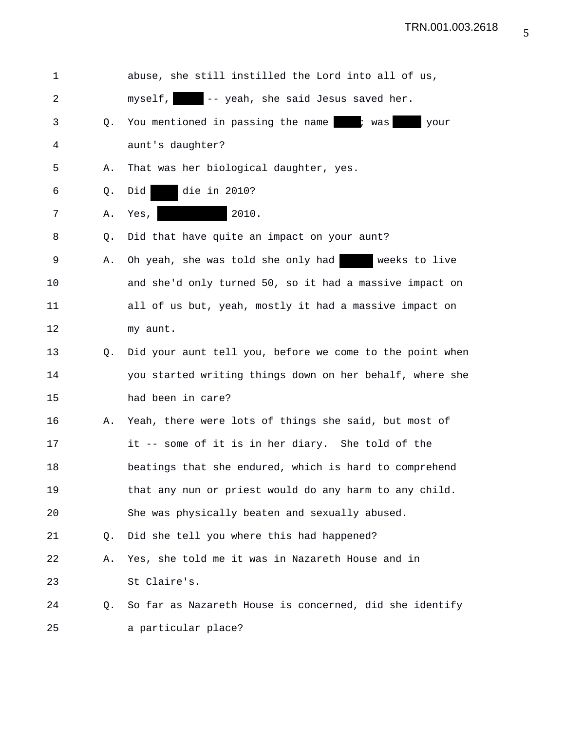1 abuse, she still instilled the Lord into all of us,

2 myself, ███ -- yeah, she said Jesus saved her.

3 Q. You mentioned in passing the name ███; was ███ your

4 aunt's daughter?

5 A. That was her biological daughter, yes.

6 Q. Did ███ die in 2010?

7 A. Yes, ███ 2010.

8 Q. Did that have quite an impact on your aunt?

9 A. Oh yeah, she was told she only had ███ weeks to live

10 and she'd only turned 50, so it had a massive impact on

11 all of us but, yeah, mostly it had a massive impact on

12 my aunt.

13 Q. Did your aunt tell you, before we come to the point when

14 you started writing things down on her behalf, where she

15 had been in care?

16 A. Yeah, there were lots of things she said, but most of

17 it -- some of it is in her diary. She told of the

18 beatings that she endured, which is hard to comprehend

19 that any nun or priest would do any harm to any child.

20 She was physically beaten and sexually abused.

21 Q. Did she tell you where this had happened?

22 A. Yes, she told me it was in Nazareth House and in

23 St Claire's.

24 Q. So far as Nazareth House is concerned, did she identify

25 a particular place?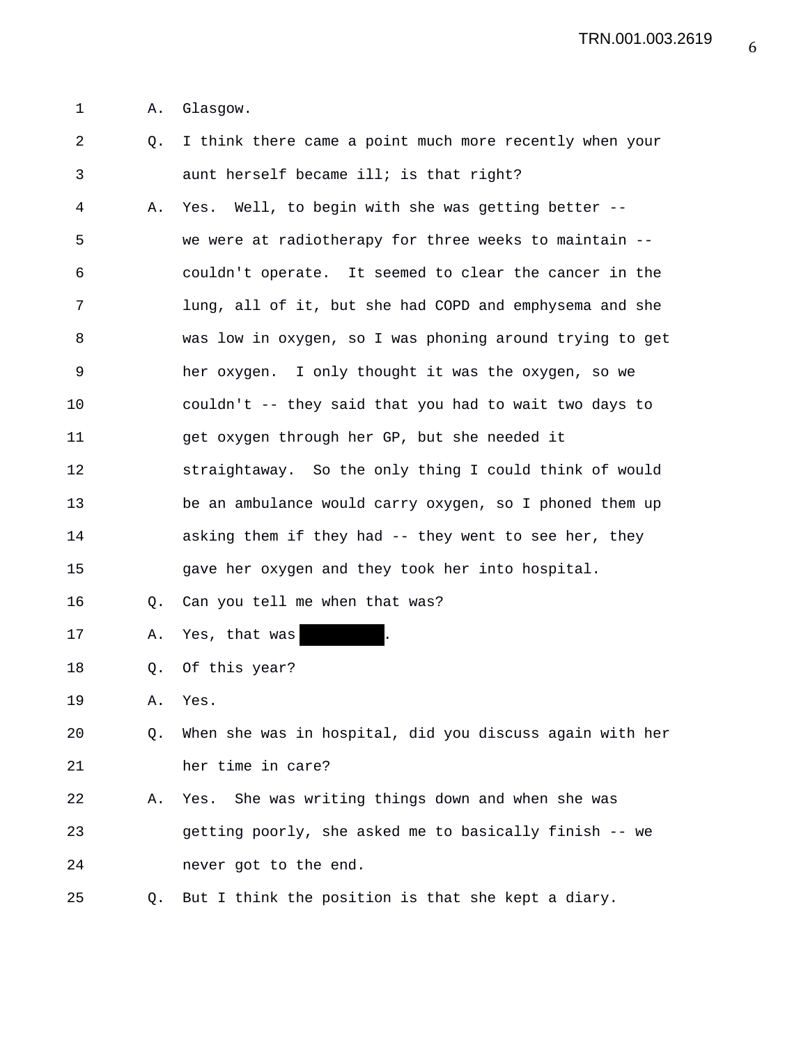A. Glasgow.

Q. I think there came a point much more recently when your aunt herself became ill; is that right?

A. Yes. Well, to begin with she was getting better -- we were at radiotherapy for three weeks to maintain -- couldn't operate. It seemed to clear the cancer in the lung, all of it, but she had COPD and emphysema and she was low in oxygen, so I was phoning around trying to get her oxygen. I only thought it was the oxygen, so we couldn't -- they said that you had to wait two days to get oxygen through her GP, but she needed it straightaway. So the only thing I could think of would be an ambulance would carry oxygen, so I phoned them up asking them if they had -- they went to see her, they gave her oxygen and they took her into hospital.

Q. Can you tell me when that was?

A. Yes, that was [REDACTED].

Q. Of this year?

A. Yes.

Q. When she was in hospital, did you discuss again with her her time in care?

A. Yes. She was writing things down and when she was getting poorly, she asked me to basically finish -- we never got to the end.

Q. But I think the position is that she kept a diary.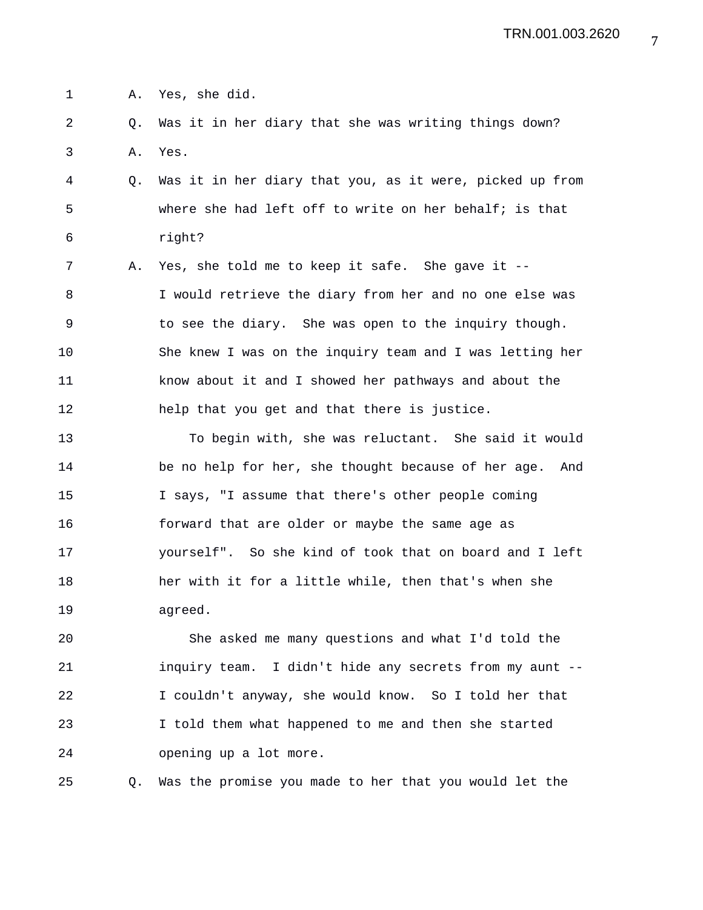A. Yes, she did.

Q. Was it in her diary that she was writing things down?

A. Yes.

Q. Was it in her diary that you, as it were, picked up from where she had left off to write on her behalf; is that right?

A. Yes, she told me to keep it safe. She gave it -- I would retrieve the diary from her and no one else was to see the diary. She was open to the inquiry though. She knew I was on the inquiry team and I was letting her know about it and I showed her pathways and about the help that you get and that there is justice.

To begin with, she was reluctant. She said it would be no help for her, she thought because of her age. And I says, "I assume that there's other people coming forward that are older or maybe the same age as yourself". So she kind of took that on board and I left her with it for a little while, then that's when she agreed.

She asked me many questions and what I'd told the inquiry team. I didn't hide any secrets from my aunt -- I couldn't anyway, she would know. So I told her that I told them what happened to me and then she started opening up a lot more.

Q. Was the promise you made to her that you would let the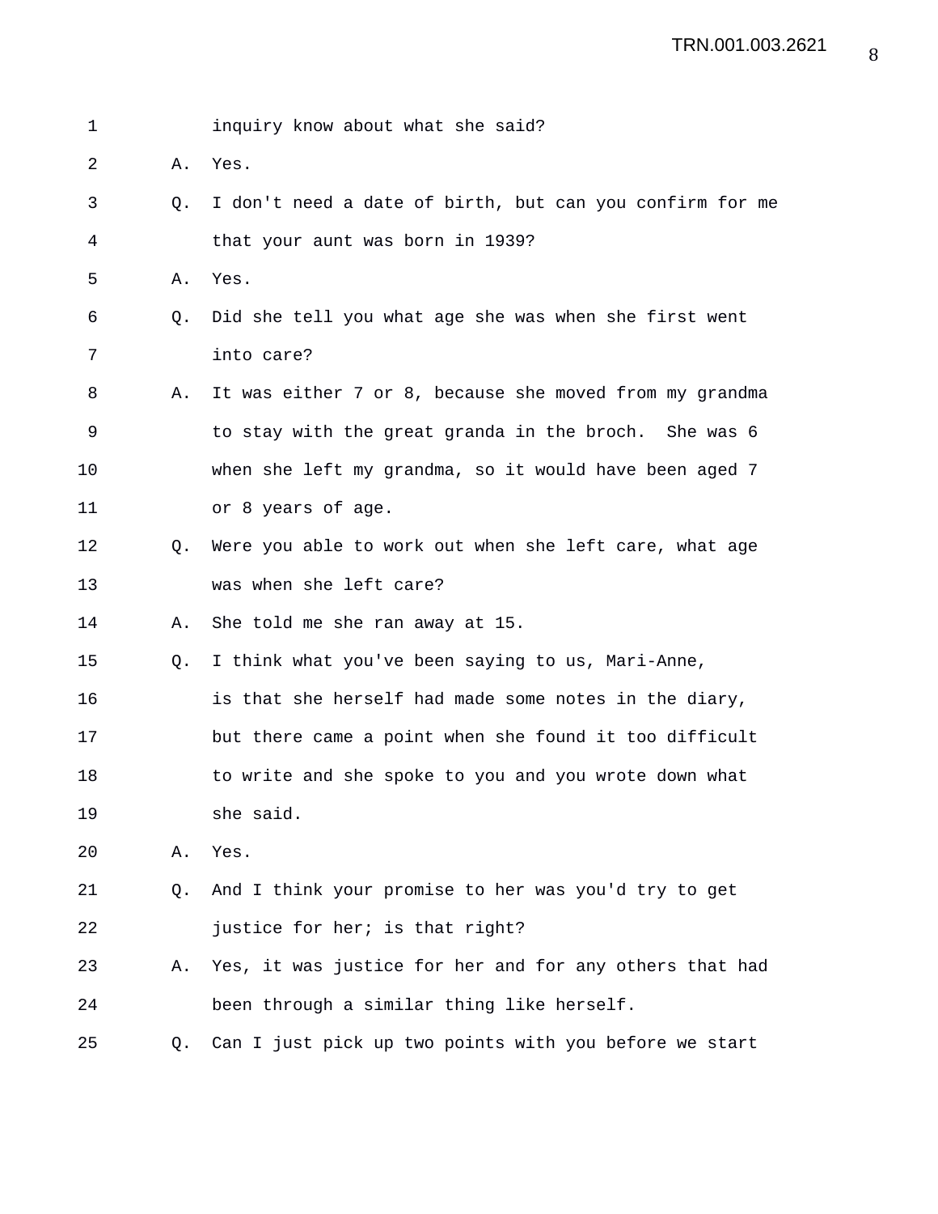1 inquiry know about what she said?

2 A. Yes.

3 Q. I don't need a date of birth, but can you confirm for me

4 that your aunt was born in 1939?

5 A. Yes.

6 Q. Did she tell you what age she was when she first went

7 into care?

8 A. It was either 7 or 8, because she moved from my grandma

9 to stay with the great granda in the broch. She was 6

10 when she left my grandma, so it would have been aged 7

11 or 8 years of age.

12 Q. Were you able to work out when she left care, what age

13 was when she left care?

14 A. She told me she ran away at 15.

15 Q. I think what you've been saying to us, Mari-Anne,

16 is that she herself had made some notes in the diary,

17 but there came a point when she found it too difficult

18 to write and she spoke to you and you wrote down what

19 she said.

20 A. Yes.

21 Q. And I think your promise to her was you'd try to get

22 justice for her; is that right?

23 A. Yes, it was justice for her and for any others that had

24 been through a similar thing like herself.

25 Q. Can I just pick up two points with you before we start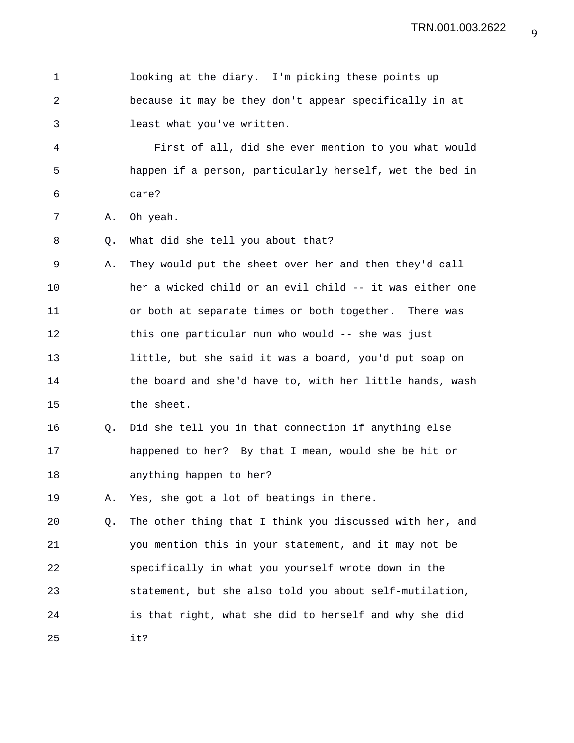looking at the diary. I'm picking these points up because it may be they don't appear specifically in at least what you've written.

First of all, did she ever mention to you what would happen if a person, particularly herself, wet the bed in care?

A. Oh yeah.

Q. What did she tell you about that?

A. They would put the sheet over her and then they'd call her a wicked child or an evil child -- it was either one or both at separate times or both together. There was this one particular nun who would -- she was just little, but she said it was a board, you'd put soap on the board and she'd have to, with her little hands, wash the sheet.

Q. Did she tell you in that connection if anything else happened to her? By that I mean, would she be hit or anything happen to her?

A. Yes, she got a lot of beatings in there.

Q. The other thing that I think you discussed with her, and you mention this in your statement, and it may not be specifically in what you yourself wrote down in the statement, but she also told you about self-mutilation, is that right, what she did to herself and why she did it?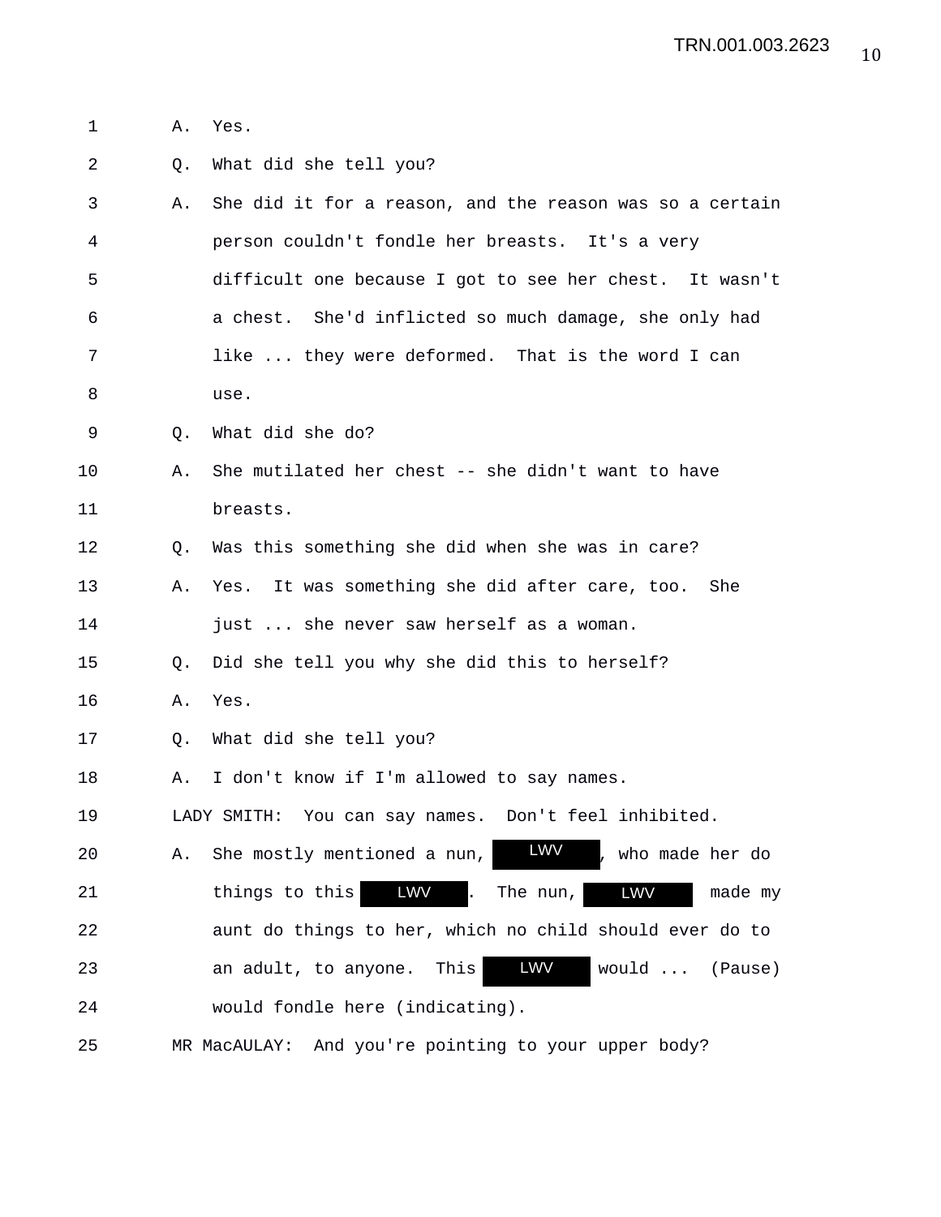A. Yes.

Q. What did she tell you?

A. She did it for a reason, and the reason was so a certain person couldn't fondle her breasts. It's a very difficult one because I got to see her chest. It wasn't a chest. She'd inflicted so much damage, she only had like ... they were deformed. That is the word I can use.

Q. What did she do?

A. She mutilated her chest -- she didn't want to have breasts.

Q. Was this something she did when she was in care?

A. Yes. It was something she did after care, too. She just ... she never saw herself as a woman.

Q. Did she tell you why she did this to herself?

A. Yes.

Q. What did she tell you?

A. I don't know if I'm allowed to say names.

LADY SMITH: You can say names. Don't feel inhibited.

A. She mostly mentioned a nun, LWV, who made her do things to this LWV. The nun, LWV made my aunt do things to her, which no child should ever do to an adult, to anyone. This LWV would ... (Pause) would fondle here (indicating).

MR MacAULAY: And you're pointing to your upper body?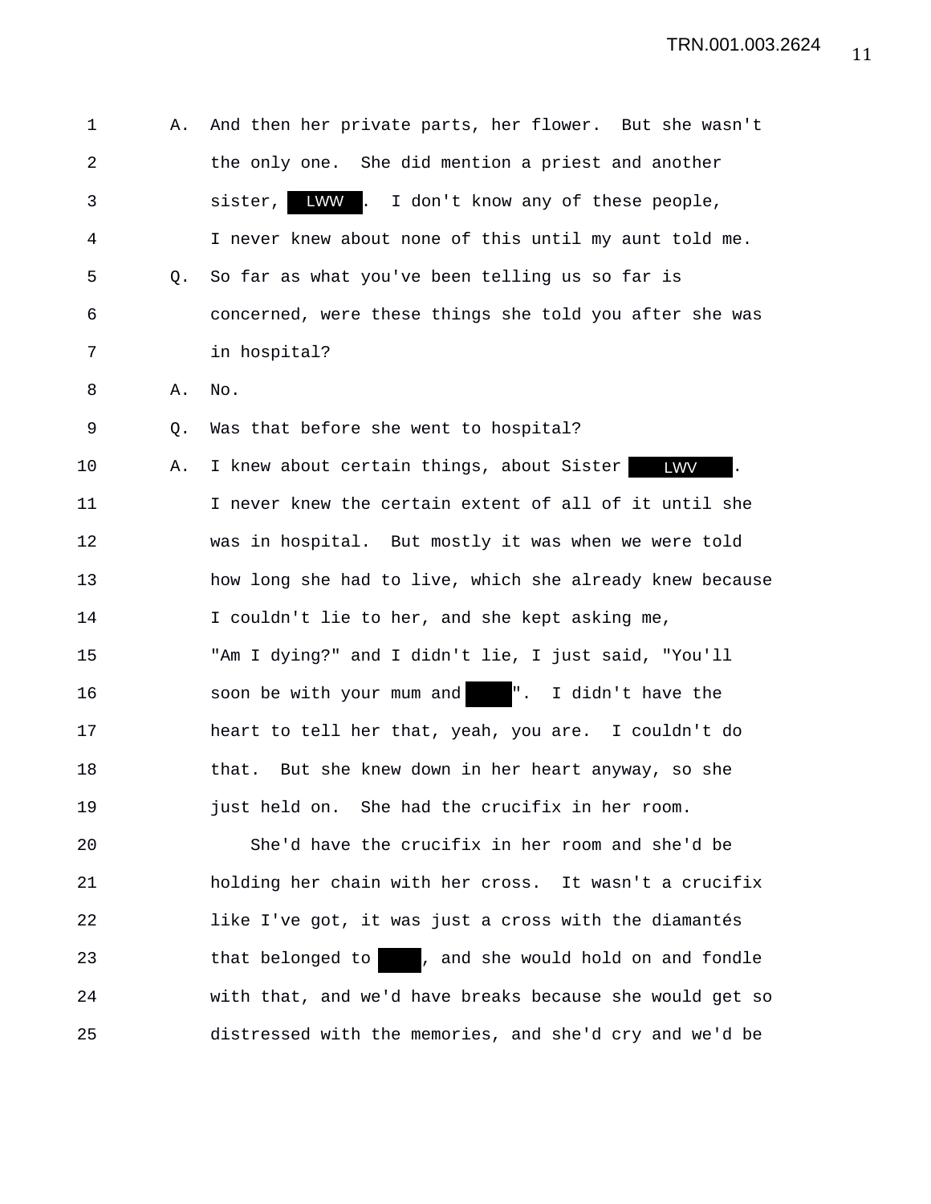1 A. And then her private parts, her flower. But she wasn't
2 the only one. She did mention a priest and another
3 sister, LWW . I don't know any of these people,
4 I never knew about none of this until my aunt told me.
5 Q. So far as what you've been telling us so far is
6 concerned, were these things she told you after she was
7 in hospital?
8 A. No.
9 Q. Was that before she went to hospital?
10 A. I knew about certain things, about Sister LWV .
11 I never knew the certain extent of all of it until she
12 was in hospital. But mostly it was when we were told
13 how long she had to live, which she already knew because
14 I couldn't lie to her, and she kept asking me,
15 "Am I dying?" and I didn't lie, I just said, "You'll
16 soon be with your mum and ████". I didn't have the
17 heart to tell her that, yeah, you are. I couldn't do
18 that. But she knew down in her heart anyway, so she
19 just held on. She had the crucifix in her room.
20 She'd have the crucifix in her room and she'd be
21 holding her chain with her cross. It wasn't a crucifix
22 like I've got, it was just a cross with the diamantés
23 that belonged to ████, and she would hold on and fondle
24 with that, and we'd have breaks because she would get so
25 distressed with the memories, and she'd cry and we'd be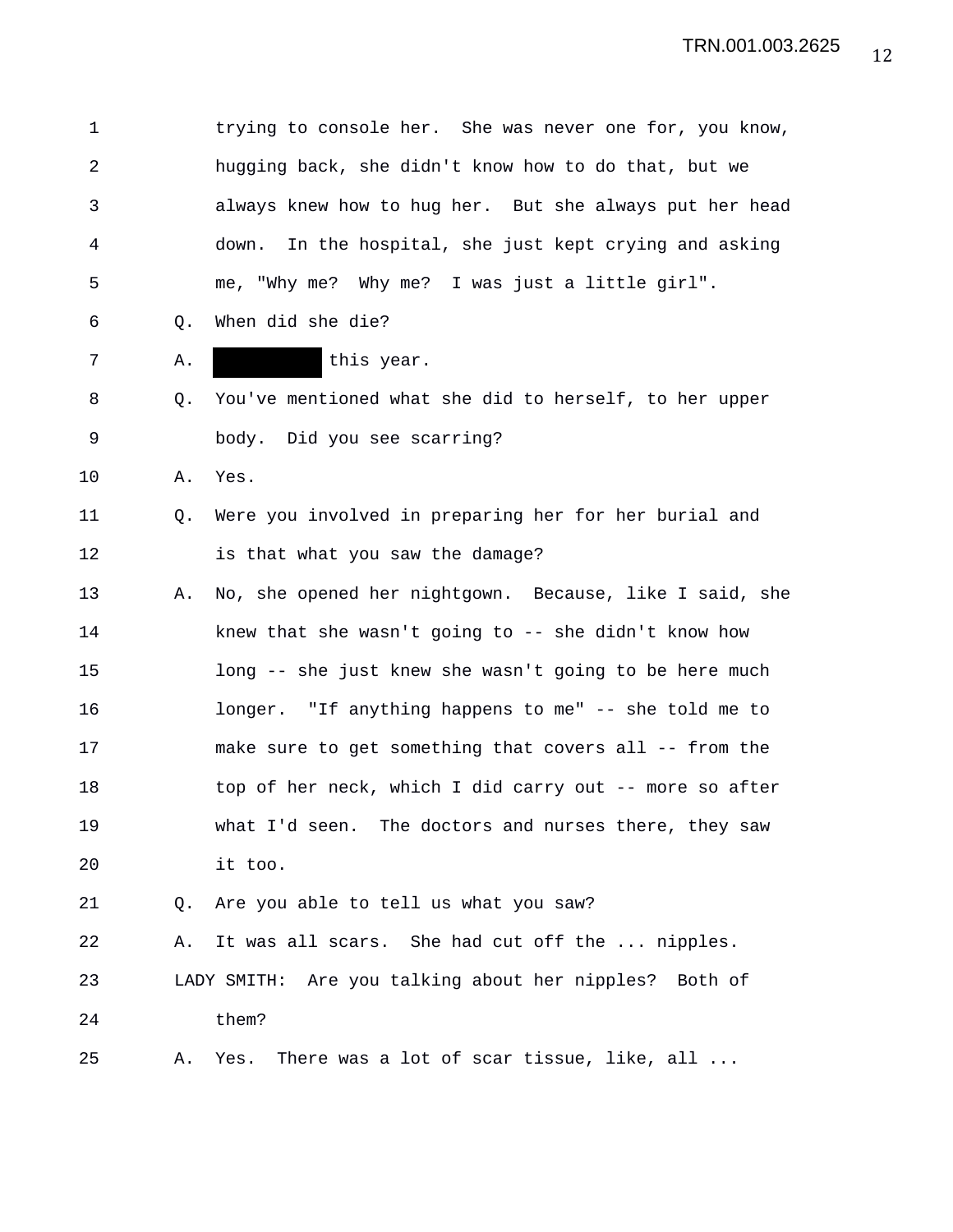trying to console her. She was never one for, you know, hugging back, she didn't know how to do that, but we always knew how to hug her. But she always put her head down. In the hospital, she just kept crying and asking me, "Why me? Why me? I was just a little girl".

Q. When did she die?

A. [REDACTED] this year.

Q. You've mentioned what she did to herself, to her upper body. Did you see scarring?

A. Yes.

Q. Were you involved in preparing her for her burial and is that what you saw the damage?

A. No, she opened her nightgown. Because, like I said, she knew that she wasn't going to -- she didn't know how long -- she just knew she wasn't going to be here much longer. "If anything happens to me" -- she told me to make sure to get something that covers all -- from the top of her neck, which I did carry out -- more so after what I'd seen. The doctors and nurses there, they saw it too.

Q. Are you able to tell us what you saw?

A. It was all scars. She had cut off the ... nipples.

LADY SMITH: Are you talking about her nipples? Both of them?

A. Yes. There was a lot of scar tissue, like, all ...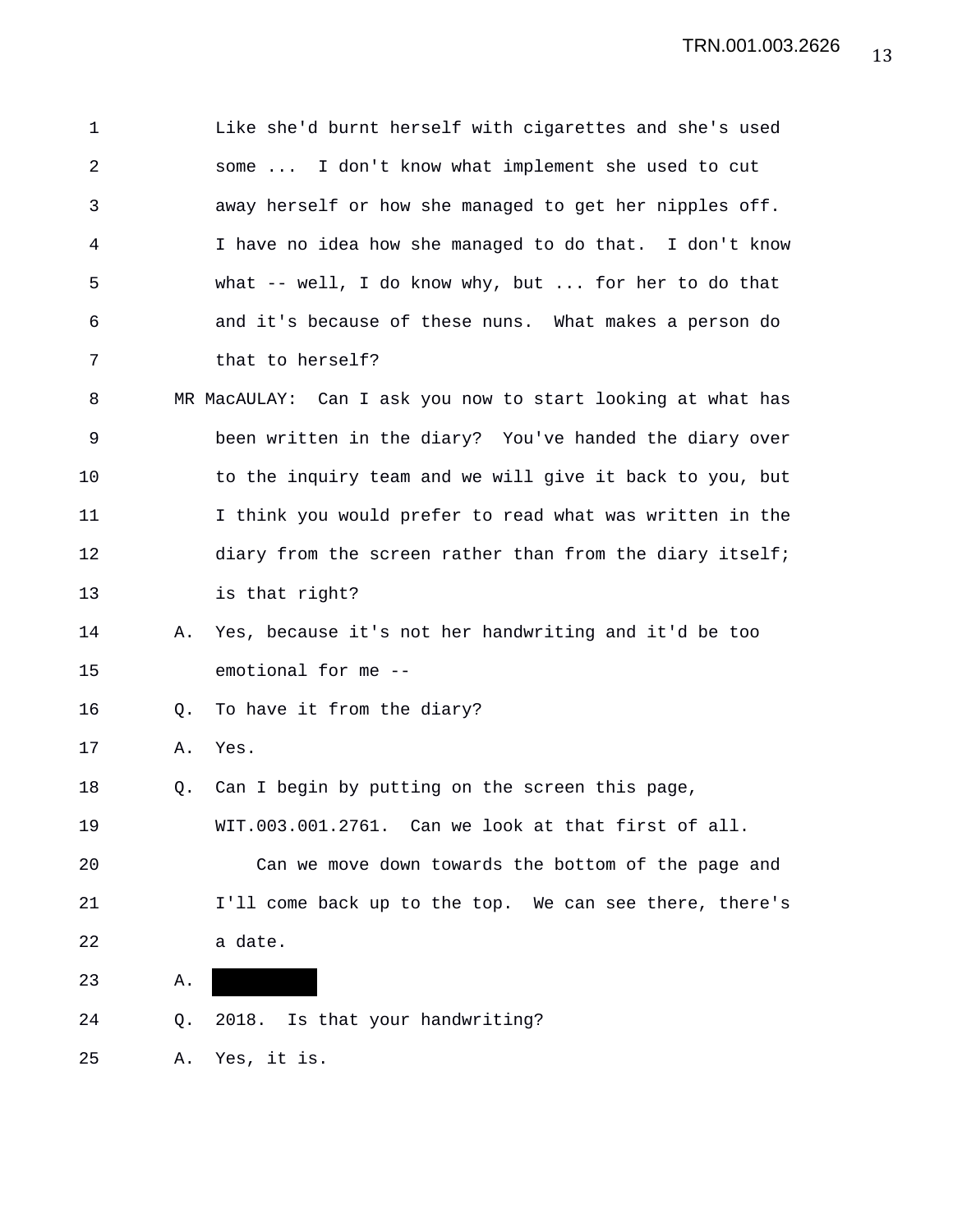Like she'd burnt herself with cigarettes and she's used some ... I don't know what implement she used to cut away herself or how she managed to get her nipples off. I have no idea how she managed to do that. I don't know what -- well, I do know why, but ... for her to do that and it's because of these nuns. What makes a person do that to herself?

MR MacAULAY: Can I ask you now to start looking at what has been written in the diary? You've handed the diary over to the inquiry team and we will give it back to you, but I think you would prefer to read what was written in the diary from the screen rather than from the diary itself; is that right?

A. Yes, because it's not her handwriting and it'd be too emotional for me --

Q. To have it from the diary?

A. Yes.

Q. Can I begin by putting on the screen this page, WIT.003.001.2761. Can we look at that first of all.

Can we move down towards the bottom of the page and I'll come back up to the top. We can see there, there's a date.

A. [REDACTED]

Q. 2018. Is that your handwriting?

A. Yes, it is.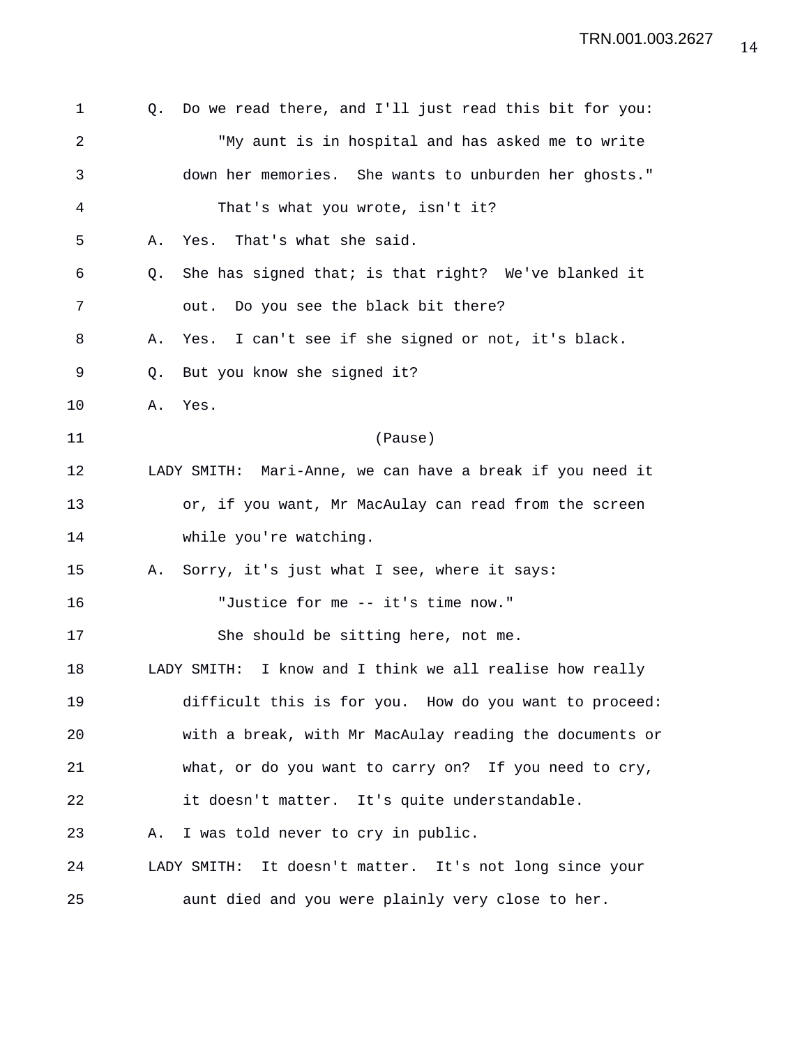Q. Do we read there, and I'll just read this bit for you:

"My aunt is in hospital and has asked me to write down her memories. She wants to unburden her ghosts."

That's what you wrote, isn't it?

A. Yes. That's what she said.

Q. She has signed that; is that right? We've blanked it out. Do you see the black bit there?

A. Yes. I can't see if she signed or not, it's black.

Q. But you know she signed it?

A. Yes.

(Pause)

LADY SMITH: Mari-Anne, we can have a break if you need it or, if you want, Mr MacAulay can read from the screen while you're watching.

A. Sorry, it's just what I see, where it says:

"Justice for me -- it's time now."

She should be sitting here, not me.

LADY SMITH: I know and I think we all realise how really difficult this is for you. How do you want to proceed: with a break, with Mr MacAulay reading the documents or what, or do you want to carry on? If you need to cry, it doesn't matter. It's quite understandable.

A. I was told never to cry in public.

LADY SMITH: It doesn't matter. It's not long since your aunt died and you were plainly very close to her.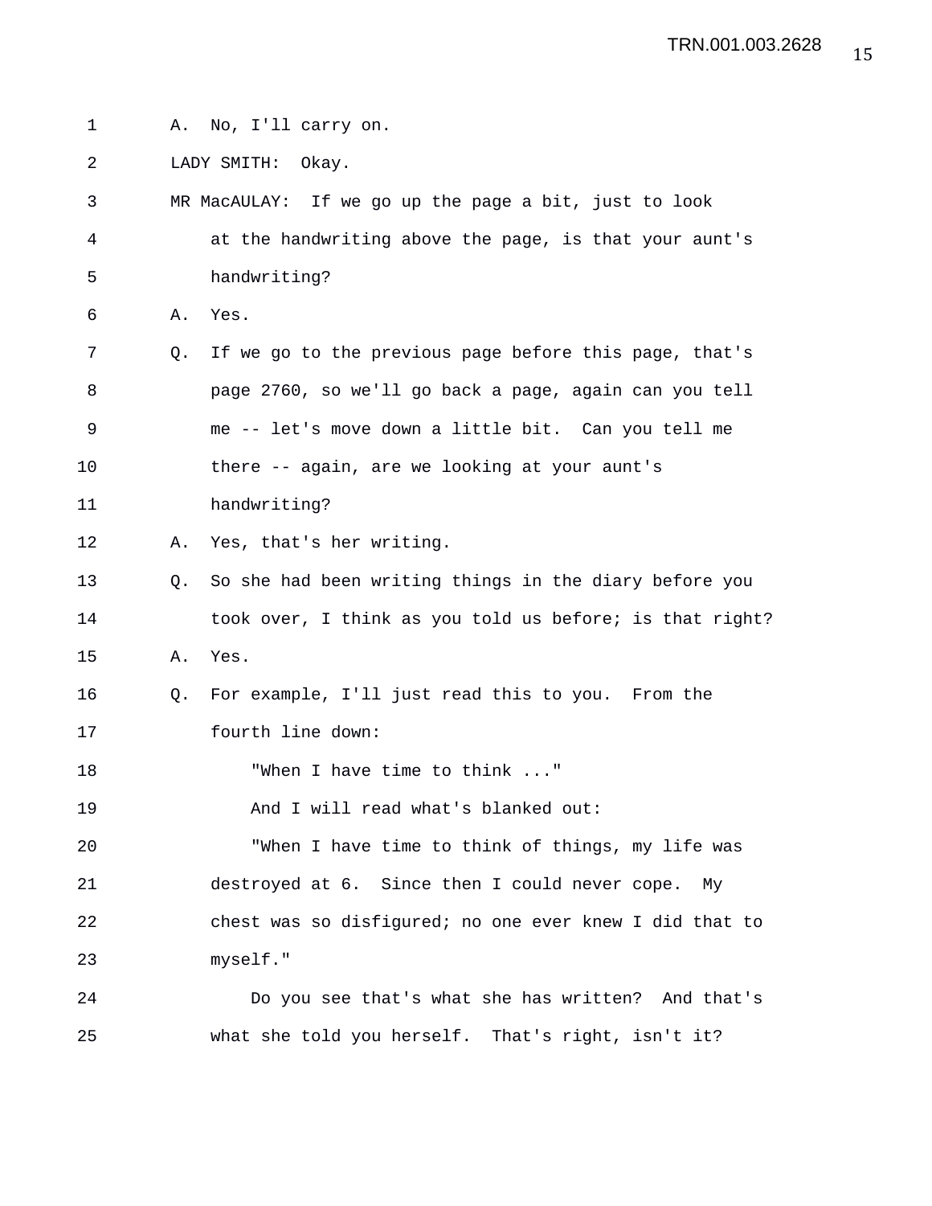A. No, I'll carry on.

LADY SMITH: Okay.

MR MacAULAY: If we go up the page a bit, just to look at the handwriting above the page, is that your aunt's handwriting?

A. Yes.

Q. If we go to the previous page before this page, that's page 2760, so we'll go back a page, again can you tell me -- let's move down a little bit. Can you tell me there -- again, are we looking at your aunt's handwriting?

A. Yes, that's her writing.

Q. So she had been writing things in the diary before you took over, I think as you told us before; is that right?

A. Yes.

Q. For example, I'll just read this to you. From the fourth line down:

"When I have time to think ..."

And I will read what's blanked out:

"When I have time to think of things, my life was destroyed at 6. Since then I could never cope. My chest was so disfigured; no one ever knew I did that to myself."

Do you see that's what she has written? And that's what she told you herself. That's right, isn't it?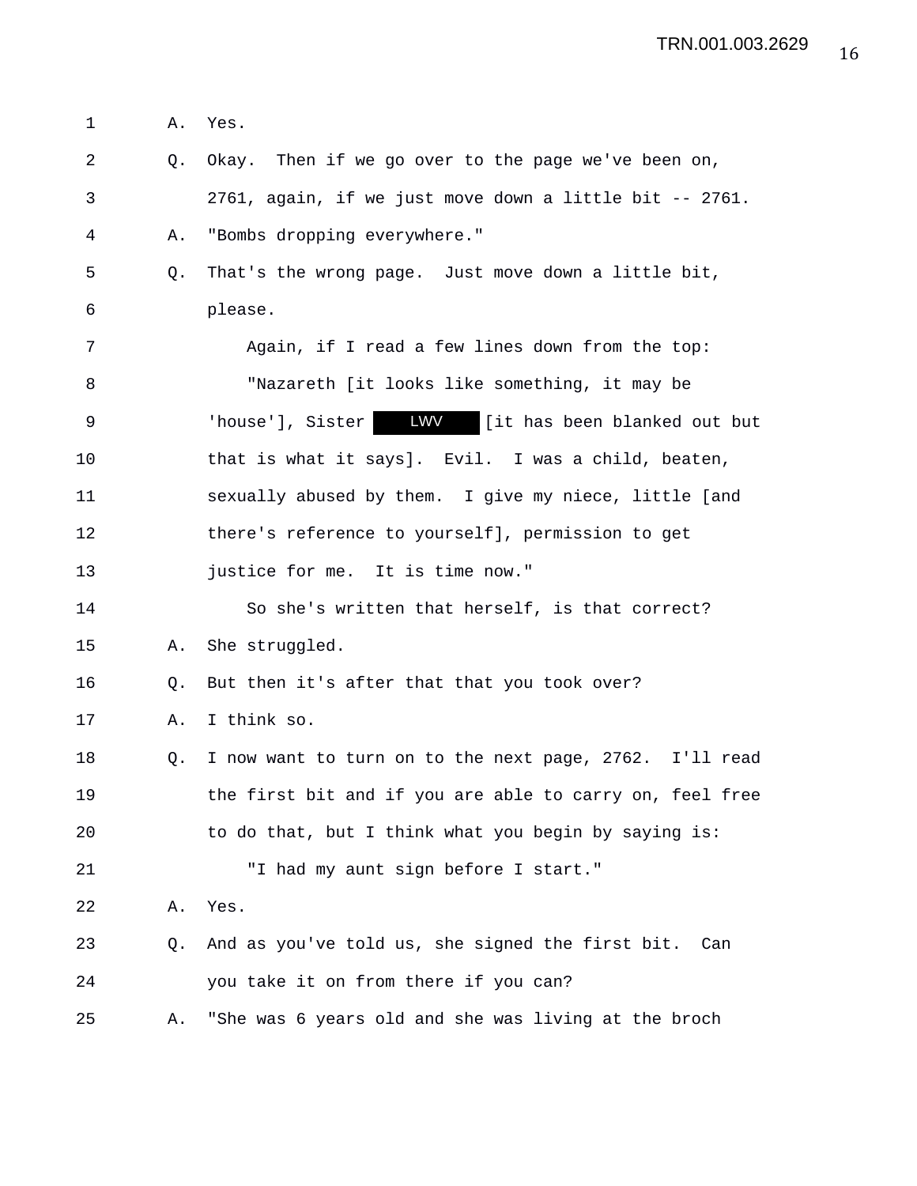1 A. Yes.

2 Q. Okay. Then if we go over to the page we've been on,

3 2761, again, if we just move down a little bit -- 2761.

4 A. "Bombs dropping everywhere."

5 Q. That's the wrong page. Just move down a little bit,

6 please.

7 Again, if I read a few lines down from the top:

8 "Nazareth [it looks like something, it may be

9 'house'], Sister LWV [it has been blanked out but

10 that is what it says]. Evil. I was a child, beaten,

11 sexually abused by them. I give my niece, little [and

12 there's reference to yourself], permission to get

13 justice for me. It is time now."

14 So she's written that herself, is that correct?

15 A. She struggled.

16 Q. But then it's after that that you took over?

17 A. I think so.

18 Q. I now want to turn on to the next page, 2762. I'll read

19 the first bit and if you are able to carry on, feel free

20 to do that, but I think what you begin by saying is:

21 "I had my aunt sign before I start."

22 A. Yes.

23 Q. And as you've told us, she signed the first bit. Can

24 you take it on from there if you can?

25 A. "She was 6 years old and she was living at the broch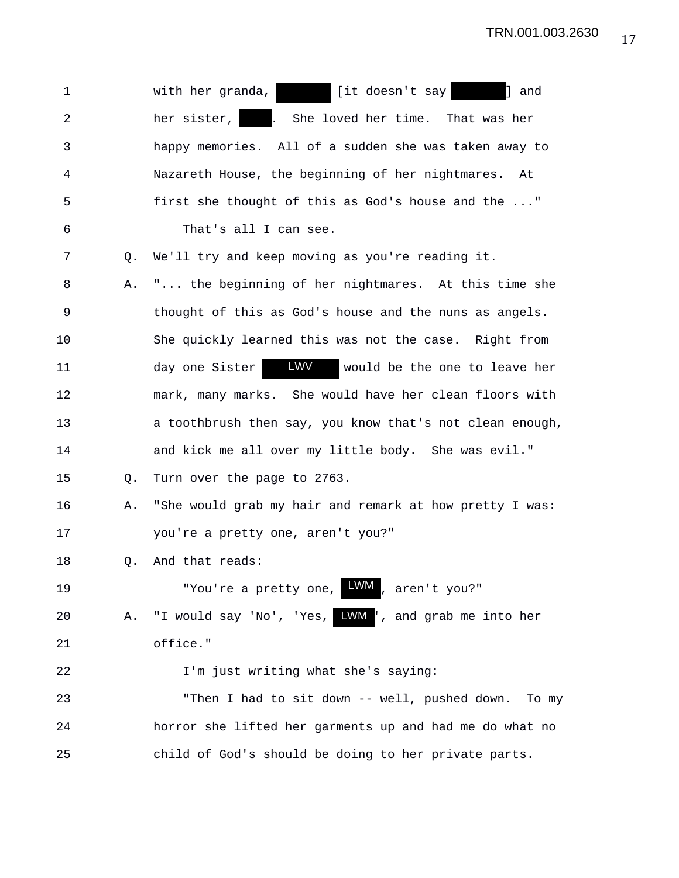1 with her granda, ██████ [it doesn't say ██████] and

2 her sister, ████. She loved her time. That was her

3 happy memories. All of a sudden she was taken away to

4 Nazareth House, the beginning of her nightmares. At

5 first she thought of this as God's house and the ..."

6 That's all I can see.

7 Q. We'll try and keep moving as you're reading it.

8 A. "... the beginning of her nightmares. At this time she

9 thought of this as God's house and the nuns as angels.

10 She quickly learned this was not the case. Right from

11 day one Sister LWV would be the one to leave her

12 mark, many marks. She would have her clean floors with

13 a toothbrush then say, you know that's not clean enough,

14 and kick me all over my little body. She was evil."

15 Q. Turn over the page to 2763.

16 A. "She would grab my hair and remark at how pretty I was:

17 you're a pretty one, aren't you?"

18 Q. And that reads:

19 "You're a pretty one, LWM, aren't you?"

20 A. "I would say 'No', 'Yes, LWM', and grab me into her

21 office."

22 I'm just writing what she's saying:

23 "Then I had to sit down -- well, pushed down. To my

24 horror she lifted her garments up and had me do what no

25 child of God's should be doing to her private parts.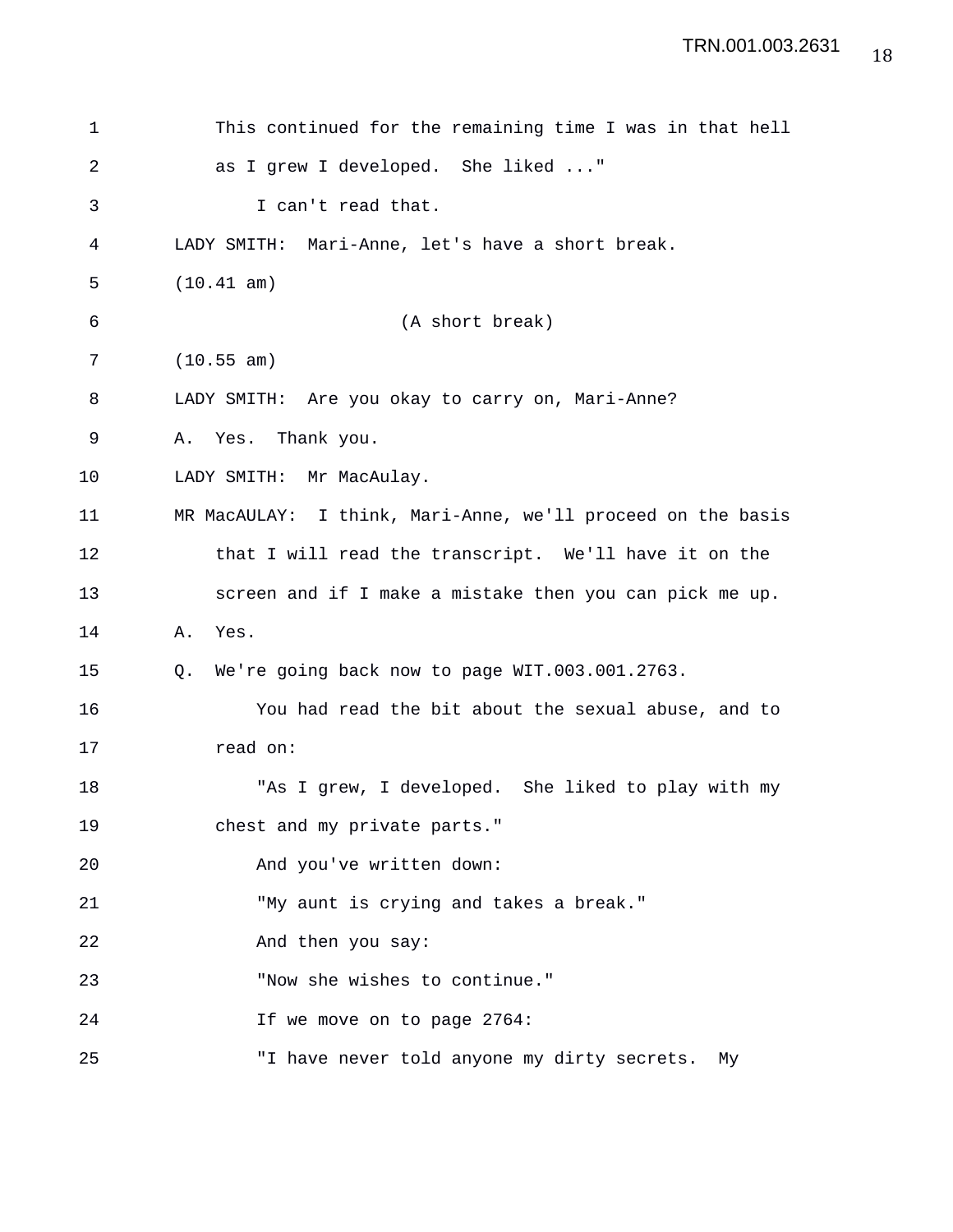This continued for the remaining time I was in that hell as I grew I developed. She liked ..."

I can't read that.

LADY SMITH: Mari-Anne, let's have a short break.

(10.41 am)

(A short break)

(10.55 am)

LADY SMITH: Are you okay to carry on, Mari-Anne?

A. Yes. Thank you.

LADY SMITH: Mr MacAulay.

MR MacAULAY: I think, Mari-Anne, we'll proceed on the basis that I will read the transcript. We'll have it on the screen and if I make a mistake then you can pick me up.

A. Yes.

Q. We're going back now to page WIT.003.001.2763.

You had read the bit about the sexual abuse, and to read on:

"As I grew, I developed. She liked to play with my chest and my private parts."

And you've written down:

"My aunt is crying and takes a break."

And then you say:

"Now she wishes to continue."

If we move on to page 2764:

"I have never told anyone my dirty secrets. My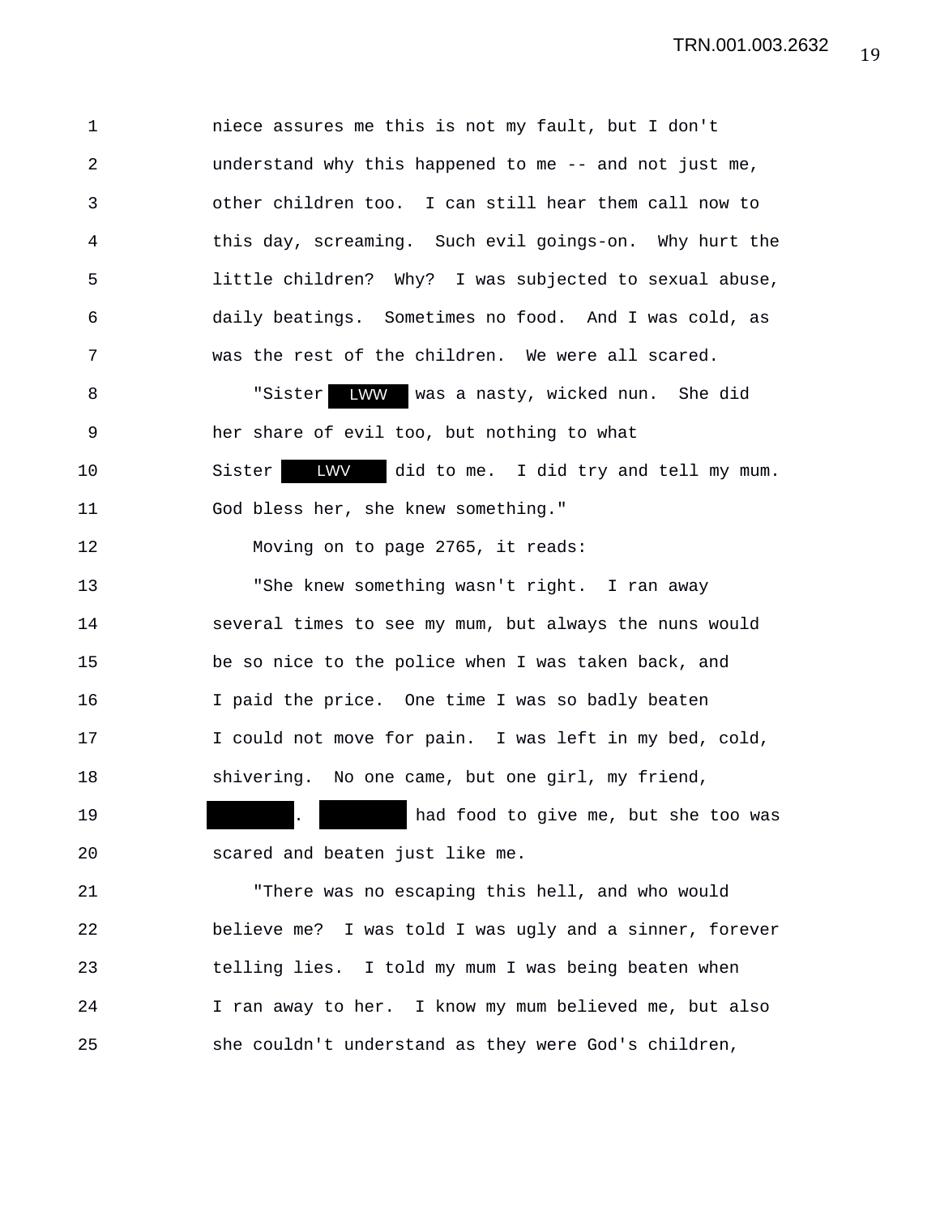niece assures me this is not my fault, but I don't understand why this happened to me -- and not just me, other children too. I can still hear them call now to this day, screaming. Such evil goings-on. Why hurt the little children? Why? I was subjected to sexual abuse, daily beatings. Sometimes no food. And I was cold, as was the rest of the children. We were all scared.

"Sister LWW was a nasty, wicked nun. She did her share of evil too, but nothing to what Sister LWV did to me. I did try and tell my mum. God bless her, she knew something."

Moving on to page 2765, it reads:

"She knew something wasn't right. I ran away several times to see my mum, but always the nuns would be so nice to the police when I was taken back, and I paid the price. One time I was so badly beaten I could not move for pain. I was left in my bed, cold, shivering. No one came, but one girl, my friend, [REDACTED]. [REDACTED] had food to give me, but she too was scared and beaten just like me.

"There was no escaping this hell, and who would believe me? I was told I was ugly and a sinner, forever telling lies. I told my mum I was being beaten when I ran away to her. I know my mum believed me, but also she couldn't understand as they were God's children,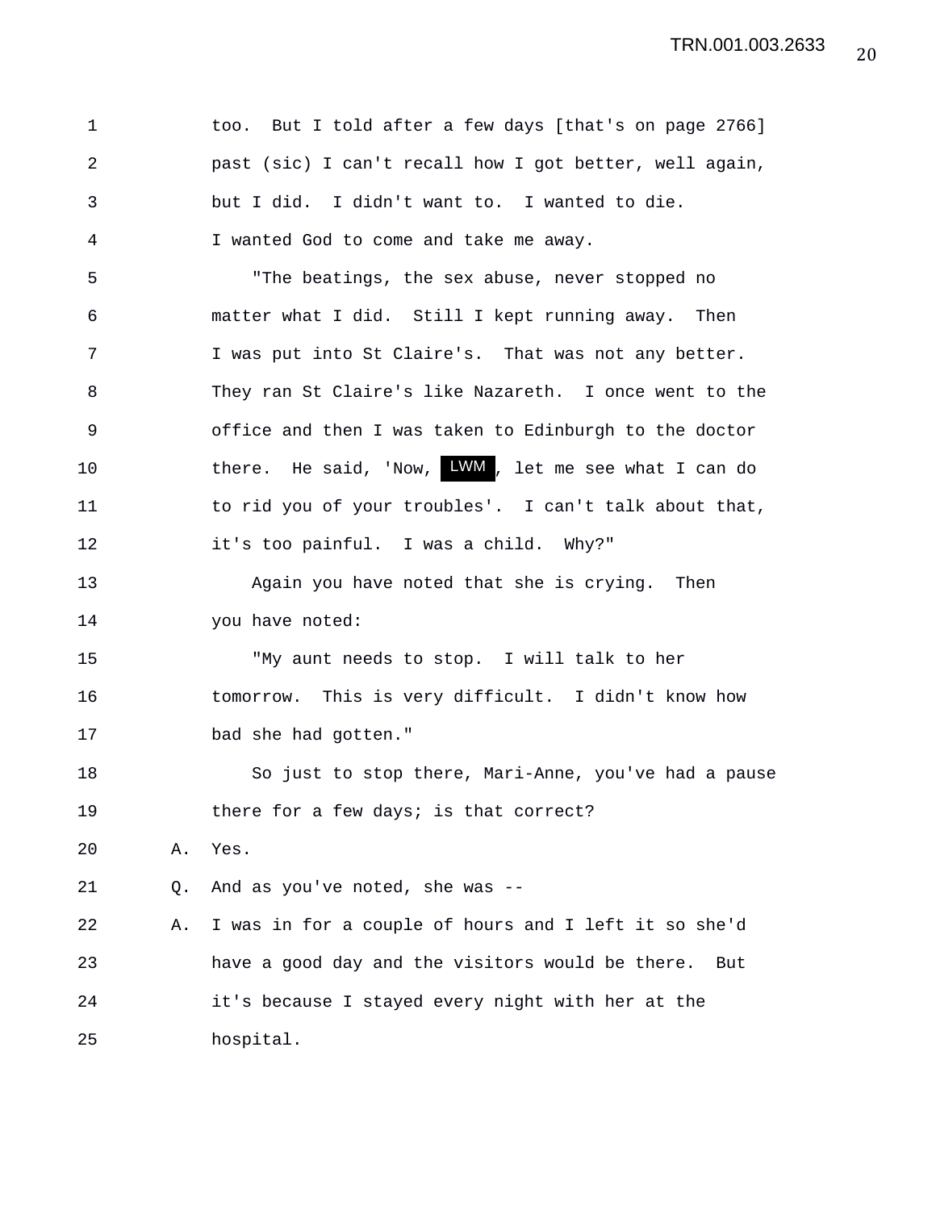too. But I told after a few days [that's on page 2766] past (sic) I can't recall how I got better, well again, but I did. I didn't want to. I wanted to die. I wanted God to come and take me away.

"The beatings, the sex abuse, never stopped no matter what I did. Still I kept running away. Then I was put into St Claire's. That was not any better. They ran St Claire's like Nazareth. I once went to the office and then I was taken to Edinburgh to the doctor there. He said, 'Now, LWM, let me see what I can do to rid you of your troubles'. I can't talk about that, it's too painful. I was a child. Why?"

Again you have noted that she is crying. Then you have noted:

"My aunt needs to stop. I will talk to her tomorrow. This is very difficult. I didn't know how bad she had gotten."

So just to stop there, Mari-Anne, you've had a pause there for a few days; is that correct?

A. Yes.

Q. And as you've noted, she was --

A. I was in for a couple of hours and I left it so she'd have a good day and the visitors would be there. But it's because I stayed every night with her at the hospital.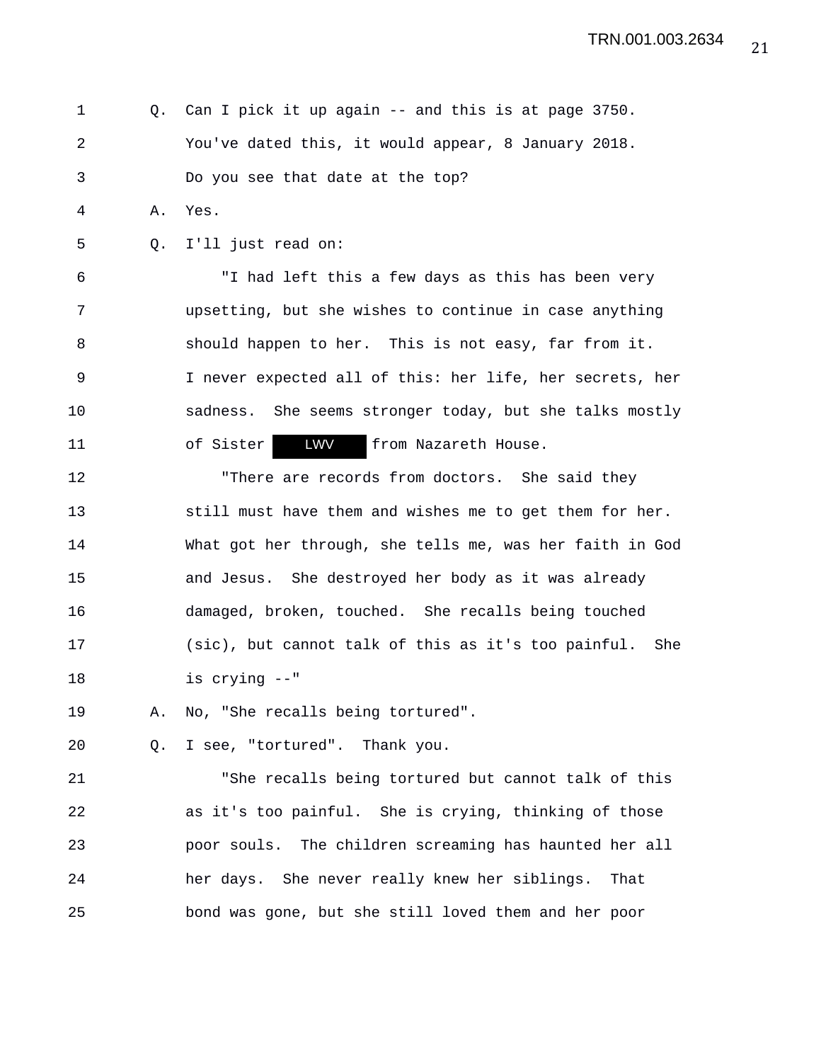Q. Can I pick it up again -- and this is at page 3750. You've dated this, it would appear, 8 January 2018. Do you see that date at the top?

A. Yes.

Q. I'll just read on:

"I had left this a few days as this has been very upsetting, but she wishes to continue in case anything should happen to her. This is not easy, far from it. I never expected all of this: her life, her secrets, her sadness. She seems stronger today, but she talks mostly of Sister LWV from Nazareth House.

"There are records from doctors. She said they still must have them and wishes me to get them for her. What got her through, she tells me, was her faith in God and Jesus. She destroyed her body as it was already damaged, broken, touched. She recalls being touched (sic), but cannot talk of this as it's too painful. She is crying --"

A. No, "She recalls being tortured".

Q. I see, "tortured". Thank you.

"She recalls being tortured but cannot talk of this as it's too painful. She is crying, thinking of those poor souls. The children screaming has haunted her all her days. She never really knew her siblings. That bond was gone, but she still loved them and her poor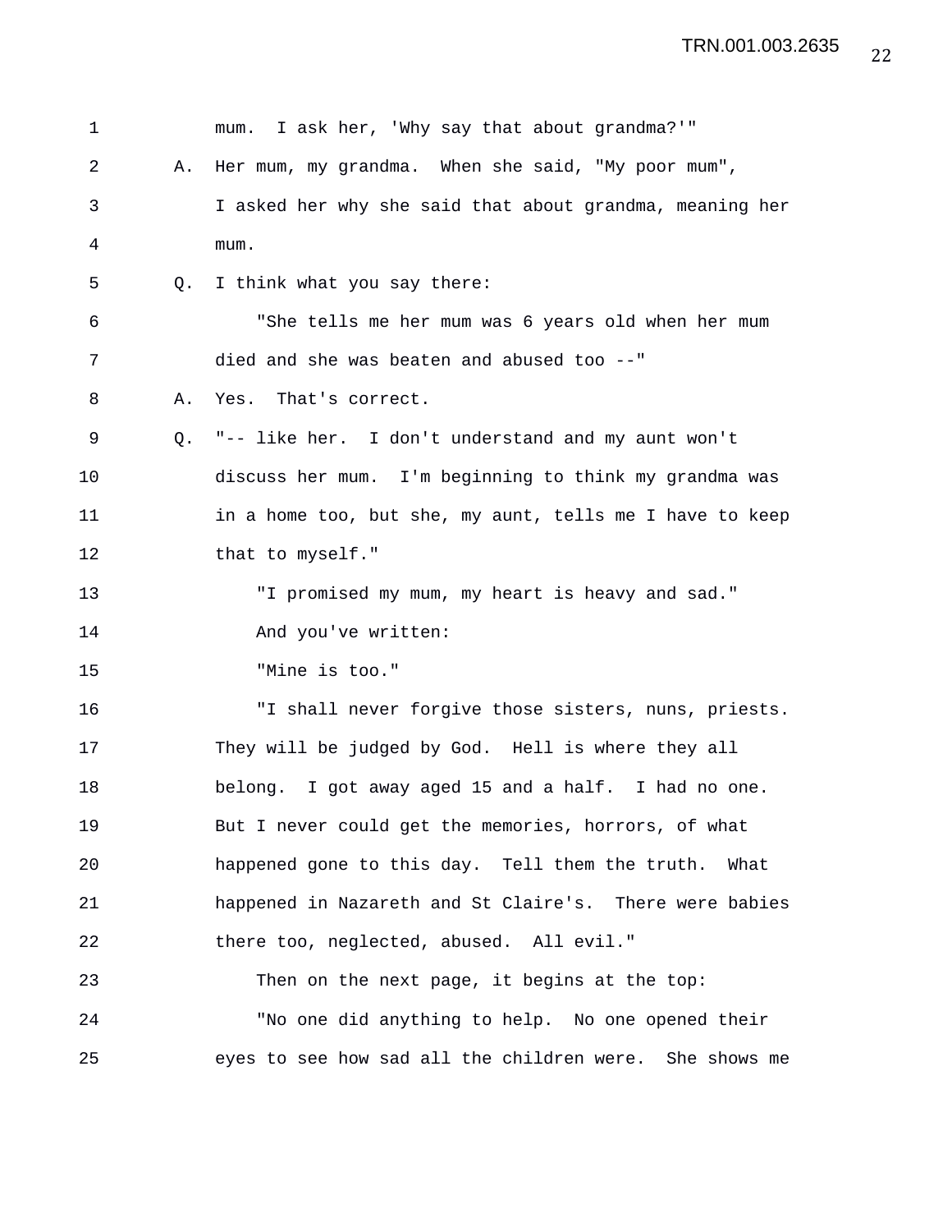1 mum. I ask her, 'Why say that about grandma?'"

2 A. Her mum, my grandma. When she said, "My poor mum",

3 I asked her why she said that about grandma, meaning her

4 mum.

5 Q. I think what you say there:

6 "She tells me her mum was 6 years old when her mum

7 died and she was beaten and abused too --"

8 A. Yes. That's correct.

9 Q. "-- like her. I don't understand and my aunt won't

10 discuss her mum. I'm beginning to think my grandma was

11 in a home too, but she, my aunt, tells me I have to keep

12 that to myself."

13 "I promised my mum, my heart is heavy and sad."

14 And you've written:

15 "Mine is too."

16 "I shall never forgive those sisters, nuns, priests.

17 They will be judged by God. Hell is where they all

18 belong. I got away aged 15 and a half. I had no one.

19 But I never could get the memories, horrors, of what

20 happened gone to this day. Tell them the truth. What

21 happened in Nazareth and St Claire's. There were babies

22 there too, neglected, abused. All evil."

23 Then on the next page, it begins at the top:

24 "No one did anything to help. No one opened their

25 eyes to see how sad all the children were. She shows me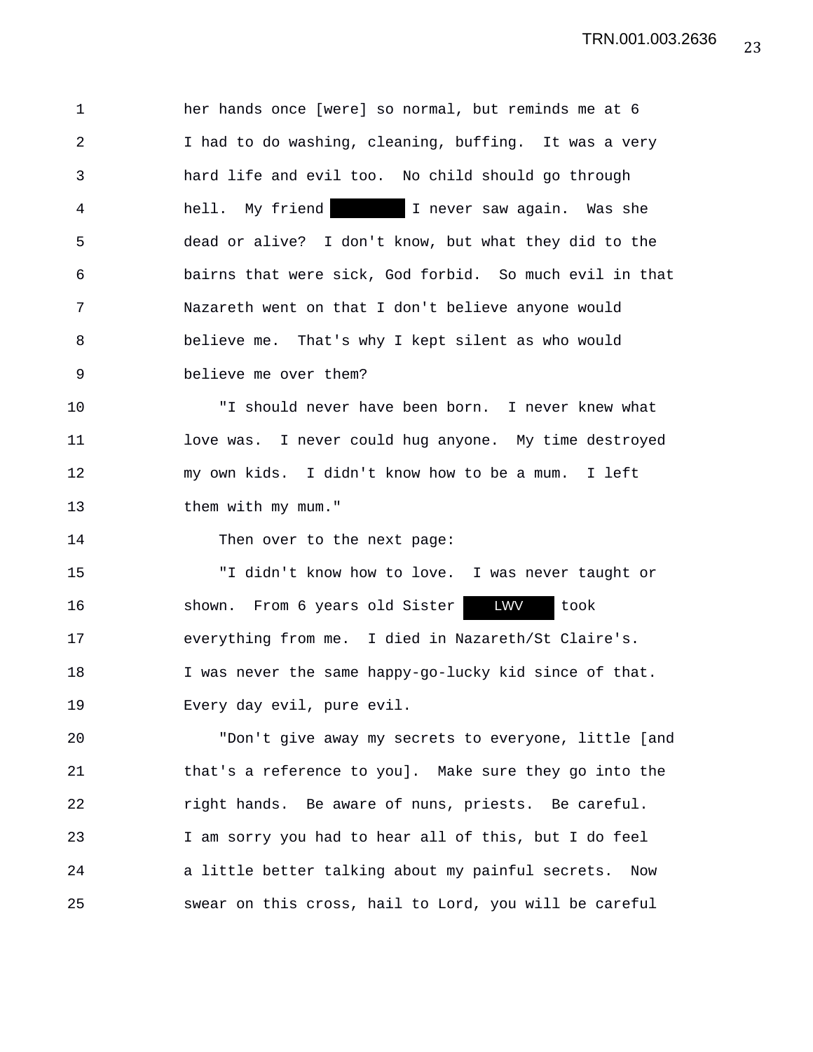her hands once [were] so normal, but reminds me at 6 I had to do washing, cleaning, buffing. It was a very hard life and evil too. No child should go through hell. My friend [redacted] I never saw again. Was she dead or alive? I don't know, but what they did to the bairns that were sick, God forbid. So much evil in that Nazareth went on that I don't believe anyone would believe me. That's why I kept silent as who would believe me over them?

"I should never have been born. I never knew what love was. I never could hug anyone. My time destroyed my own kids. I didn't know how to be a mum. I left them with my mum."

Then over to the next page:

"I didn't know how to love. I was never taught or shown. From 6 years old Sister LWV took everything from me. I died in Nazareth/St Claire's. I was never the same happy-go-lucky kid since of that. Every day evil, pure evil.

"Don't give away my secrets to everyone, little [and that's a reference to you]. Make sure they go into the right hands. Be aware of nuns, priests. Be careful. I am sorry you had to hear all of this, but I do feel a little better talking about my painful secrets. Now swear on this cross, hail to Lord, you will be careful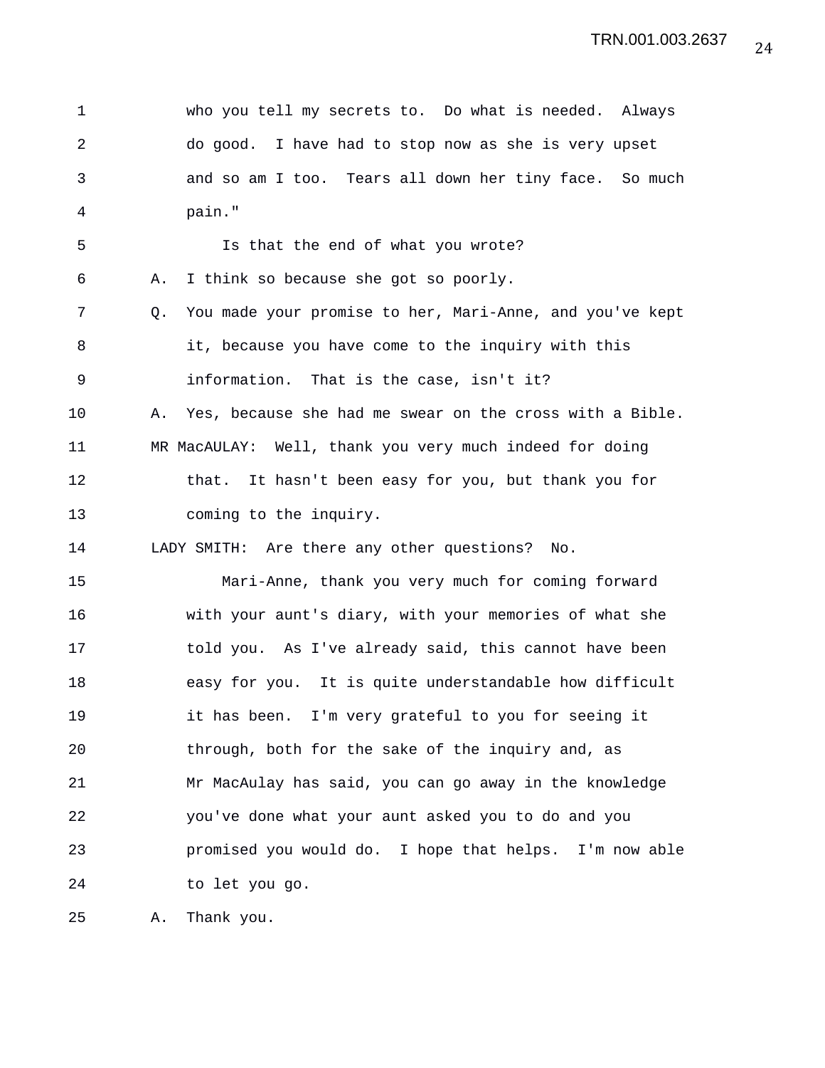who you tell my secrets to. Do what is needed. Always do good. I have had to stop now as she is very upset and so am I too. Tears all down her tiny face. So much pain."

Is that the end of what you wrote?

A. I think so because she got so poorly.

Q. You made your promise to her, Mari-Anne, and you've kept it, because you have come to the inquiry with this information. That is the case, isn't it?

A. Yes, because she had me swear on the cross with a Bible.

MR MacAULAY: Well, thank you very much indeed for doing that. It hasn't been easy for you, but thank you for coming to the inquiry.

LADY SMITH: Are there any other questions? No.

Mari-Anne, thank you very much for coming forward with your aunt's diary, with your memories of what she told you. As I've already said, this cannot have been easy for you. It is quite understandable how difficult it has been. I'm very grateful to you for seeing it through, both for the sake of the inquiry and, as Mr MacAulay has said, you can go away in the knowledge you've done what your aunt asked you to do and you promised you would do. I hope that helps. I'm now able to let you go.

A. Thank you.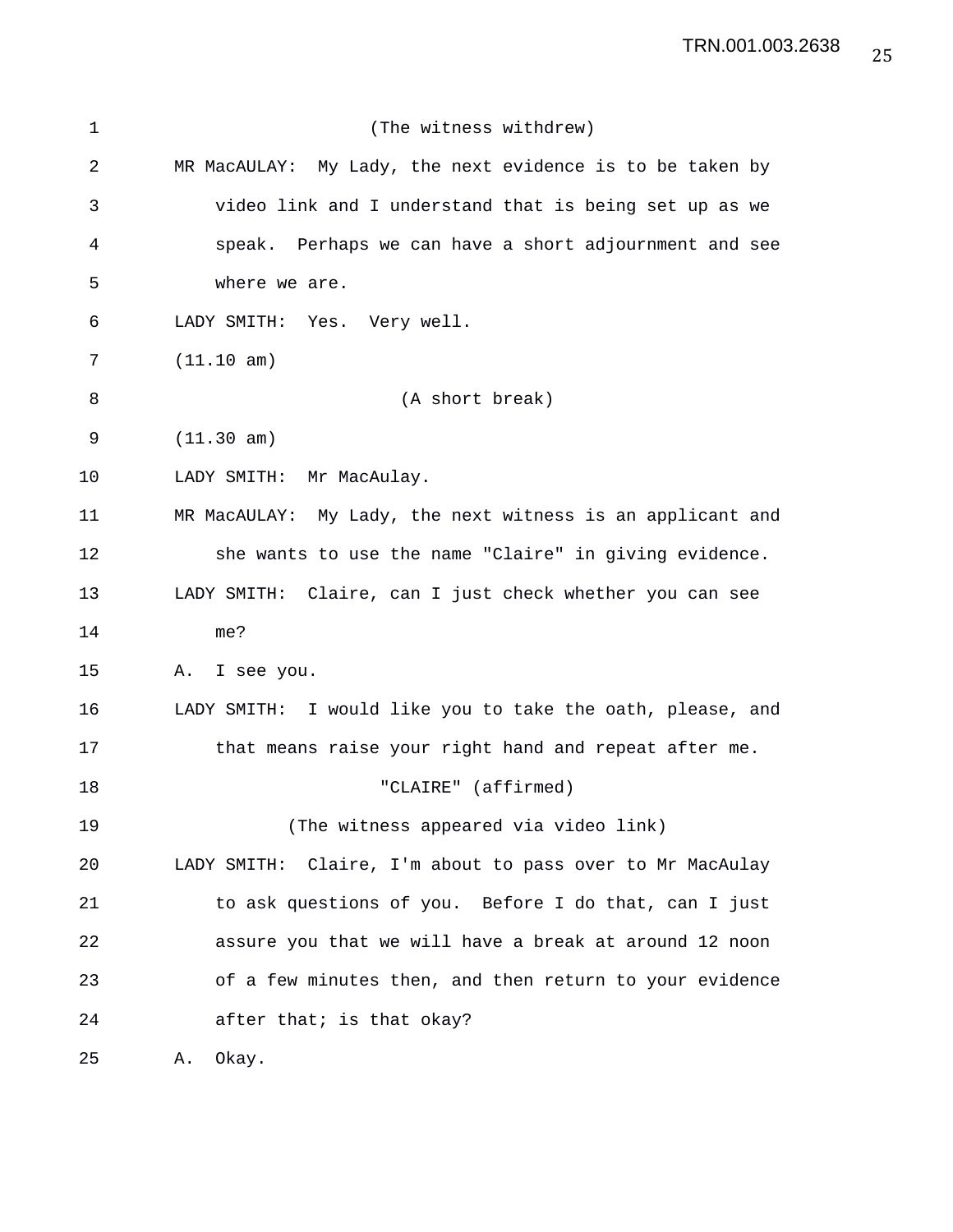(The witness withdrew)

MR MacAULAY: My Lady, the next evidence is to be taken by video link and I understand that is being set up as we speak. Perhaps we can have a short adjournment and see where we are.

LADY SMITH: Yes. Very well.

(11.10 am)

(A short break)

(11.30 am)

LADY SMITH: Mr MacAulay.

MR MacAULAY: My Lady, the next witness is an applicant and she wants to use the name "Claire" in giving evidence.

LADY SMITH: Claire, can I just check whether you can see me?

A. I see you.

LADY SMITH: I would like you to take the oath, please, and that means raise your right hand and repeat after me.

"CLAIRE" (affirmed)

(The witness appeared via video link)

LADY SMITH: Claire, I'm about to pass over to Mr MacAulay to ask questions of you. Before I do that, can I just assure you that we will have a break at around 12 noon of a few minutes then, and then return to your evidence after that; is that okay?

A. Okay.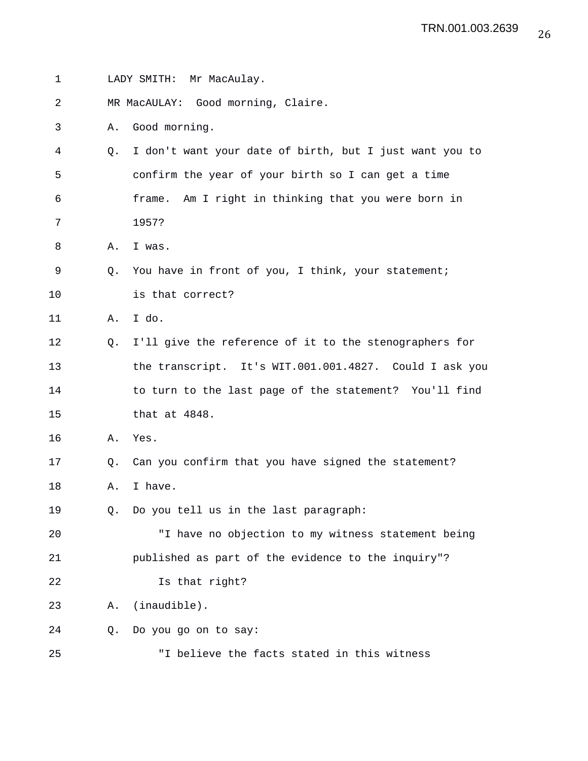LADY SMITH: Mr MacAulay.

MR MacAULAY: Good morning, Claire.

A. Good morning.

Q. I don't want your date of birth, but I just want you to confirm the year of your birth so I can get a time frame. Am I right in thinking that you were born in 1957?

A. I was.

Q. You have in front of you, I think, your statement; is that correct?

A. I do.

Q. I'll give the reference of it to the stenographers for the transcript. It's WIT.001.001.4827. Could I ask you to turn to the last page of the statement? You'll find that at 4848.

A. Yes.

Q. Can you confirm that you have signed the statement?

A. I have.

Q. Do you tell us in the last paragraph:

"I have no objection to my witness statement being published as part of the evidence to the inquiry"?

Is that right?

A. (inaudible).

Q. Do you go on to say:

"I believe the facts stated in this witness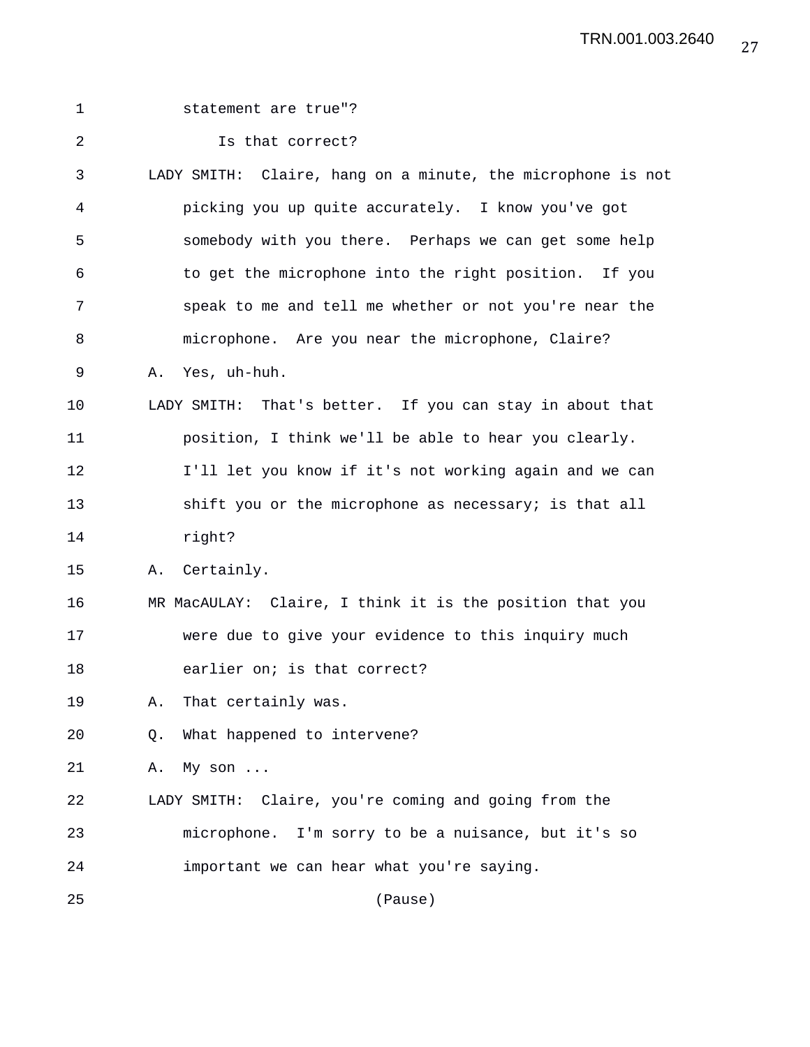statement are true"?

Is that correct?

LADY SMITH: Claire, hang on a minute, the microphone is not picking you up quite accurately. I know you've got somebody with you there. Perhaps we can get some help to get the microphone into the right position. If you speak to me and tell me whether or not you're near the microphone. Are you near the microphone, Claire?

A. Yes, uh-huh.

LADY SMITH: That's better. If you can stay in about that position, I think we'll be able to hear you clearly. I'll let you know if it's not working again and we can shift you or the microphone as necessary; is that all right?

A. Certainly.

MR MacAULAY: Claire, I think it is the position that you were due to give your evidence to this inquiry much earlier on; is that correct?

A. That certainly was.

Q. What happened to intervene?

A. My son ...

LADY SMITH: Claire, you're coming and going from the microphone. I'm sorry to be a nuisance, but it's so important we can hear what you're saying.

(Pause)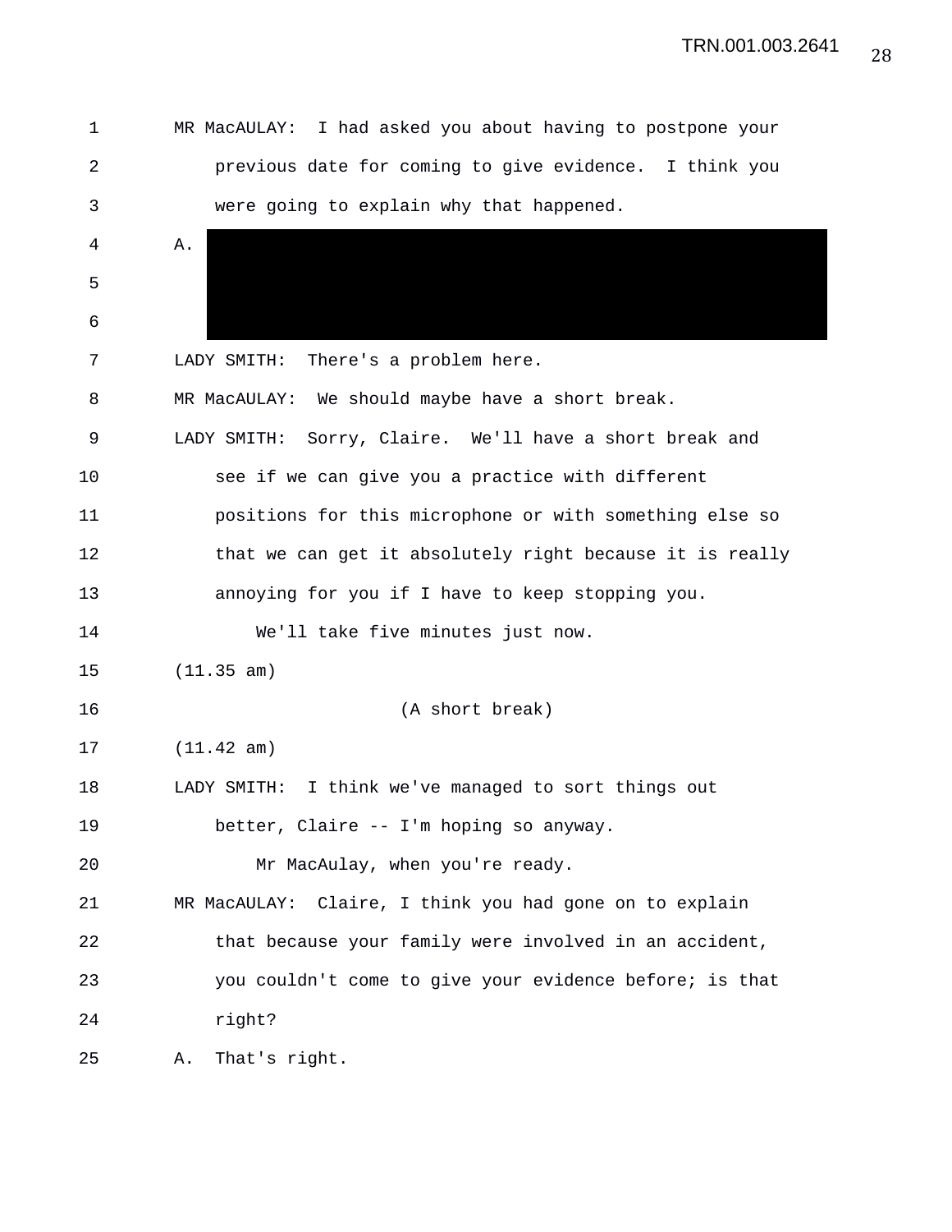MR MacAULAY: I had asked you about having to postpone your previous date for coming to give evidence. I think you were going to explain why that happened.

A. [REDACTED]

LADY SMITH: There's a problem here.

MR MacAULAY: We should maybe have a short break.

LADY SMITH: Sorry, Claire. We'll have a short break and see if we can give you a practice with different positions for this microphone or with something else so that we can get it absolutely right because it is really annoying for you if I have to keep stopping you.

We'll take five minutes just now.

(11.35 am)

(A short break)

(11.42 am)

LADY SMITH: I think we've managed to sort things out better, Claire -- I'm hoping so anyway.

Mr MacAulay, when you're ready.

MR MacAULAY: Claire, I think you had gone on to explain that because your family were involved in an accident, you couldn't come to give your evidence before; is that right?

A. That's right.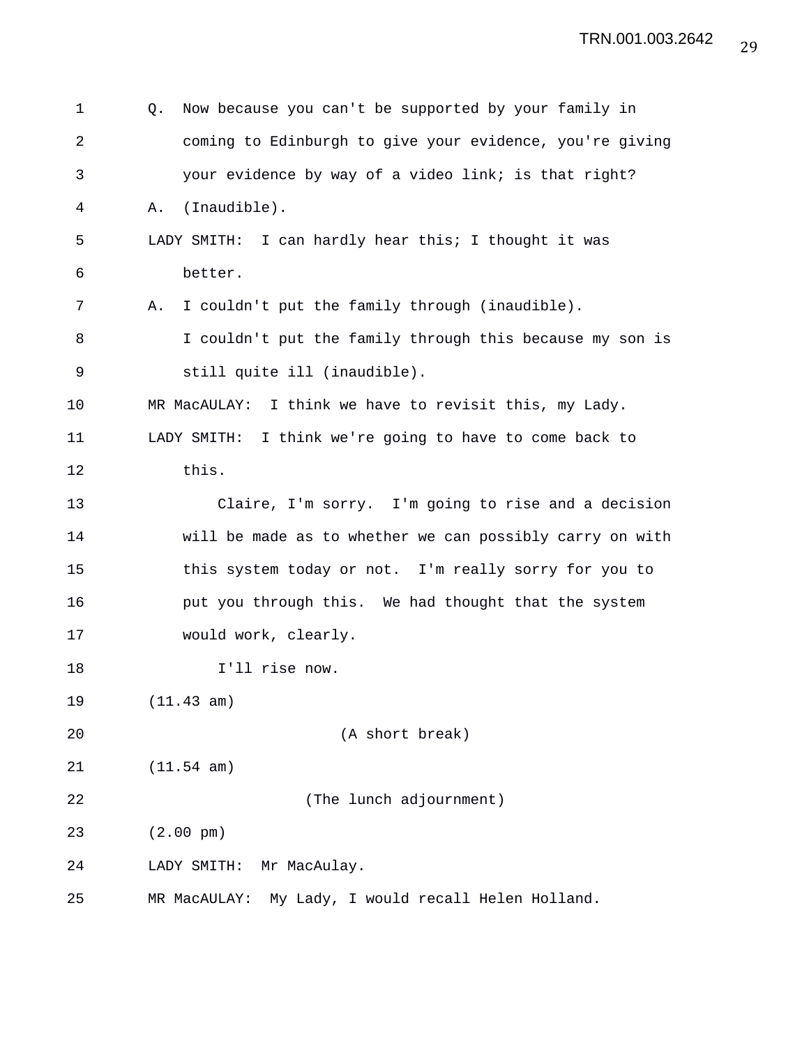Q. Now because you can't be supported by your family in coming to Edinburgh to give your evidence, you're giving your evidence by way of a video link; is that right?

A. (Inaudible).

LADY SMITH: I can hardly hear this; I thought it was better.

A. I couldn't put the family through (inaudible). I couldn't put the family through this because my son is still quite ill (inaudible).

MR MacAULAY: I think we have to revisit this, my Lady.

LADY SMITH: I think we're going to have to come back to this.

Claire, I'm sorry. I'm going to rise and a decision will be made as to whether we can possibly carry on with this system today or not. I'm really sorry for you to put you through this. We had thought that the system would work, clearly.

I'll rise now.

(11.43 am)

(A short break)

(11.54 am)

(The lunch adjournment)

(2.00 pm)

LADY SMITH: Mr MacAulay.

MR MacAULAY: My Lady, I would recall Helen Holland.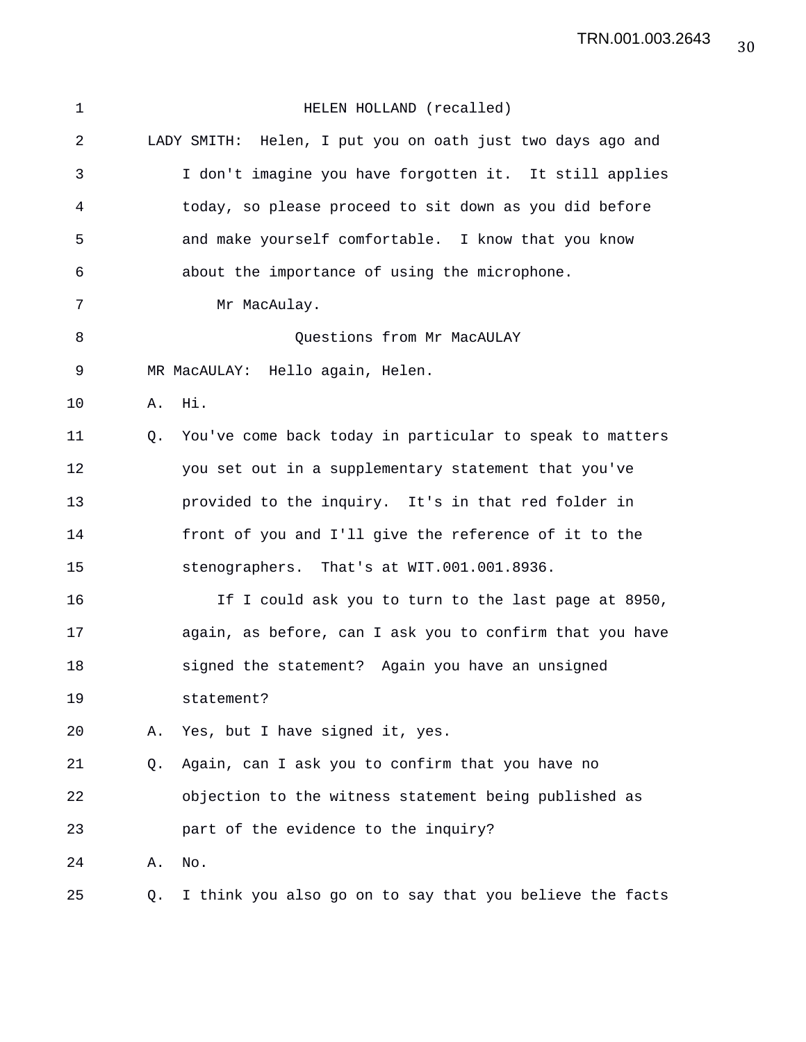HELEN HOLLAND (recalled)

LADY SMITH: Helen, I put you on oath just two days ago and I don't imagine you have forgotten it. It still applies today, so please proceed to sit down as you did before and make yourself comfortable. I know that you know about the importance of using the microphone.

Mr MacAulay.

Questions from Mr MacAULAY

MR MacAULAY: Hello again, Helen.

A. Hi.

Q. You've come back today in particular to speak to matters you set out in a supplementary statement that you've provided to the inquiry. It's in that red folder in front of you and I'll give the reference of it to the stenographers. That's at WIT.001.001.8936.

If I could ask you to turn to the last page at 8950, again, as before, can I ask you to confirm that you have signed the statement? Again you have an unsigned statement?

A. Yes, but I have signed it, yes.

Q. Again, can I ask you to confirm that you have no objection to the witness statement being published as part of the evidence to the inquiry?

A. No.

Q. I think you also go on to say that you believe the facts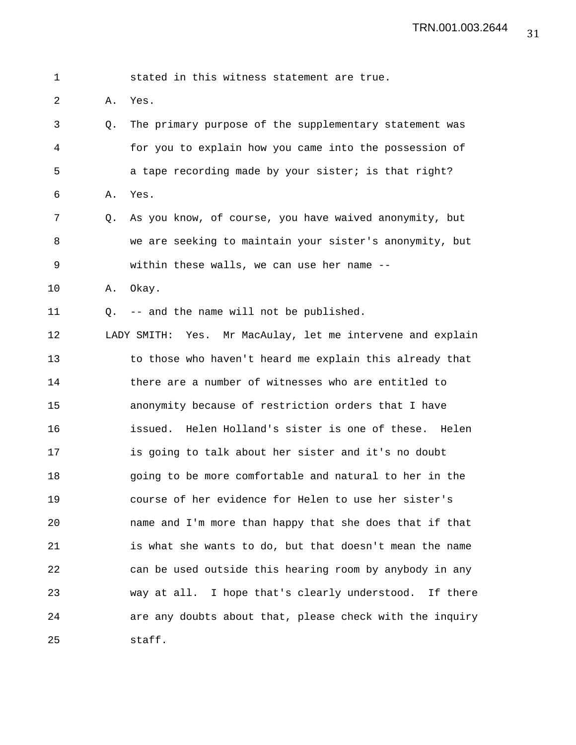stated in this witness statement are true.

A. Yes.

Q. The primary purpose of the supplementary statement was for you to explain how you came into the possession of a tape recording made by your sister; is that right?

A. Yes.

Q. As you know, of course, you have waived anonymity, but we are seeking to maintain your sister's anonymity, but within these walls, we can use her name --

A. Okay.

Q. -- and the name will not be published.

LADY SMITH: Yes. Mr MacAulay, let me intervene and explain to those who haven't heard me explain this already that there are a number of witnesses who are entitled to anonymity because of restriction orders that I have issued. Helen Holland's sister is one of these. Helen is going to talk about her sister and it's no doubt going to be more comfortable and natural to her in the course of her evidence for Helen to use her sister's name and I'm more than happy that she does that if that is what she wants to do, but that doesn't mean the name can be used outside this hearing room by anybody in any way at all. I hope that's clearly understood. If there are any doubts about that, please check with the inquiry staff.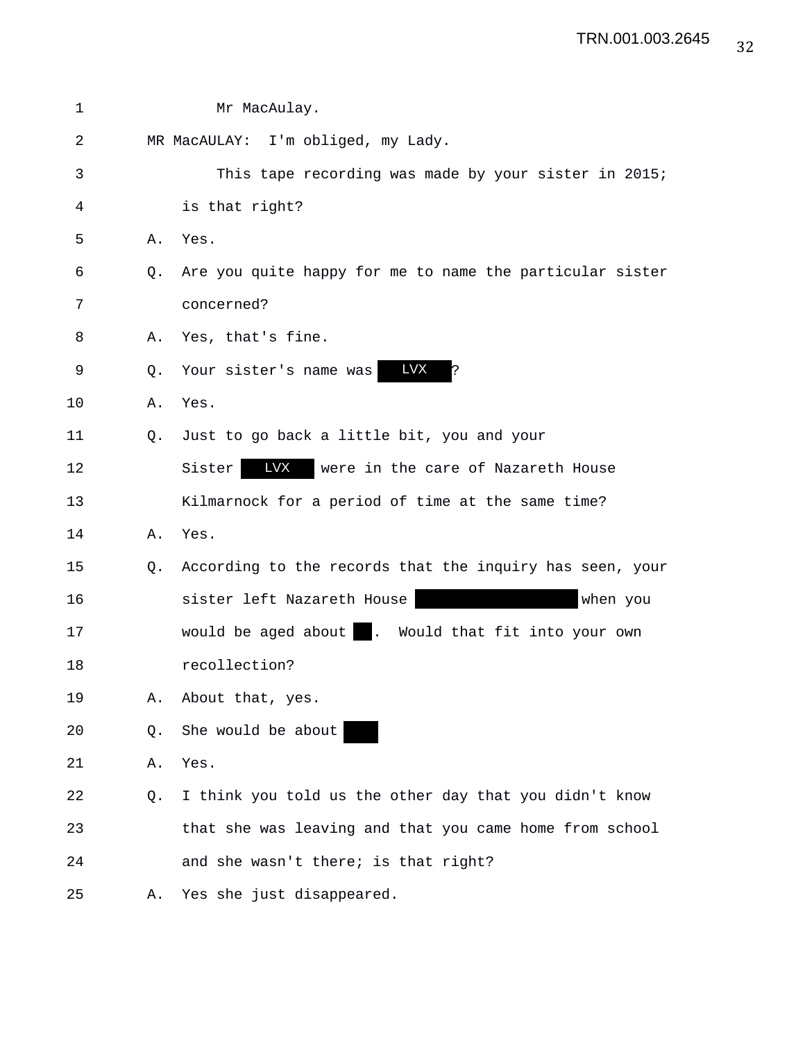1 Mr MacAulay.

2 MR MacAULAY: I'm obliged, my Lady.

3 This tape recording was made by your sister in 2015;

4 is that right?

5 A. Yes.

6 Q. Are you quite happy for me to name the particular sister

7 concerned?

8 A. Yes, that's fine.

9 Q. Your sister's name was LVX ?

10 A. Yes.

11 Q. Just to go back a little bit, you and your

12 Sister LVX were in the care of Nazareth House

13 Kilmarnock for a period of time at the same time?

14 A. Yes.

15 Q. According to the records that the inquiry has seen, your

16 sister left Nazareth House [redacted] when you

17 would be aged about [redacted]. Would that fit into your own

18 recollection?

19 A. About that, yes.

20 Q. She would be about [redacted]

21 A. Yes.

22 Q. I think you told us the other day that you didn't know

23 that she was leaving and that you came home from school

24 and she wasn't there; is that right?

25 A. Yes she just disappeared.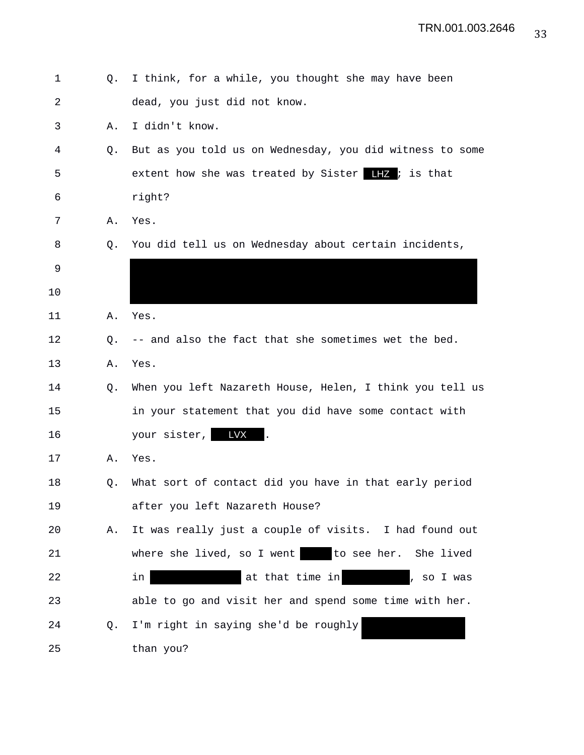1 Q. I think, for a while, you thought she may have been
2 dead, you just did not know.
3 A. I didn't know.
4 Q. But as you told us on Wednesday, you did witness to some
5 extent how she was treated by Sister LHZ ; is that
6 right?
7 A. Yes.
8 Q. You did tell us on Wednesday about certain incidents,
9 
10 
11 A. Yes.
12 Q. -- and also the fact that she sometimes wet the bed.
13 A. Yes.
14 Q. When you left Nazareth House, Helen, I think you tell us
15 in your statement that you did have some contact with
16 your sister, LVX .
17 A. Yes.
18 Q. What sort of contact did you have in that early period
19 after you left Nazareth House?
20 A. It was really just a couple of visits. I had found out
21 where she lived, so I went to see her. She lived
22 in at that time in , so I was
23 able to go and visit her and spend some time with her.
24 Q. I'm right in saying she'd be roughly
25 than you?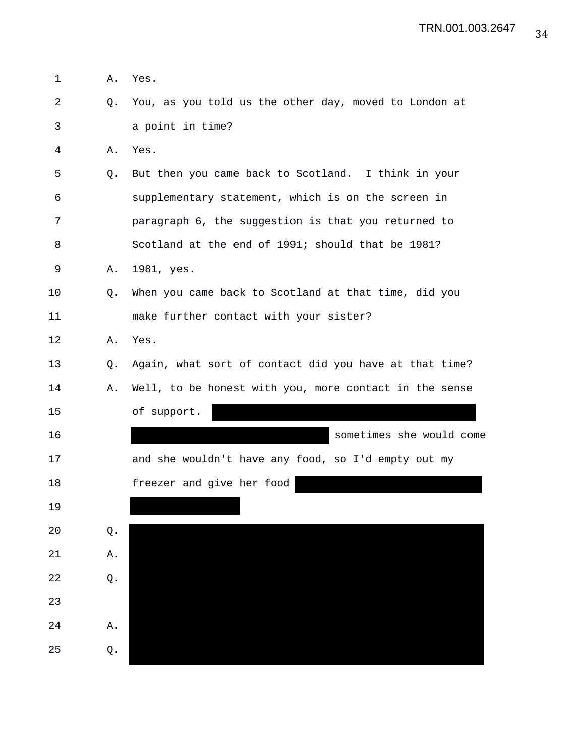1 A. Yes.

2 Q. You, as you told us the other day, moved to London at

3 a point in time?

4 A. Yes.

5 Q. But then you came back to Scotland. I think in your

6 supplementary statement, which is on the screen in

7 paragraph 6, the suggestion is that you returned to

8 Scotland at the end of 1991; should that be 1981?

9 A. 1981, yes.

10 Q. When you came back to Scotland at that time, did you

11 make further contact with your sister?

12 A. Yes.

13 Q. Again, what sort of contact did you have at that time?

14 A. Well, to be honest with you, more contact in the sense

15 of support. [REDACTED]

16 [REDACTED] sometimes she would come

17 and she wouldn't have any food, so I'd empty out my

18 freezer and give her food [REDACTED]

19 [REDACTED]

20 Q. [REDACTED]

21 A. [REDACTED]

22 Q. [REDACTED]

23 [REDACTED]

24 A. [REDACTED]

25 Q. [REDACTED]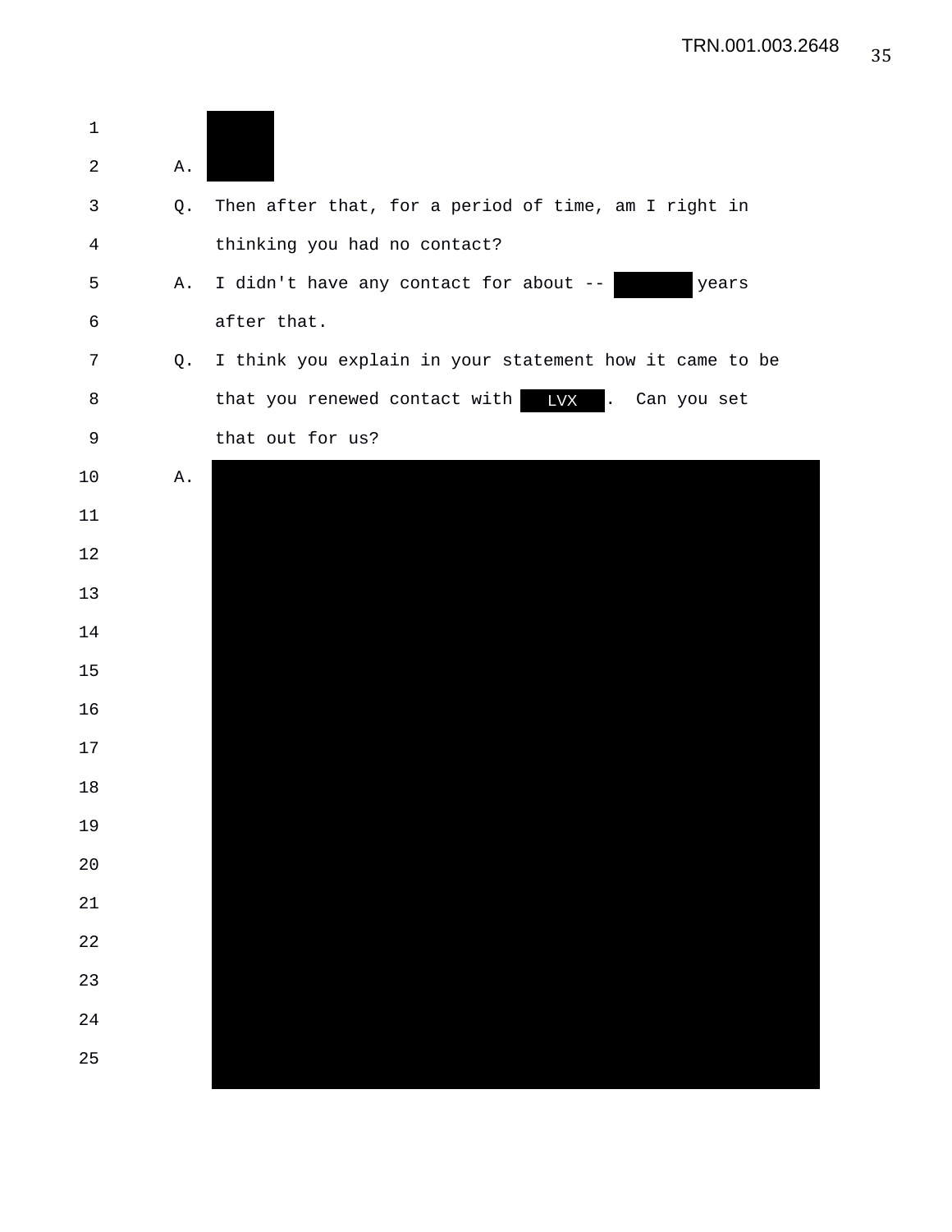A. [REDACTED]

Q. Then after that, for a period of time, am I right in thinking you had no contact?

A. I didn't have any contact for about -- [REDACTED] years after that.

Q. I think you explain in your statement how it came to be that you renewed contact with LVX. Can you set that out for us?

A. [REDACTED]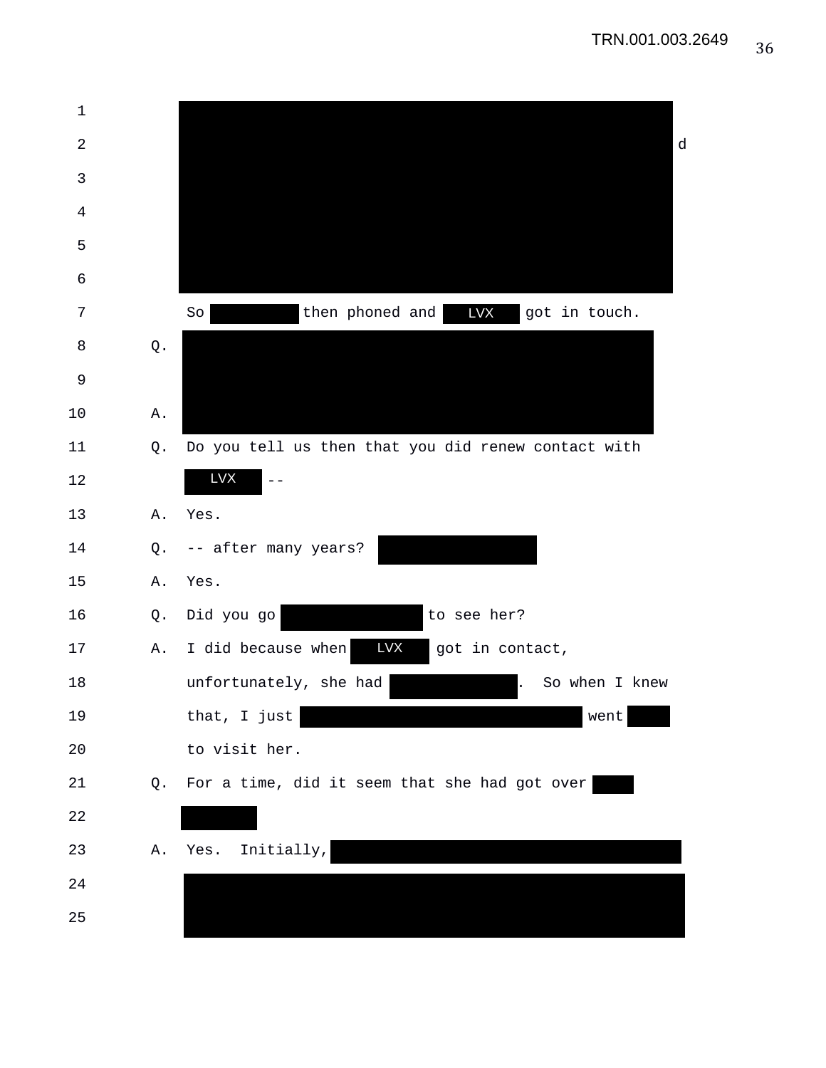d

So [REDACTED] then phoned and LVX got in touch.

Q. [REDACTED]

A. [REDACTED]

Q. Do you tell us then that you did renew contact with LVX --

A. Yes.

Q. -- after many years? [REDACTED]

A. Yes.

Q. Did you go [REDACTED] to see her?

A. I did because when LVX got in contact, unfortunately, she had [REDACTED]. So when I knew that, I just [REDACTED] went [REDACTED] to visit her.

Q. For a time, did it seem that she had got over [REDACTED]

A. Yes. Initially, [REDACTED]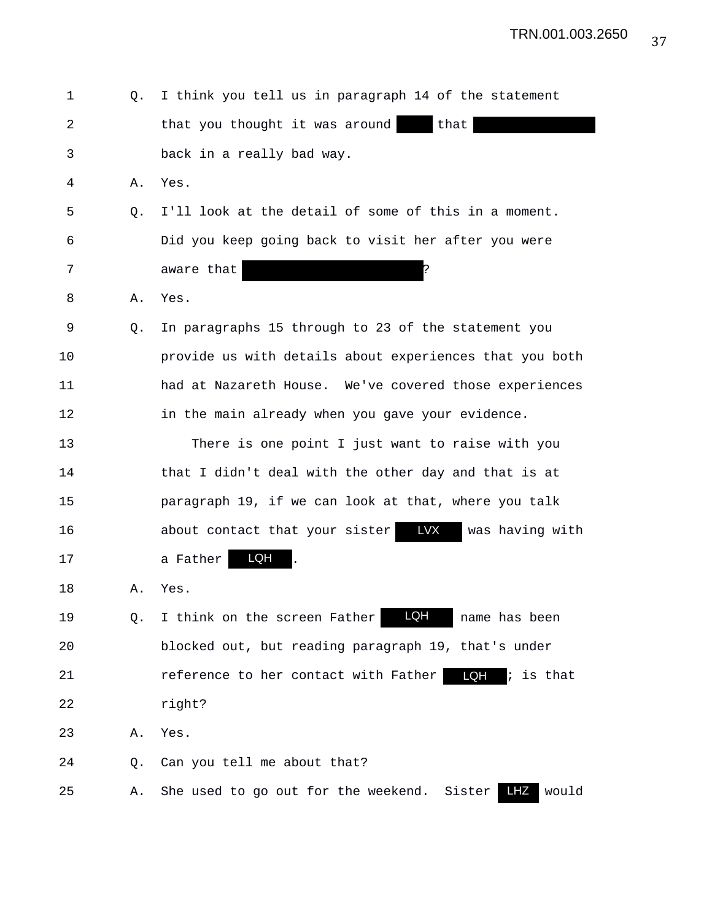1 Q. I think you tell us in paragraph 14 of the statement

2 that you thought it was around [redacted] that [redacted]

3 back in a really bad way.

4 A. Yes.

5 Q. I'll look at the detail of some of this in a moment.

6 Did you keep going back to visit her after you were

7 aware that [redacted]?

8 A. Yes.

9 Q. In paragraphs 15 through to 23 of the statement you

10 provide us with details about experiences that you both

11 had at Nazareth House. We've covered those experiences

12 in the main already when you gave your evidence.

13 There is one point I just want to raise with you

14 that I didn't deal with the other day and that is at

15 paragraph 19, if we can look at that, where you talk

16 about contact that your sister LVX was having with

17 a Father LQH.

18 A. Yes.

19 Q. I think on the screen Father LQH name has been

20 blocked out, but reading paragraph 19, that's under

21 reference to her contact with Father LQH; is that

22 right?

23 A. Yes.

24 Q. Can you tell me about that?

25 A. She used to go out for the weekend. Sister LHZ would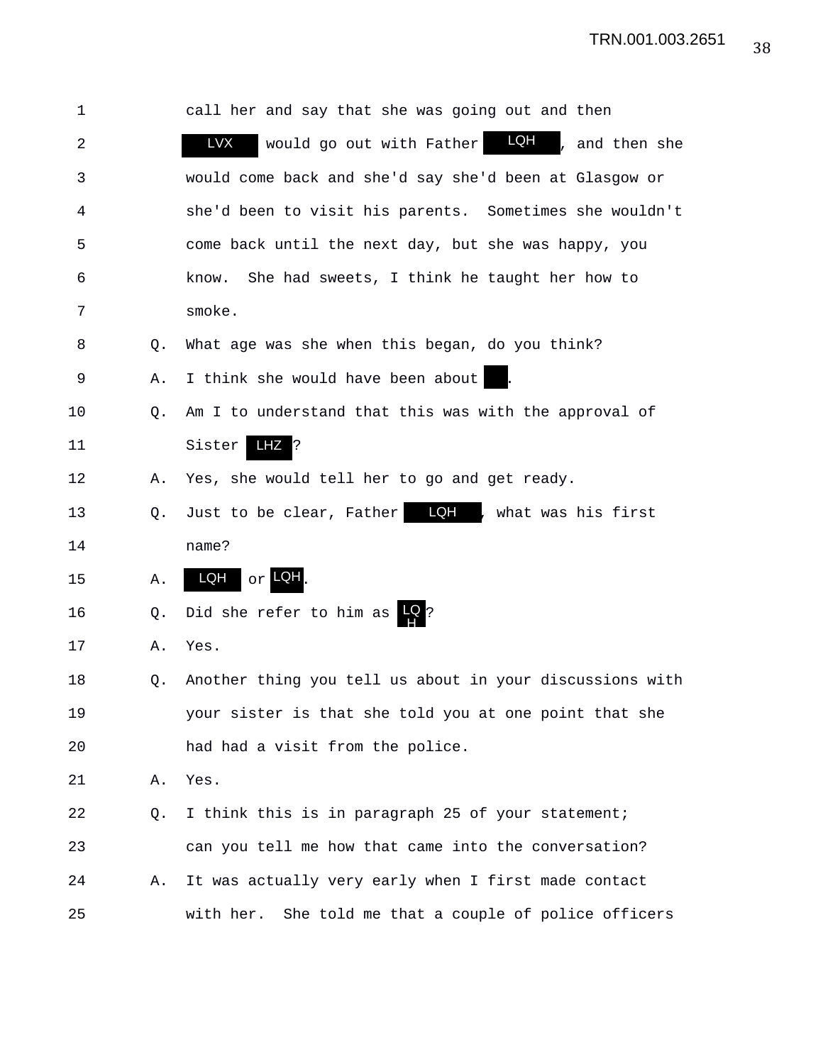1 call her and say that she was going out and then

2 LVX would go out with Father LQH , and then she

3 would come back and she'd say she'd been at Glasgow or

4 she'd been to visit his parents. Sometimes she wouldn't

5 come back until the next day, but she was happy, you

6 know. She had sweets, I think he taught her how to

7 smoke.

8 Q. What age was she when this began, do you think?

9 A. I think she would have been about .

10 Q. Am I to understand that this was with the approval of

11 Sister LHZ ?

12 A. Yes, she would tell her to go and get ready.

13 Q. Just to be clear, Father LQH , what was his first

14 name?

15 A. LQH or LQH .

16 Q. Did she refer to him as LQH ?

17 A. Yes.

18 Q. Another thing you tell us about in your discussions with

19 your sister is that she told you at one point that she

20 had had a visit from the police.

21 A. Yes.

22 Q. I think this is in paragraph 25 of your statement;

23 can you tell me how that came into the conversation?

24 A. It was actually very early when I first made contact

25 with her. She told me that a couple of police officers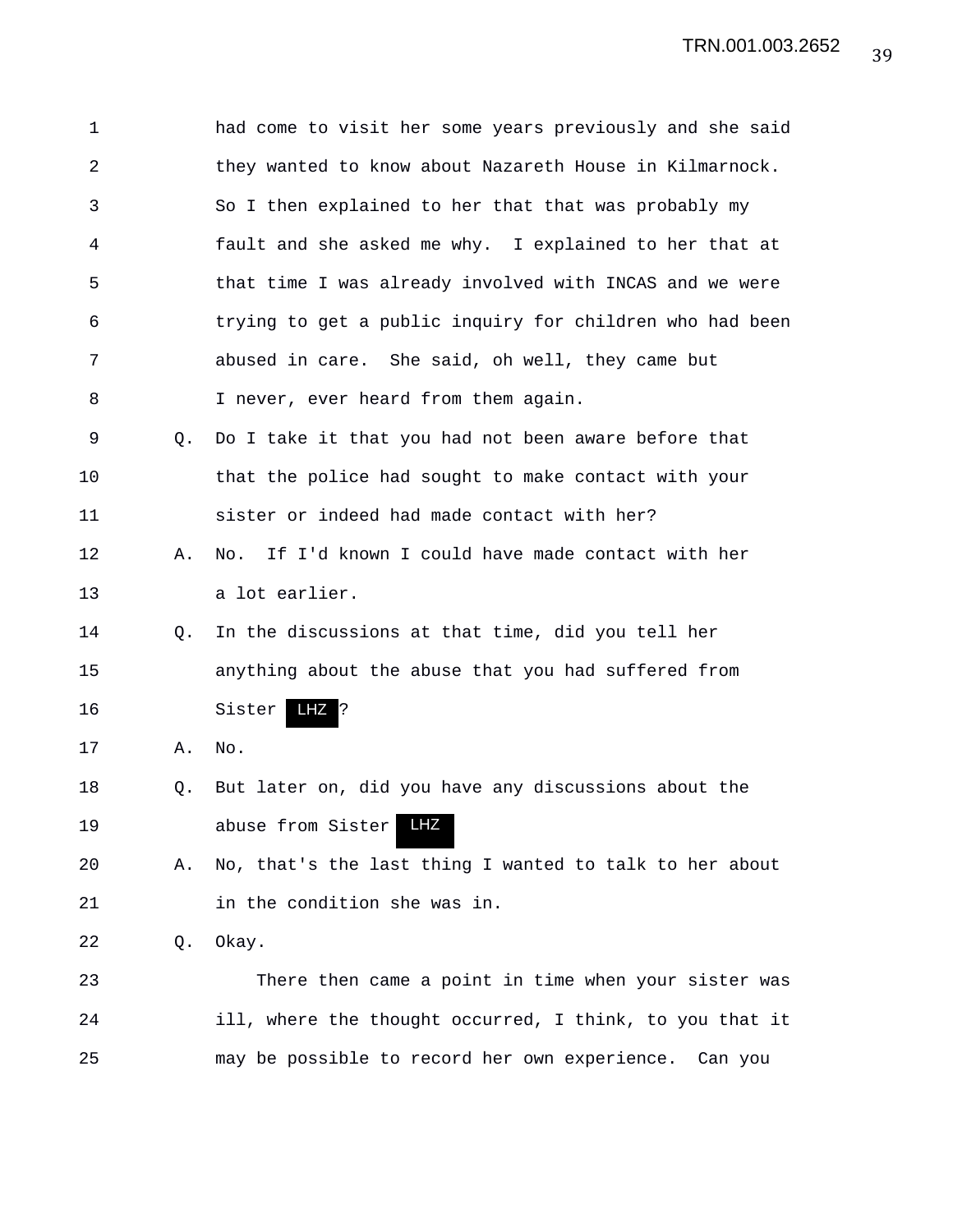1 had come to visit her some years previously and she said
2 they wanted to know about Nazareth House in Kilmarnock.
3 So I then explained to her that that was probably my
4 fault and she asked me why. I explained to her that at
5 that time I was already involved with INCAS and we were
6 trying to get a public inquiry for children who had been
7 abused in care. She said, oh well, they came but
8 I never, ever heard from them again.

9 Q. Do I take it that you had not been aware before that
10 that the police had sought to make contact with your
11 sister or indeed had made contact with her?

12 A. No. If I'd known I could have made contact with her
13 a lot earlier.

14 Q. In the discussions at that time, did you tell her
15 anything about the abuse that you had suffered from
16 Sister LHZ?

17 A. No.

18 Q. But later on, did you have any discussions about the
19 abuse from Sister LHZ

20 A. No, that's the last thing I wanted to talk to her about
21 in the condition she was in.

22 Q. Okay.

23 There then came a point in time when your sister was
24 ill, where the thought occurred, I think, to you that it
25 may be possible to record her own experience. Can you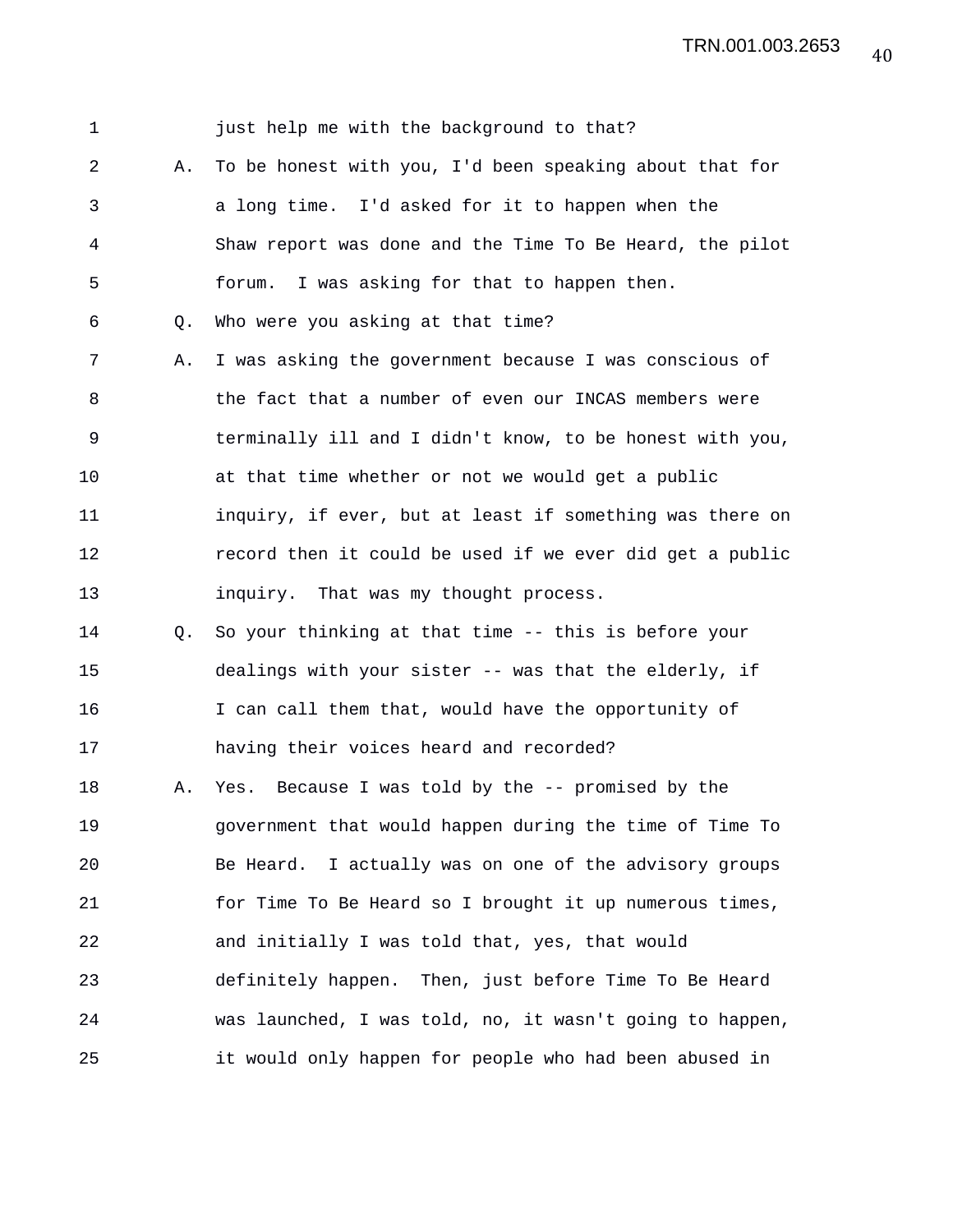just help me with the background to that?

A. To be honest with you, I'd been speaking about that for a long time. I'd asked for it to happen when the Shaw report was done and the Time To Be Heard, the pilot forum. I was asking for that to happen then.

Q. Who were you asking at that time?

A. I was asking the government because I was conscious of the fact that a number of even our INCAS members were terminally ill and I didn't know, to be honest with you, at that time whether or not we would get a public inquiry, if ever, but at least if something was there on record then it could be used if we ever did get a public inquiry. That was my thought process.

Q. So your thinking at that time -- this is before your dealings with your sister -- was that the elderly, if I can call them that, would have the opportunity of having their voices heard and recorded?

A. Yes. Because I was told by the -- promised by the government that would happen during the time of Time To Be Heard. I actually was on one of the advisory groups for Time To Be Heard so I brought it up numerous times, and initially I was told that, yes, that would definitely happen. Then, just before Time To Be Heard was launched, I was told, no, it wasn't going to happen, it would only happen for people who had been abused in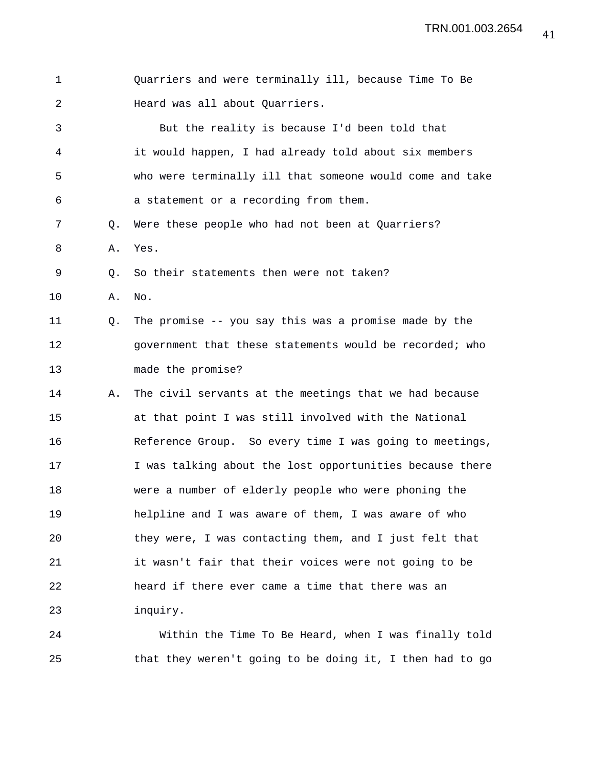Quarriers and were terminally ill, because Time To Be Heard was all about Quarriers.

But the reality is because I'd been told that it would happen, I had already told about six members who were terminally ill that someone would come and take a statement or a recording from them.

Q. Were these people who had not been at Quarriers?

A. Yes.

Q. So their statements then were not taken?

A. No.

Q. The promise -- you say this was a promise made by the government that these statements would be recorded; who made the promise?

A. The civil servants at the meetings that we had because at that point I was still involved with the National Reference Group. So every time I was going to meetings, I was talking about the lost opportunities because there were a number of elderly people who were phoning the helpline and I was aware of them, I was aware of who they were, I was contacting them, and I just felt that it wasn't fair that their voices were not going to be heard if there ever came a time that there was an inquiry.

Within the Time To Be Heard, when I was finally told that they weren't going to be doing it, I then had to go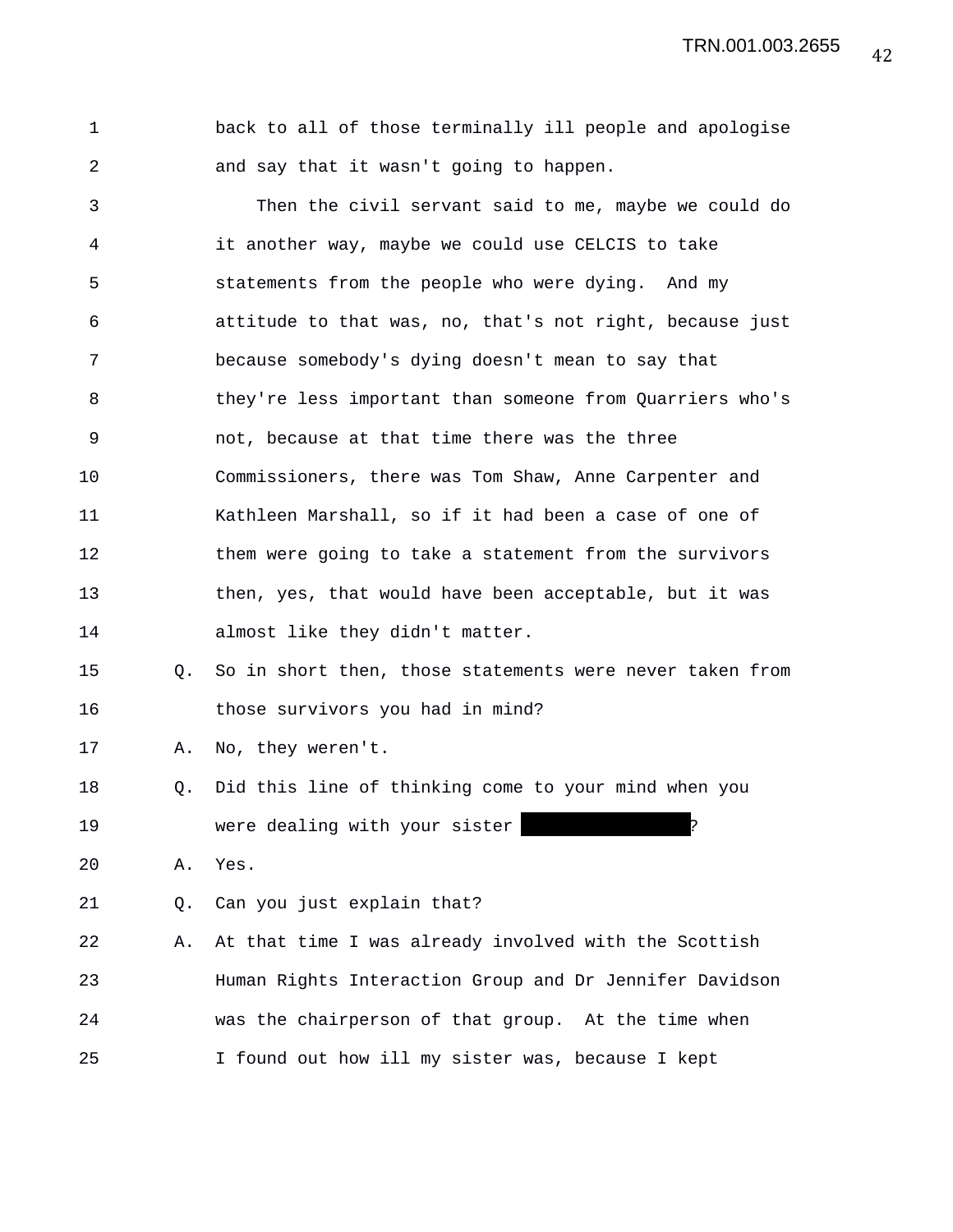back to all of those terminally ill people and apologise and say that it wasn't going to happen.

Then the civil servant said to me, maybe we could do it another way, maybe we could use CELCIS to take statements from the people who were dying. And my attitude to that was, no, that's not right, because just because somebody's dying doesn't mean to say that they're less important than someone from Quarriers who's not, because at that time there was the three Commissioners, there was Tom Shaw, Anne Carpenter and Kathleen Marshall, so if it had been a case of one of them were going to take a statement from the survivors then, yes, that would have been acceptable, but it was almost like they didn't matter.

Q. So in short then, those statements were never taken from those survivors you had in mind?

A. No, they weren't.

Q. Did this line of thinking come to your mind when you were dealing with your sister [REDACTED]?

A. Yes.

Q. Can you just explain that?

A. At that time I was already involved with the Scottish Human Rights Interaction Group and Dr Jennifer Davidson was the chairperson of that group. At the time when I found out how ill my sister was, because I kept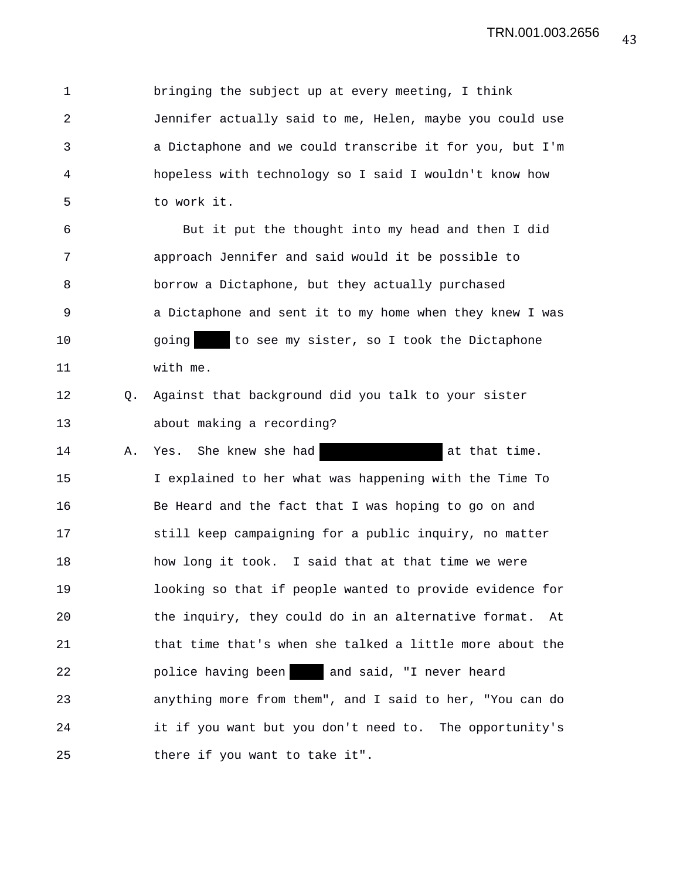1 bringing the subject up at every meeting, I think
2 Jennifer actually said to me, Helen, maybe you could use
3 a Dictaphone and we could transcribe it for you, but I'm
4 hopeless with technology so I said I wouldn't know how
5 to work it.
6 But it put the thought into my head and then I did
7 approach Jennifer and said would it be possible to
8 borrow a Dictaphone, but they actually purchased
9 a Dictaphone and sent it to my home when they knew I was
10 going █████ to see my sister, so I took the Dictaphone
11 with me.
12 Q. Against that background did you talk to your sister
13 about making a recording?
14 A. Yes. She knew she had █████████████████ at that time.
15 I explained to her what was happening with the Time To
16 Be Heard and the fact that I was hoping to go on and
17 still keep campaigning for a public inquiry, no matter
18 how long it took. I said that at that time we were
19 looking so that if people wanted to provide evidence for
20 the inquiry, they could do in an alternative format. At
21 that time that's when she talked a little more about the
22 police having been █████ and said, "I never heard
23 anything more from them", and I said to her, "You can do
24 it if you want but you don't need to. The opportunity's
25 there if you want to take it".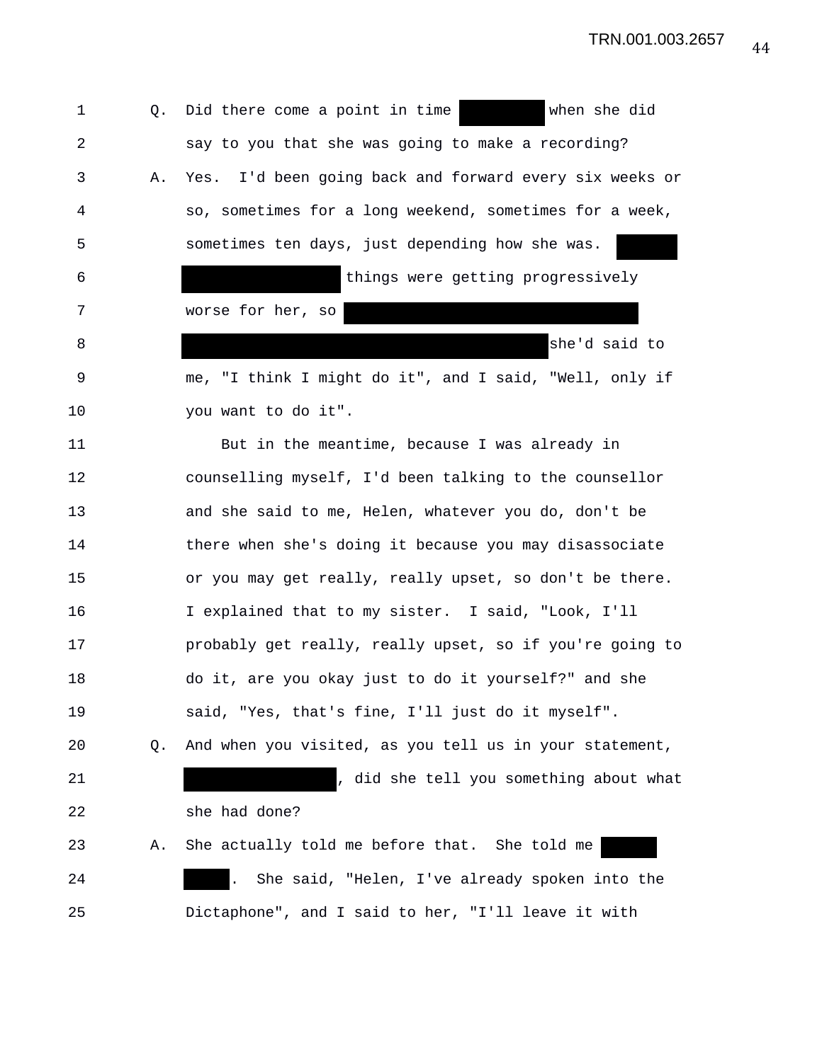Q. Did there come a point in time [REDACTED] when she did say to you that she was going to make a recording?

A. Yes. I'd been going back and forward every six weeks or so, sometimes for a long weekend, sometimes for a week, sometimes ten days, just depending how she was. [REDACTED] [REDACTED] things were getting progressively worse for her, so [REDACTED] [REDACTED] she'd said to me, "I think I might do it", and I said, "Well, only if you want to do it".

But in the meantime, because I was already in counselling myself, I'd been talking to the counsellor and she said to me, Helen, whatever you do, don't be there when she's doing it because you may disassociate or you may get really, really upset, so don't be there. I explained that to my sister. I said, "Look, I'll probably get really, really upset, so if you're going to do it, are you okay just to do it yourself?" and she said, "Yes, that's fine, I'll just do it myself".

Q. And when you visited, as you tell us in your statement, [REDACTED], did she tell you something about what she had done?

A. She actually told me before that. She told me [REDACTED] [REDACTED]. She said, "Helen, I've already spoken into the Dictaphone", and I said to her, "I'll leave it with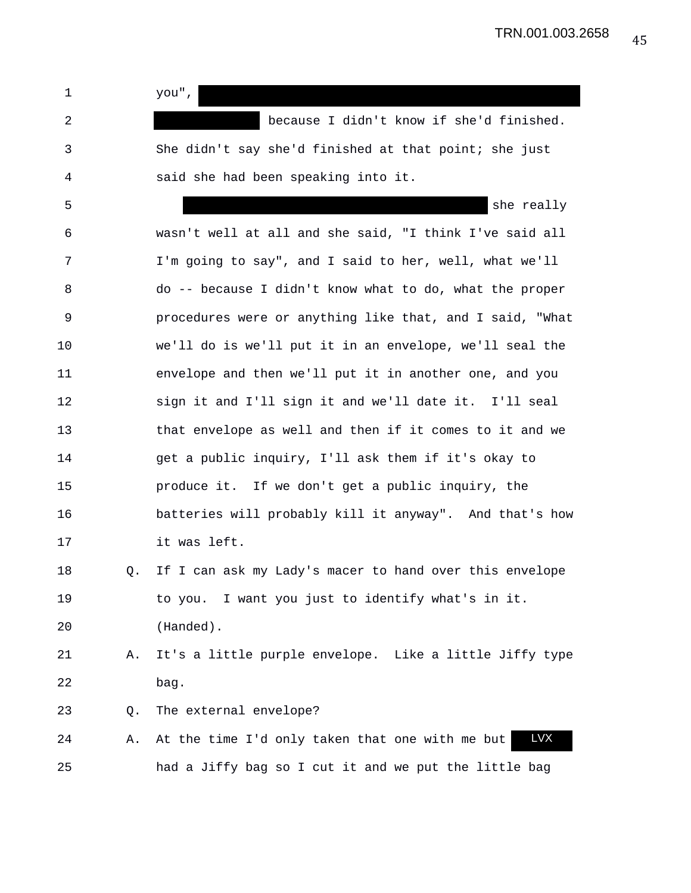1 you", [REDACTED]

2 [REDACTED] because I didn't know if she'd finished.

3 She didn't say she'd finished at that point; she just

4 said she had been speaking into it.

5 [REDACTED] she really

6 wasn't well at all and she said, "I think I've said all

7 I'm going to say", and I said to her, well, what we'll

8 do -- because I didn't know what to do, what the proper

9 procedures were or anything like that, and I said, "What

10 we'll do is we'll put it in an envelope, we'll seal the

11 envelope and then we'll put it in another one, and you

12 sign it and I'll sign it and we'll date it. I'll seal

13 that envelope as well and then if it comes to it and we

14 get a public inquiry, I'll ask them if it's okay to

15 produce it. If we don't get a public inquiry, the

16 batteries will probably kill it anyway". And that's how

17 it was left.

18 Q. If I can ask my Lady's macer to hand over this envelope

19 to you. I want you just to identify what's in it.

20 (Handed).

21 A. It's a little purple envelope. Like a little Jiffy type

22 bag.

23 Q. The external envelope?

24 A. At the time I'd only taken that one with me but LVX

25 had a Jiffy bag so I cut it and we put the little bag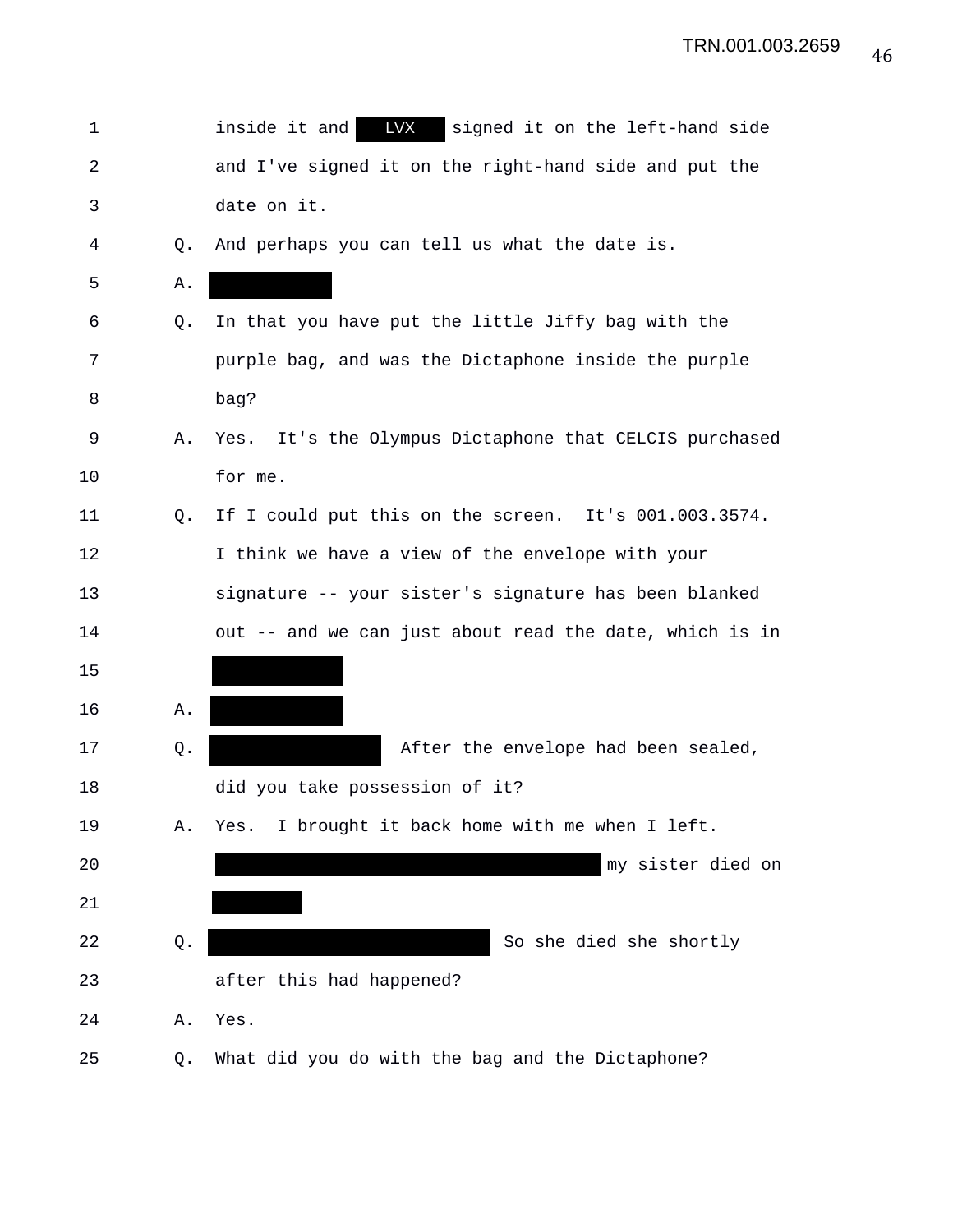1 inside it and LVX signed it on the left-hand side
2 and I've signed it on the right-hand side and put the
3 date on it.
4 Q. And perhaps you can tell us what the date is.
5 A. ██████
6 Q. In that you have put the little Jiffy bag with the
7 purple bag, and was the Dictaphone inside the purple
8 bag?
9 A. Yes. It's the Olympus Dictaphone that CELCIS purchased
10 for me.
11 Q. If I could put this on the screen. It's 001.003.3574.
12 I think we have a view of the envelope with your
13 signature -- your sister's signature has been blanked
14 out -- and we can just about read the date, which is in
15 ██████
16 A. ██████
17 Q. ██████ After the envelope had been sealed,
18 did you take possession of it?
19 A. Yes. I brought it back home with me when I left.
20 ██████ my sister died on
21 ██████
22 Q. ██████ So she died she shortly
23 after this had happened?
24 A. Yes.
25 Q. What did you do with the bag and the Dictaphone?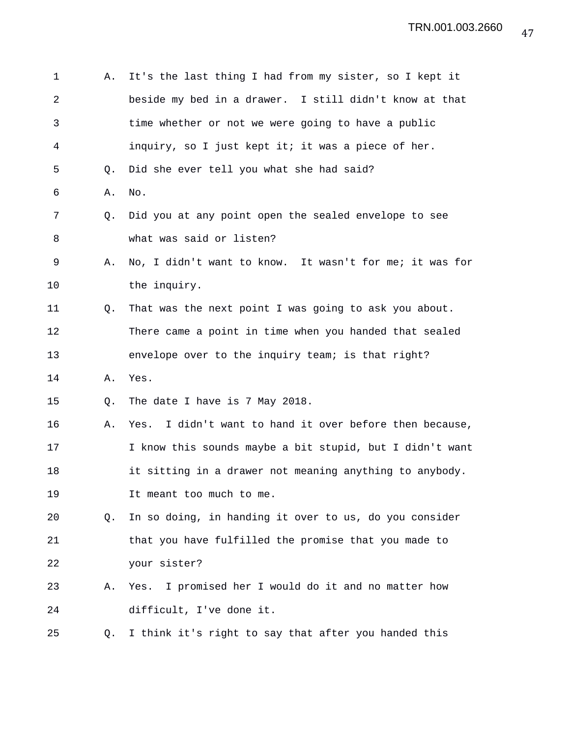1 A. It's the last thing I had from my sister, so I kept it
2 beside my bed in a drawer. I still didn't know at that
3 time whether or not we were going to have a public
4 inquiry, so I just kept it; it was a piece of her.
5 Q. Did she ever tell you what she had said?
6 A. No.
7 Q. Did you at any point open the sealed envelope to see
8 what was said or listen?
9 A. No, I didn't want to know. It wasn't for me; it was for
10 the inquiry.
11 Q. That was the next point I was going to ask you about.
12 There came a point in time when you handed that sealed
13 envelope over to the inquiry team; is that right?
14 A. Yes.
15 Q. The date I have is 7 May 2018.
16 A. Yes. I didn't want to hand it over before then because,
17 I know this sounds maybe a bit stupid, but I didn't want
18 it sitting in a drawer not meaning anything to anybody.
19 It meant too much to me.
20 Q. In so doing, in handing it over to us, do you consider
21 that you have fulfilled the promise that you made to
22 your sister?
23 A. Yes. I promised her I would do it and no matter how
24 difficult, I've done it.
25 Q. I think it's right to say that after you handed this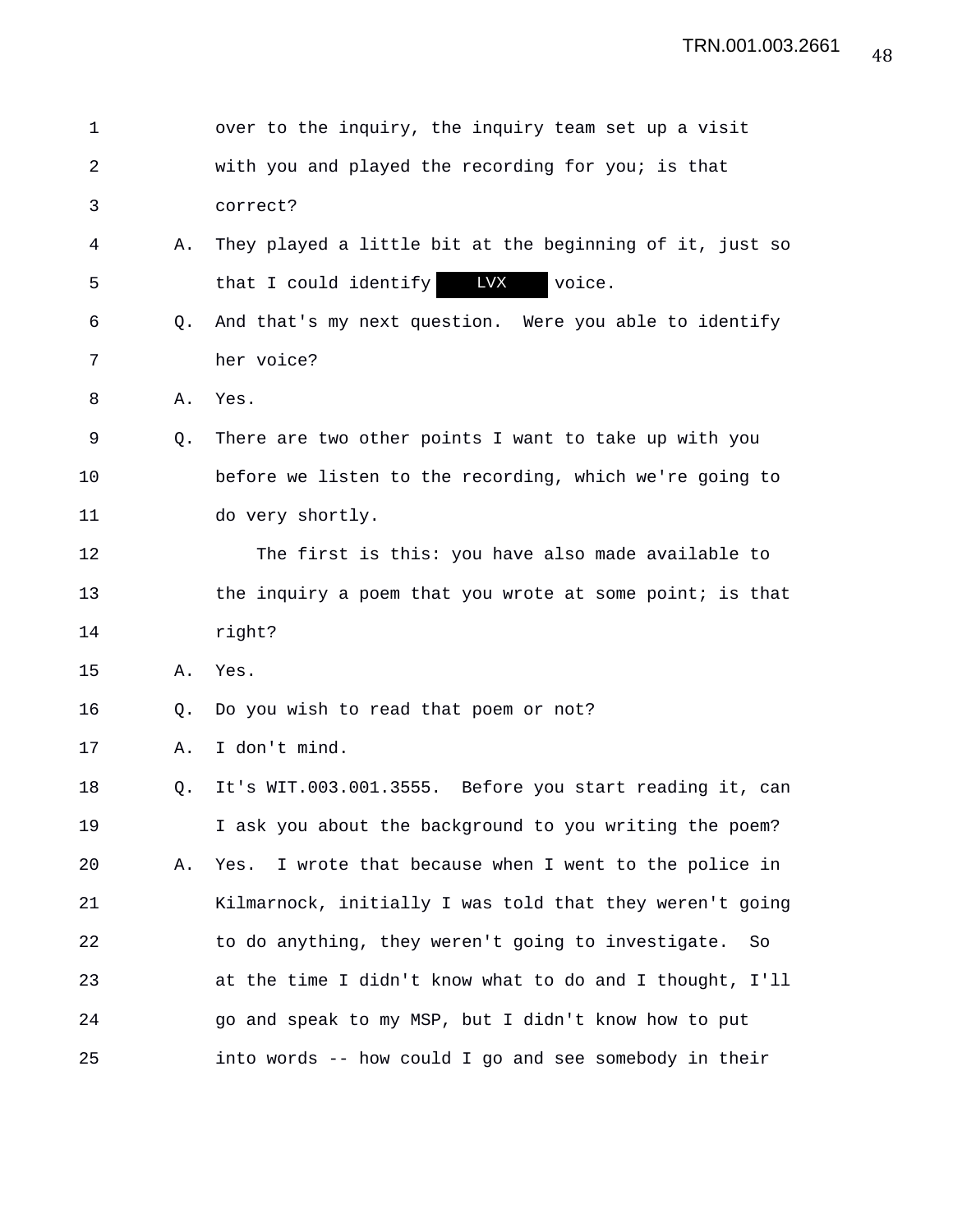1 over to the inquiry, the inquiry team set up a visit

2 with you and played the recording for you; is that

3 correct?

4 A. They played a little bit at the beginning of it, just so

5 that I could identify LVX voice.

6 Q. And that's my next question. Were you able to identify

7 her voice?

8 A. Yes.

9 Q. There are two other points I want to take up with you

10 before we listen to the recording, which we're going to

11 do very shortly.

12 The first is this: you have also made available to

13 the inquiry a poem that you wrote at some point; is that

14 right?

15 A. Yes.

16 Q. Do you wish to read that poem or not?

17 A. I don't mind.

18 Q. It's WIT.003.001.3555. Before you start reading it, can

19 I ask you about the background to you writing the poem?

20 A. Yes. I wrote that because when I went to the police in

21 Kilmarnock, initially I was told that they weren't going

22 to do anything, they weren't going to investigate. So

23 at the time I didn't know what to do and I thought, I'll

24 go and speak to my MSP, but I didn't know how to put

25 into words -- how could I go and see somebody in their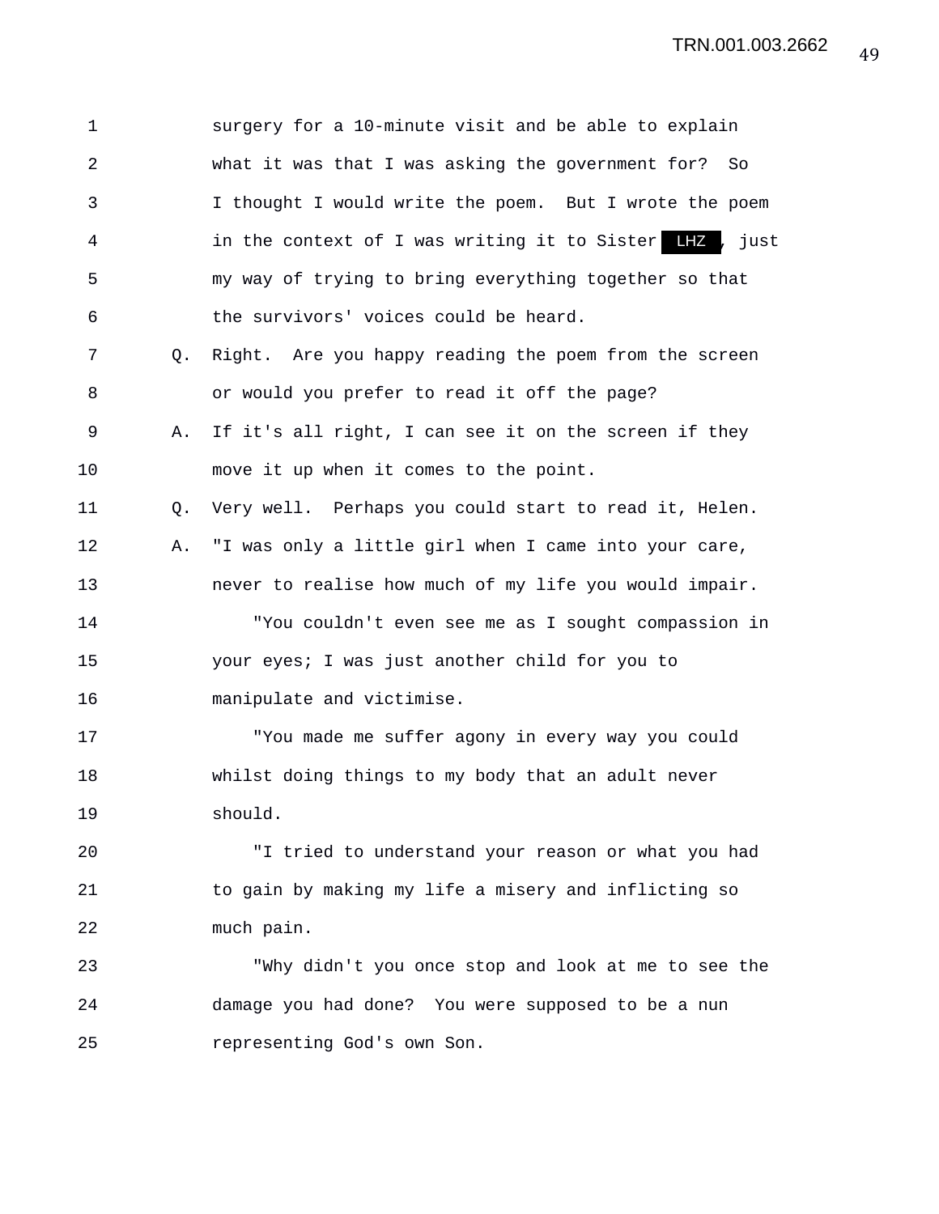1 surgery for a 10-minute visit and be able to explain
2 what it was that I was asking the government for? So
3 I thought I would write the poem. But I wrote the poem
4 in the context of I was writing it to Sister LHZ , just
5 my way of trying to bring everything together so that
6 the survivors' voices could be heard.
7 Q. Right. Are you happy reading the poem from the screen
8 or would you prefer to read it off the page?
9 A. If it's all right, I can see it on the screen if they
10 move it up when it comes to the point.
11 Q. Very well. Perhaps you could start to read it, Helen.
12 A. "I was only a little girl when I came into your care,
13 never to realise how much of my life you would impair.
14 "You couldn't even see me as I sought compassion in
15 your eyes; I was just another child for you to
16 manipulate and victimise.
17 "You made me suffer agony in every way you could
18 whilst doing things to my body that an adult never
19 should.
20 "I tried to understand your reason or what you had
21 to gain by making my life a misery and inflicting so
22 much pain.
23 "Why didn't you once stop and look at me to see the
24 damage you had done? You were supposed to be a nun
25 representing God's own Son.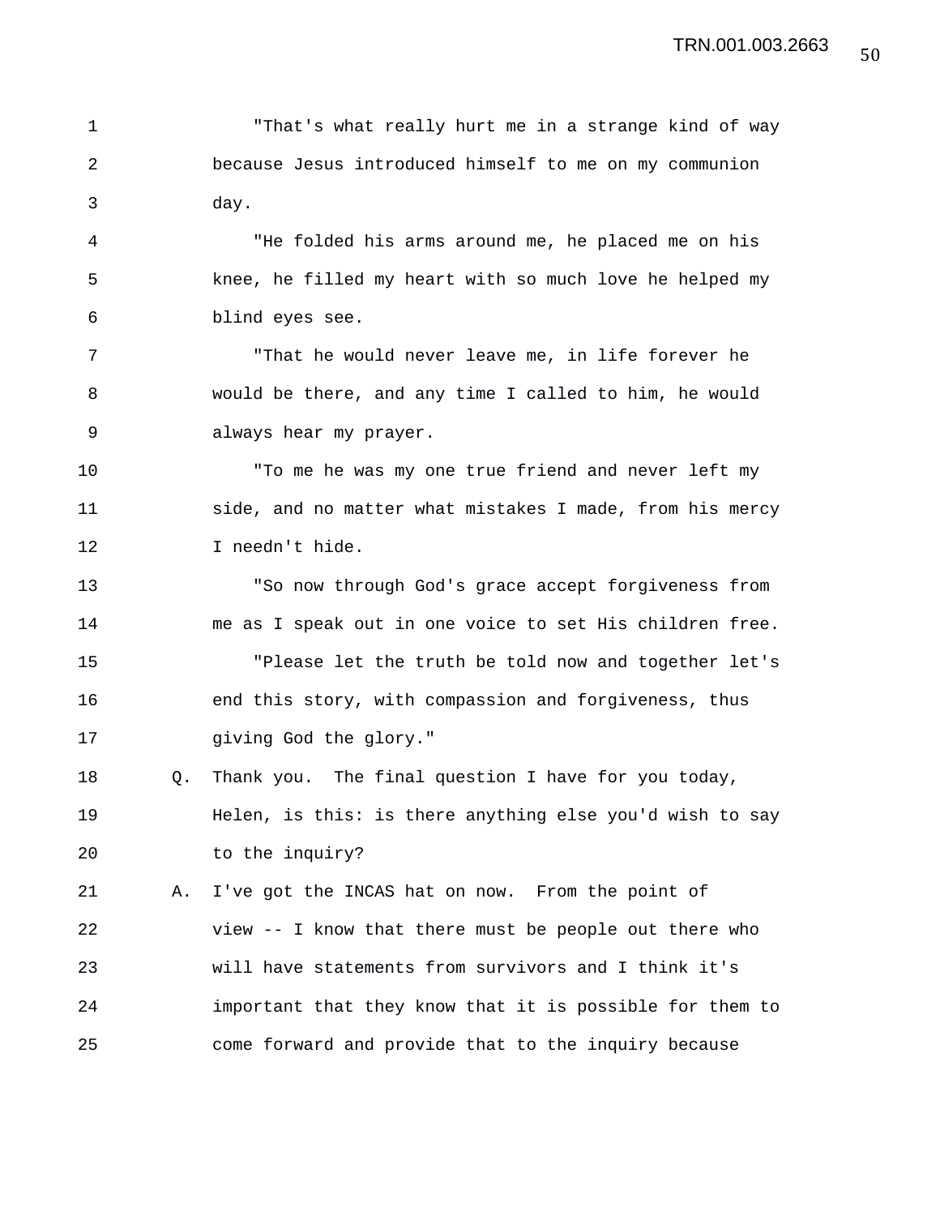"That's what really hurt me in a strange kind of way because Jesus introduced himself to me on my communion day.

"He folded his arms around me, he placed me on his knee, he filled my heart with so much love he helped my blind eyes see.

"That he would never leave me, in life forever he would be there, and any time I called to him, he would always hear my prayer.

"To me he was my one true friend and never left my side, and no matter what mistakes I made, from his mercy I needn't hide.

"So now through God's grace accept forgiveness from me as I speak out in one voice to set His children free.

"Please let the truth be told now and together let's end this story, with compassion and forgiveness, thus giving God the glory."

Q. Thank you. The final question I have for you today, Helen, is this: is there anything else you'd wish to say to the inquiry?

A. I've got the INCAS hat on now. From the point of view -- I know that there must be people out there who will have statements from survivors and I think it's important that they know that it is possible for them to come forward and provide that to the inquiry because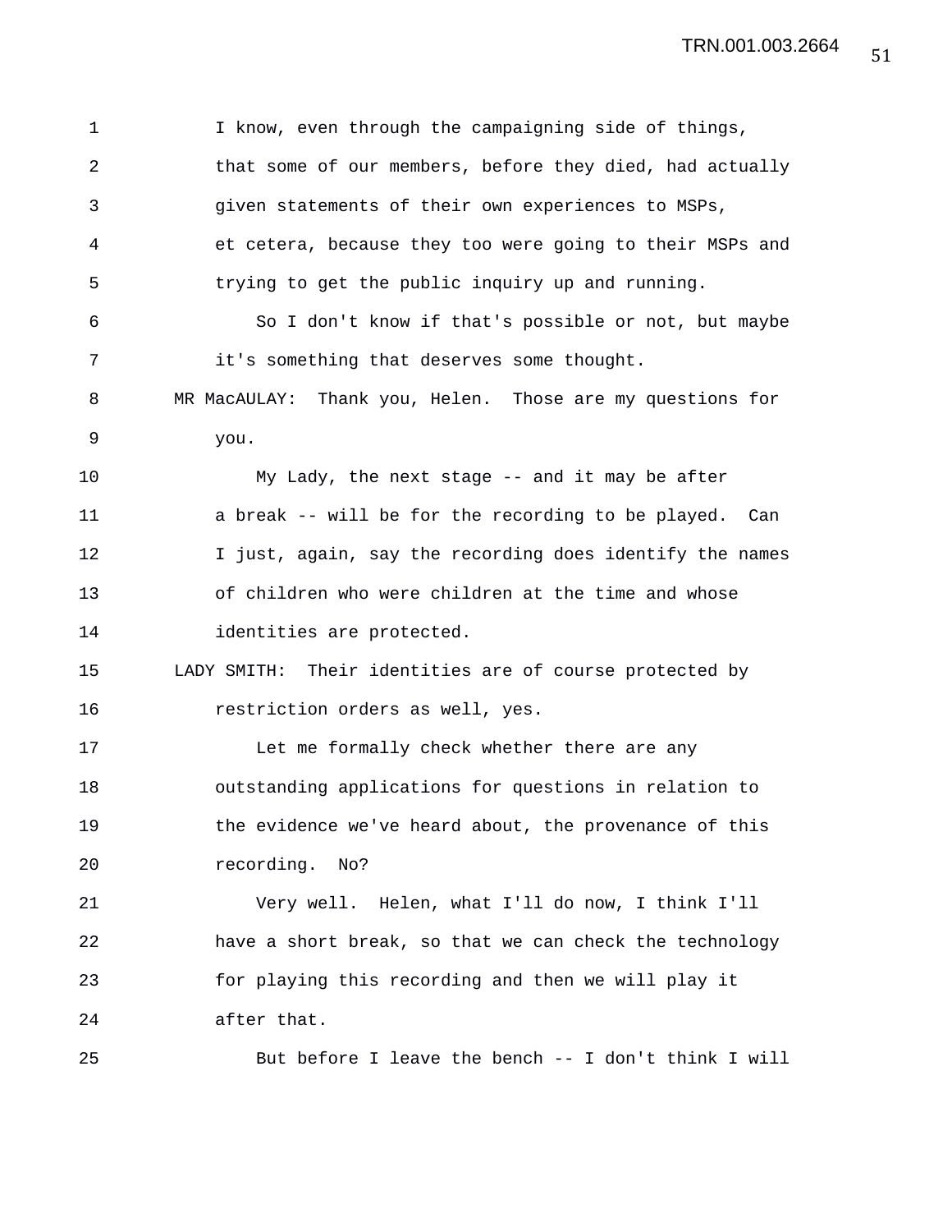I know, even through the campaigning side of things, that some of our members, before they died, had actually given statements of their own experiences to MSPs, et cetera, because they too were going to their MSPs and trying to get the public inquiry up and running.

So I don't know if that's possible or not, but maybe it's something that deserves some thought.

MR MacAULAY: Thank you, Helen. Those are my questions for you.

My Lady, the next stage -- and it may be after a break -- will be for the recording to be played. Can I just, again, say the recording does identify the names of children who were children at the time and whose identities are protected.

LADY SMITH: Their identities are of course protected by restriction orders as well, yes.

Let me formally check whether there are any outstanding applications for questions in relation to the evidence we've heard about, the provenance of this recording. No?

Very well. Helen, what I'll do now, I think I'll have a short break, so that we can check the technology for playing this recording and then we will play it after that.

But before I leave the bench -- I don't think I will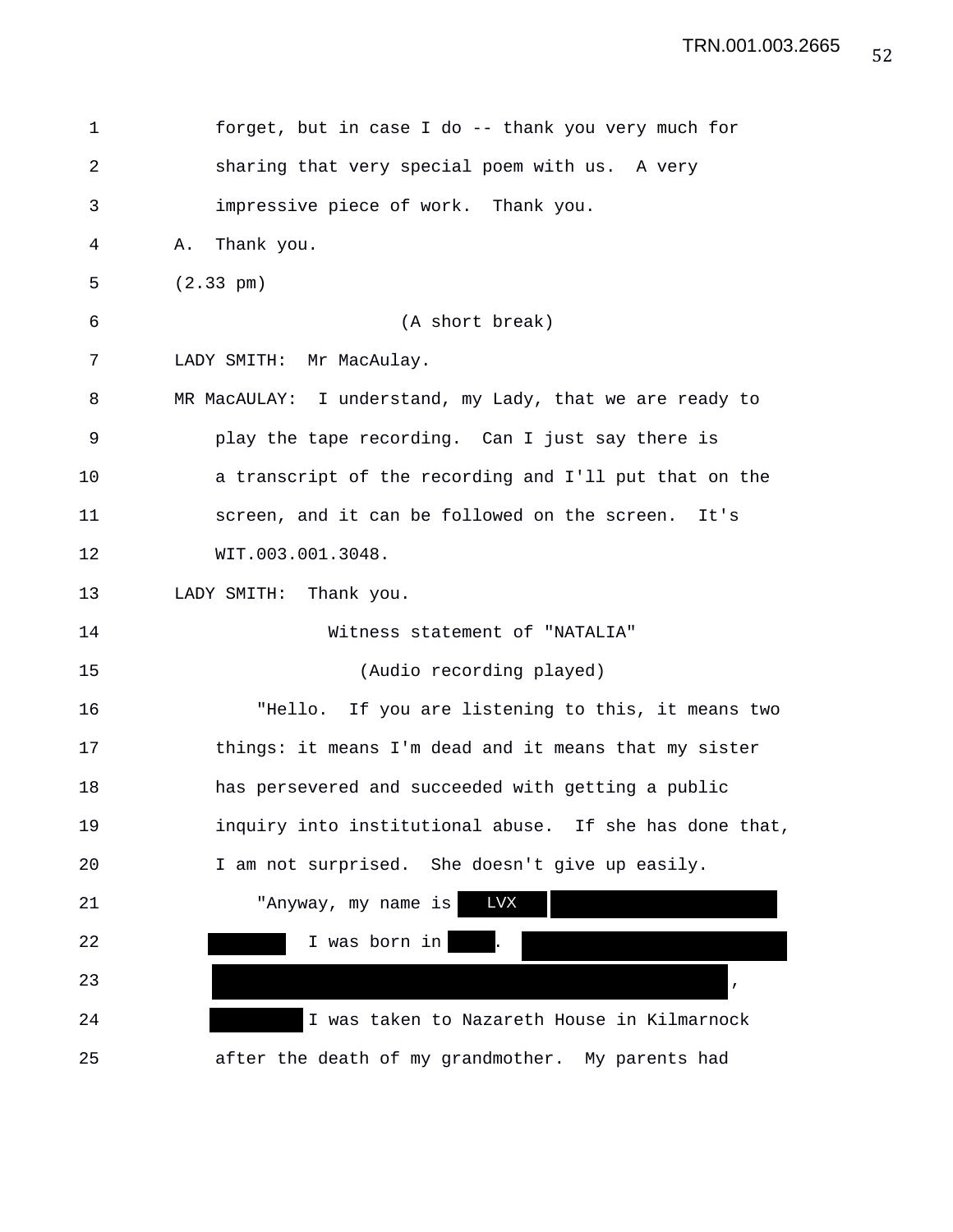1 forget, but in case I do -- thank you very much for
2 sharing that very special poem with us. A very
3 impressive piece of work. Thank you.
4 A. Thank you.
5 (2.33 pm)
6 (A short break)
7 LADY SMITH: Mr MacAulay.
8 MR MacAULAY: I understand, my Lady, that we are ready to
9 play the tape recording. Can I just say there is
10 a transcript of the recording and I'll put that on the
11 screen, and it can be followed on the screen. It's
12 WIT.003.001.3048.
13 LADY SMITH: Thank you.
14 Witness statement of "NATALIA"
15 (Audio recording played)
16 "Hello. If you are listening to this, it means two
17 things: it means I'm dead and it means that my sister
18 has persevered and succeeded with getting a public
19 inquiry into institutional abuse. If she has done that,
20 I am not surprised. She doesn't give up easily.
21 "Anyway, my name is LVX [REDACTED]
22 [REDACTED] I was born in [REDACTED]. [REDACTED]
23 [REDACTED],
24 [REDACTED] I was taken to Nazareth House in Kilmarnock
25 after the death of my grandmother. My parents had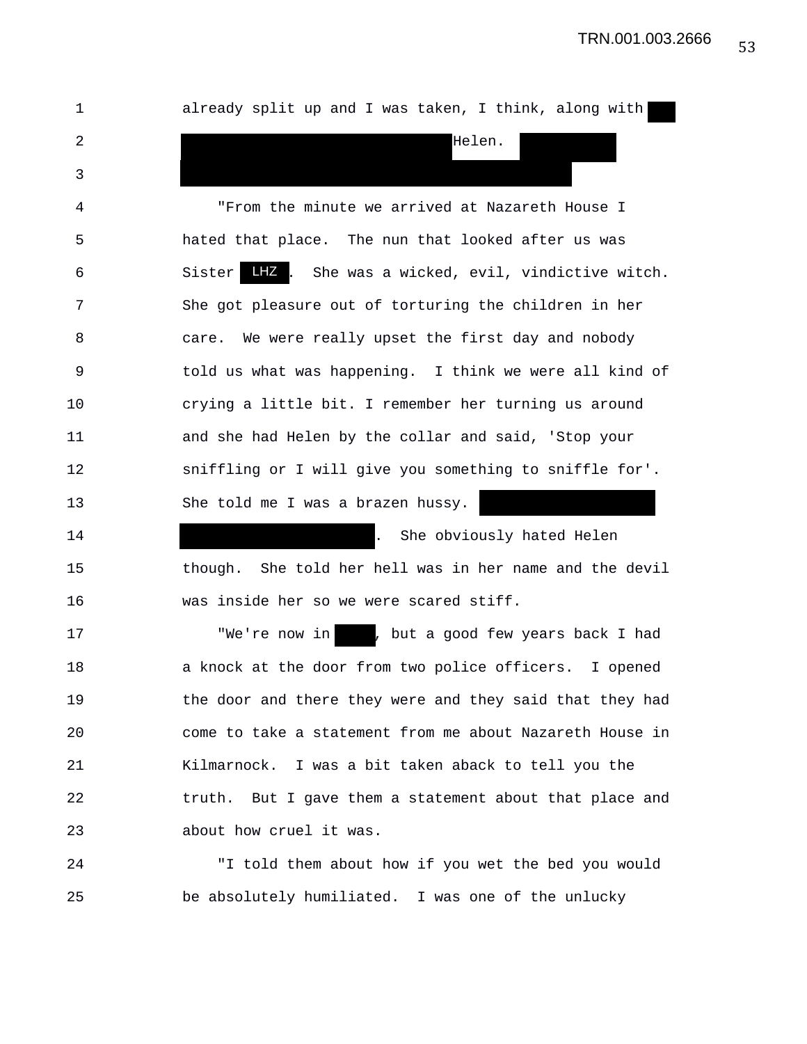already split up and I was taken, I think, along with [REDACTED] [REDACTED] Helen. [REDACTED] [REDACTED]

"From the minute we arrived at Nazareth House I hated that place. The nun that looked after us was Sister LHZ. She was a wicked, evil, vindictive witch. She got pleasure out of torturing the children in her care. We were really upset the first day and nobody told us what was happening. I think we were all kind of crying a little bit. I remember her turning us around and she had Helen by the collar and said, 'Stop your sniffling or I will give you something to sniffle for'. She told me I was a brazen hussy. [REDACTED] [REDACTED]. She obviously hated Helen though. She told her hell was in her name and the devil was inside her so we were scared stiff.

"We're now in [REDACTED], but a good few years back I had a knock at the door from two police officers. I opened the door and there they were and they said that they had come to take a statement from me about Nazareth House in Kilmarnock. I was a bit taken aback to tell you the truth. But I gave them a statement about that place and about how cruel it was.

"I told them about how if you wet the bed you would be absolutely humiliated. I was one of the unlucky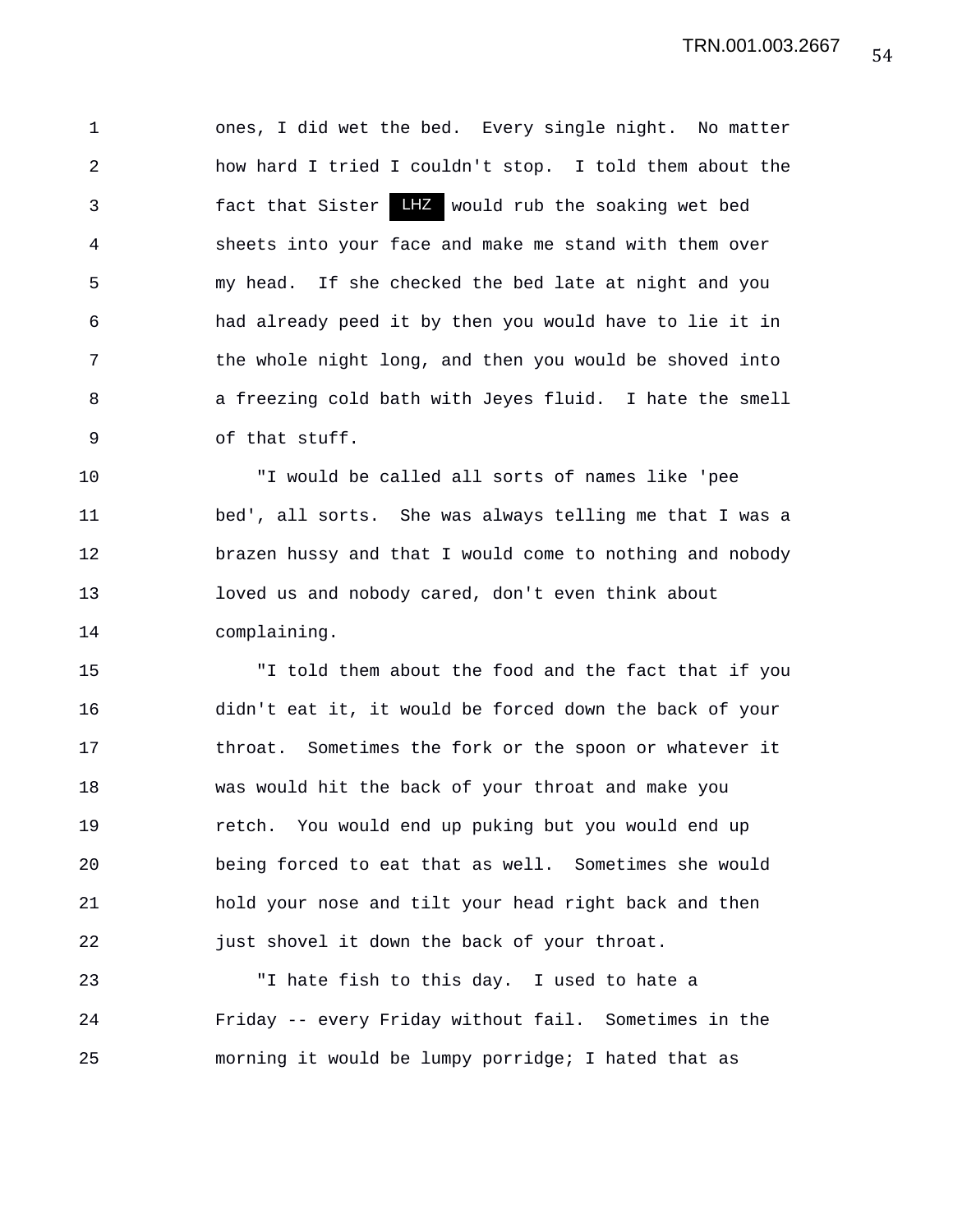ones, I did wet the bed. Every single night. No matter how hard I tried I couldn't stop. I told them about the fact that Sister LHZ would rub the soaking wet bed sheets into your face and make me stand with them over my head. If she checked the bed late at night and you had already peed it by then you would have to lie it in the whole night long, and then you would be shoved into a freezing cold bath with Jeyes fluid. I hate the smell of that stuff.

"I would be called all sorts of names like 'pee bed', all sorts. She was always telling me that I was a brazen hussy and that I would come to nothing and nobody loved us and nobody cared, don't even think about complaining.

"I told them about the food and the fact that if you didn't eat it, it would be forced down the back of your throat. Sometimes the fork or the spoon or whatever it was would hit the back of your throat and make you retch. You would end up puking but you would end up being forced to eat that as well. Sometimes she would hold your nose and tilt your head right back and then just shovel it down the back of your throat.

"I hate fish to this day. I used to hate a Friday -- every Friday without fail. Sometimes in the morning it would be lumpy porridge; I hated that as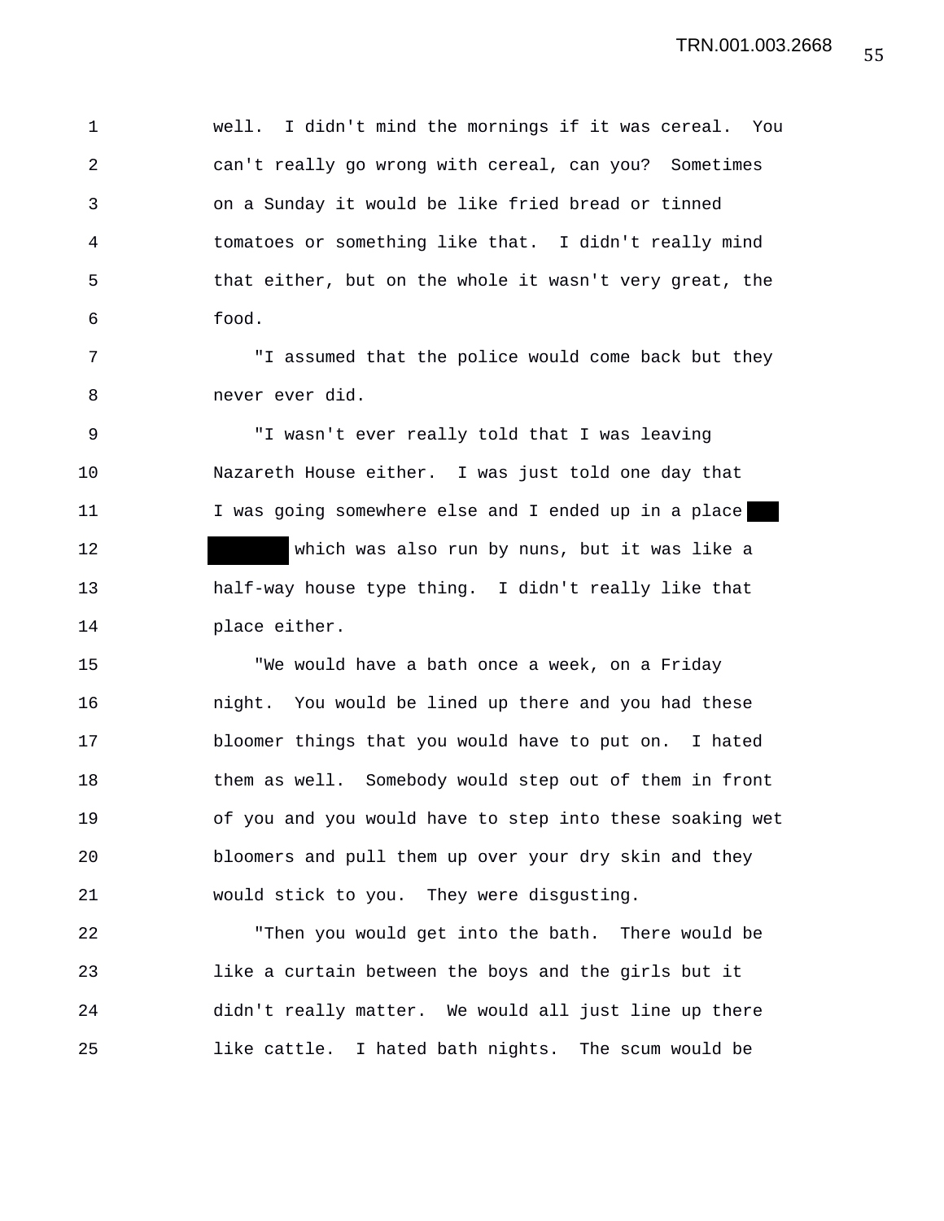well. I didn't mind the mornings if it was cereal. You can't really go wrong with cereal, can you? Sometimes on a Sunday it would be like fried bread or tinned tomatoes or something like that. I didn't really mind that either, but on the whole it wasn't very great, the food.

"I assumed that the police would come back but they never ever did.

"I wasn't ever really told that I was leaving Nazareth House either. I was just told one day that I was going somewhere else and I ended up in a place ███ ████████ which was also run by nuns, but it was like a half-way house type thing. I didn't really like that place either.

"We would have a bath once a week, on a Friday night. You would be lined up there and you had these bloomer things that you would have to put on. I hated them as well. Somebody would step out of them in front of you and you would have to step into these soaking wet bloomers and pull them up over your dry skin and they would stick to you. They were disgusting.

"Then you would get into the bath. There would be like a curtain between the boys and the girls but it didn't really matter. We would all just line up there like cattle. I hated bath nights. The scum would be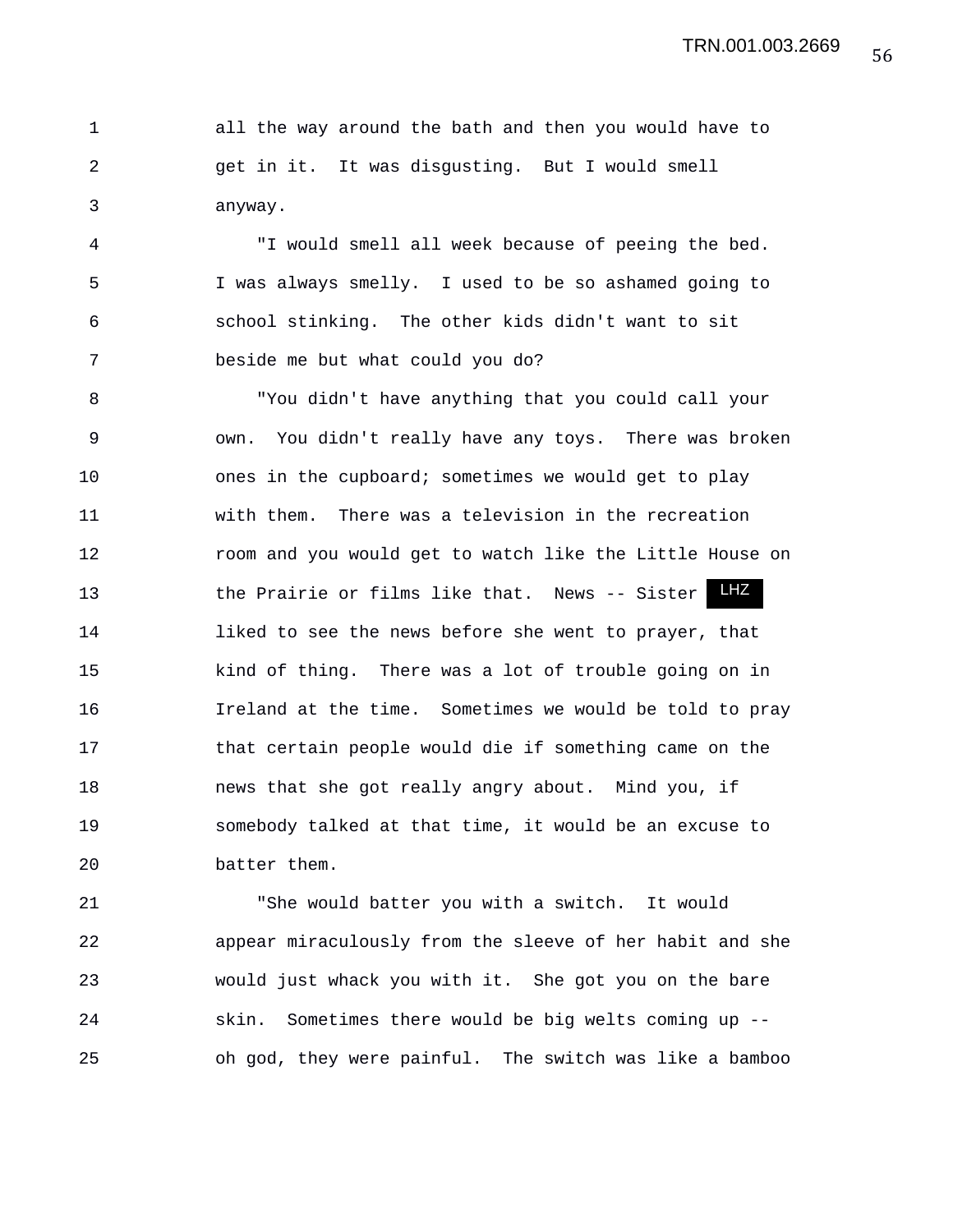all the way around the bath and then you would have to get in it. It was disgusting. But I would smell anyway.

"I would smell all week because of peeing the bed. I was always smelly. I used to be so ashamed going to school stinking. The other kids didn't want to sit beside me but what could you do?

"You didn't have anything that you could call your own. You didn't really have any toys. There was broken ones in the cupboard; sometimes we would get to play with them. There was a television in the recreation room and you would get to watch like the Little House on the Prairie or films like that. News -- Sister LHZ liked to see the news before she went to prayer, that kind of thing. There was a lot of trouble going on in Ireland at the time. Sometimes we would be told to pray that certain people would die if something came on the news that she got really angry about. Mind you, if somebody talked at that time, it would be an excuse to batter them.

"She would batter you with a switch. It would appear miraculously from the sleeve of her habit and she would just whack you with it. She got you on the bare skin. Sometimes there would be big welts coming up -- oh god, they were painful. The switch was like a bamboo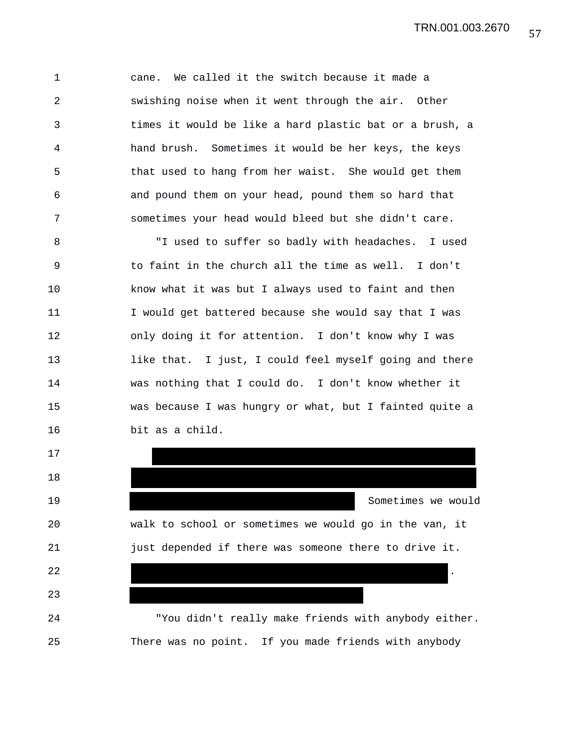cane. We called it the switch because it made a swishing noise when it went through the air. Other times it would be like a hard plastic bat or a brush, a hand brush. Sometimes it would be her keys, the keys that used to hang from her waist. She would get them and pound them on your head, pound them so hard that sometimes your head would bleed but she didn't care.

"I used to suffer so badly with headaches. I used to faint in the church all the time as well. I don't know what it was but I always used to faint and then I would get battered because she would say that I was only doing it for attention. I don't know why I was like that. I just, I could feel myself going and there was nothing that I could do. I don't know whether it was because I was hungry or what, but I fainted quite a bit as a child.

Sometimes we would walk to school or sometimes we would go in the van, it just depended if there was someone there to drive it.

.

"You didn't really make friends with anybody either. There was no point. If you made friends with anybody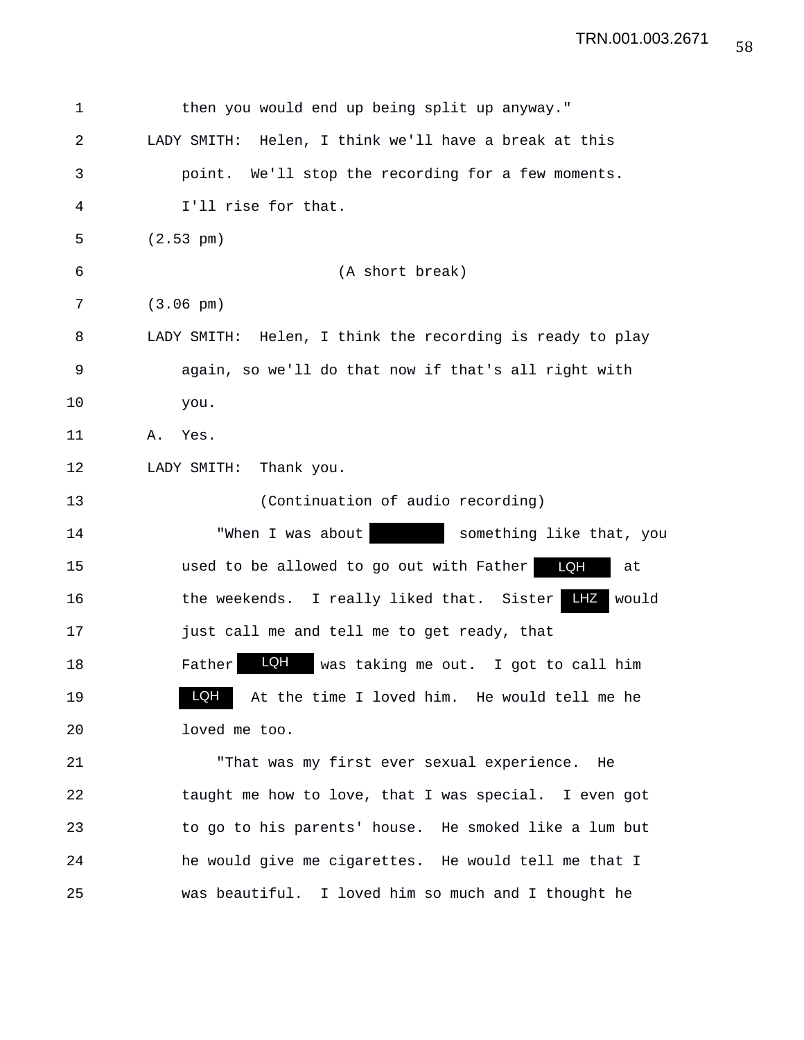1 then you would end up being split up anyway."

2 LADY SMITH: Helen, I think we'll have a break at this

3 point. We'll stop the recording for a few moments.

4 I'll rise for that.

5 (2.53 pm)

6 (A short break)

7 (3.06 pm)

8 LADY SMITH: Helen, I think the recording is ready to play

9 again, so we'll do that now if that's all right with

10 you.

11 A. Yes.

12 LADY SMITH: Thank you.

13 (Continuation of audio recording)

14 "When I was about [redacted] something like that, you

15 used to be allowed to go out with Father LQH at

16 the weekends. I really liked that. Sister LHZ would

17 just call me and tell me to get ready, that

18 Father LQH was taking me out. I got to call him

19 LQH At the time I loved him. He would tell me he

20 loved me too.

21 "That was my first ever sexual experience. He

22 taught me how to love, that I was special. I even got

23 to go to his parents' house. He smoked like a lum but

24 he would give me cigarettes. He would tell me that I

25 was beautiful. I loved him so much and I thought he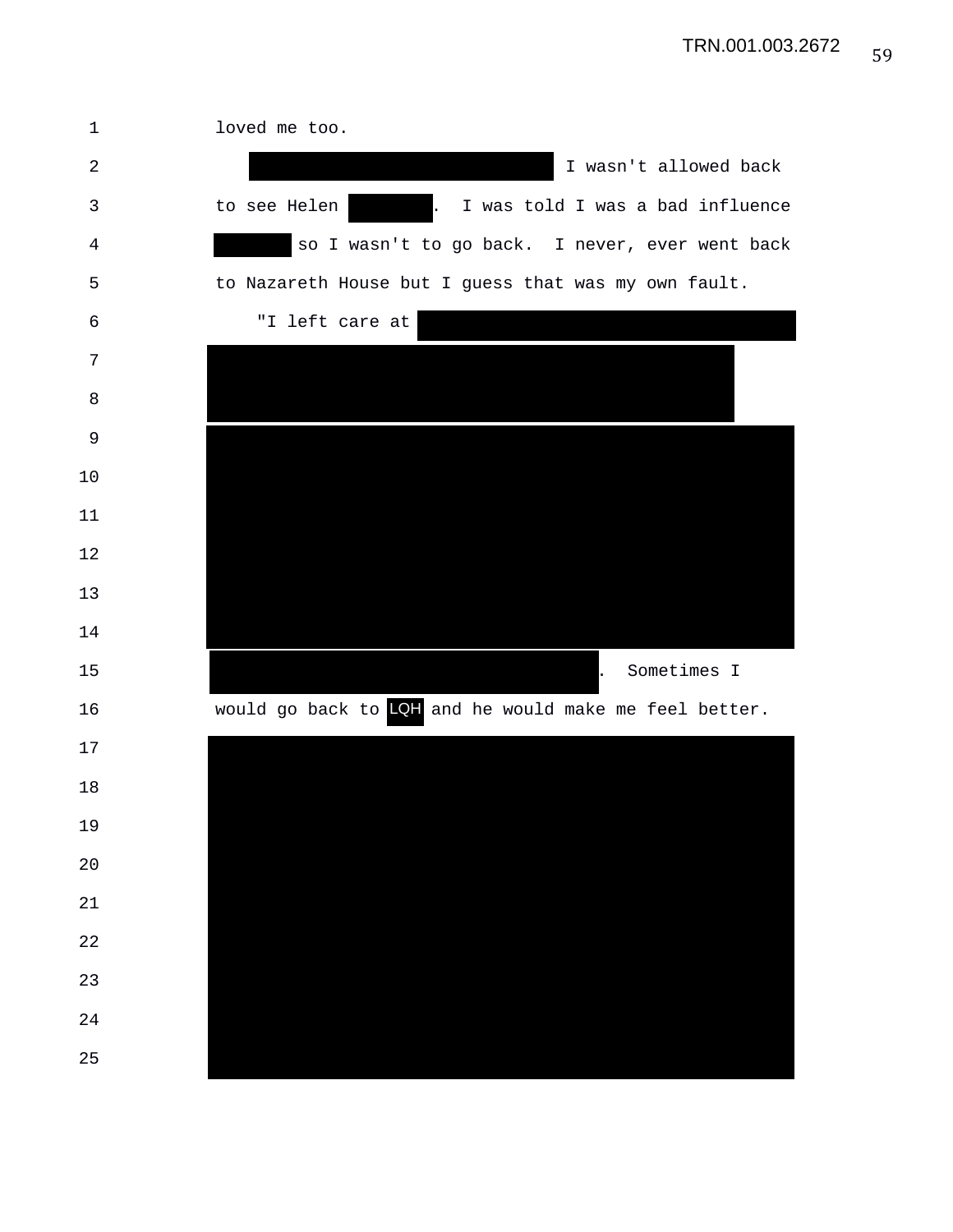loved me too.

I wasn't allowed back to see Helen . I was told I was a bad influence so I wasn't to go back. I never, ever went back to Nazareth House but I guess that was my own fault.

"I left care at

. Sometimes I would go back to LQH and he would make me feel better.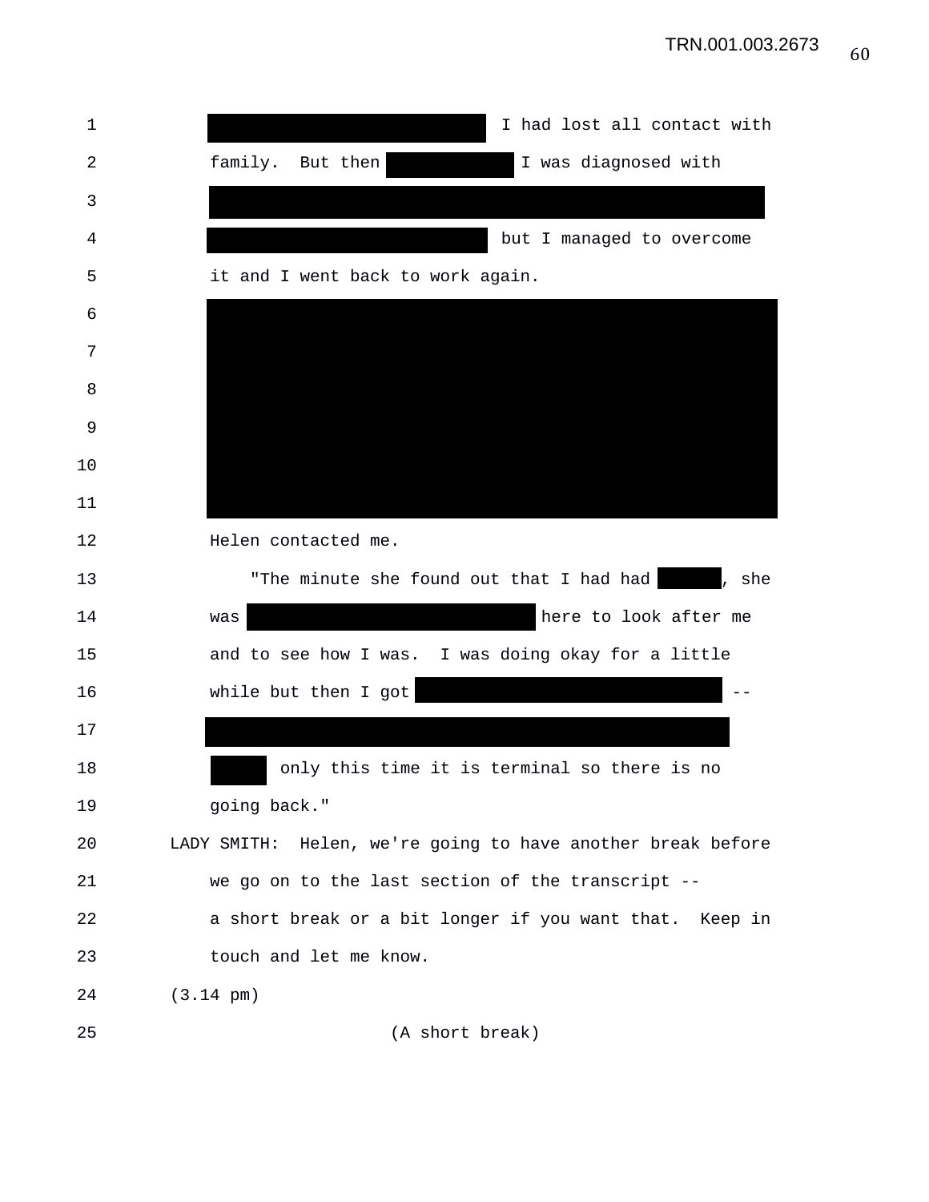I had lost all contact with family. But then I was diagnosed with but I managed to overcome it and I went back to work again.

Helen contacted me.

"The minute she found out that I had had , she was here to look after me and to see how I was. I was doing okay for a little while but then I got -- only this time it is terminal so there is no going back."

LADY SMITH: Helen, we're going to have another break before we go on to the last section of the transcript -- a short break or a bit longer if you want that. Keep in touch and let me know.

(3.14 pm)

(A short break)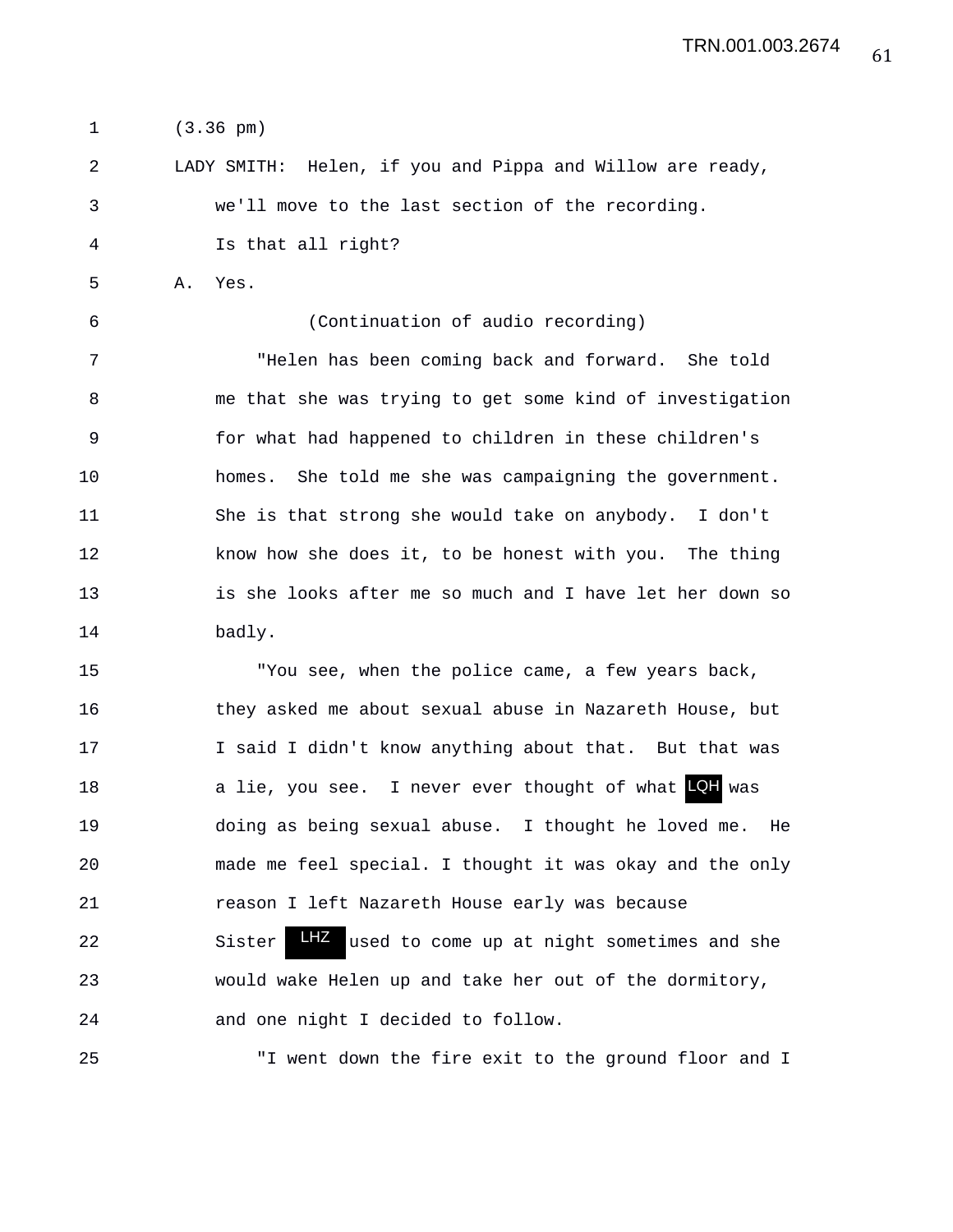1 (3.36 pm)

2 LADY SMITH: Helen, if you and Pippa and Willow are ready,

3 we'll move to the last section of the recording.

4 Is that all right?

5 A. Yes.

6 (Continuation of audio recording)

7 "Helen has been coming back and forward. She told

8 me that she was trying to get some kind of investigation

9 for what had happened to children in these children's

10 homes. She told me she was campaigning the government.

11 She is that strong she would take on anybody. I don't

12 know how she does it, to be honest with you. The thing

13 is she looks after me so much and I have let her down so

14 badly.

15 "You see, when the police came, a few years back,

16 they asked me about sexual abuse in Nazareth House, but

17 I said I didn't know anything about that. But that was

18 a lie, you see. I never ever thought of what LQH was

19 doing as being sexual abuse. I thought he loved me. He

20 made me feel special. I thought it was okay and the only

21 reason I left Nazareth House early was because

22 Sister LHZ used to come up at night sometimes and she

23 would wake Helen up and take her out of the dormitory,

24 and one night I decided to follow.

25 "I went down the fire exit to the ground floor and I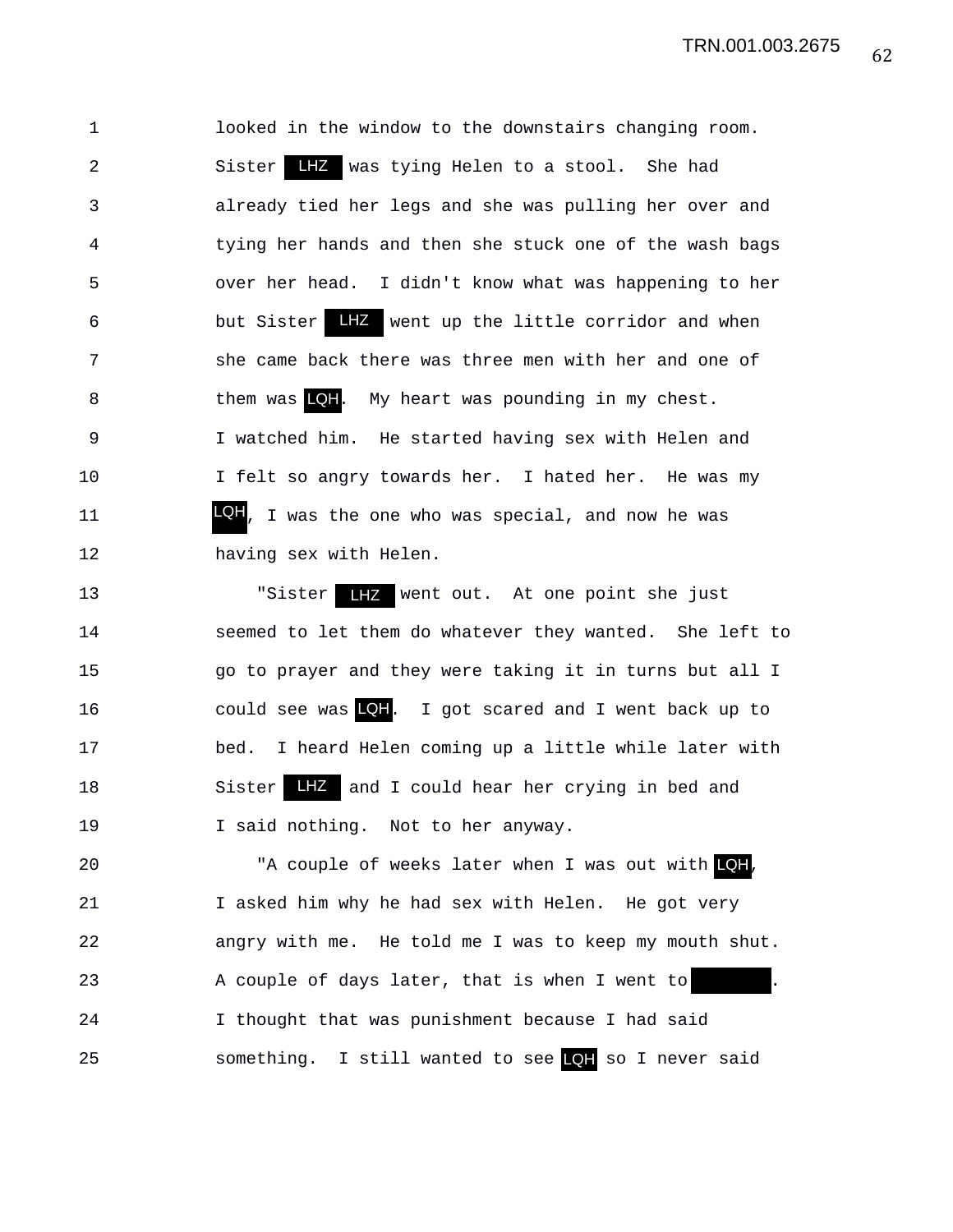looked in the window to the downstairs changing room. Sister LHZ was tying Helen to a stool. She had already tied her legs and she was pulling her over and tying her hands and then she stuck one of the wash bags over her head. I didn't know what was happening to her but Sister LHZ went up the little corridor and when she came back there was three men with her and one of them was LQH. My heart was pounding in my chest. I watched him. He started having sex with Helen and I felt so angry towards her. I hated her. He was my LQH, I was the one who was special, and now he was having sex with Helen.

"Sister LHZ went out. At one point she just seemed to let them do whatever they wanted. She left to go to prayer and they were taking it in turns but all I could see was LQH. I got scared and I went back up to bed. I heard Helen coming up a little while later with Sister LHZ and I could hear her crying in bed and I said nothing. Not to her anyway.

"A couple of weeks later when I was out with LQH, I asked him why he had sex with Helen. He got very angry with me. He told me I was to keep my mouth shut. A couple of days later, that is when I went to [redacted]. I thought that was punishment because I had said something. I still wanted to see LQH so I never said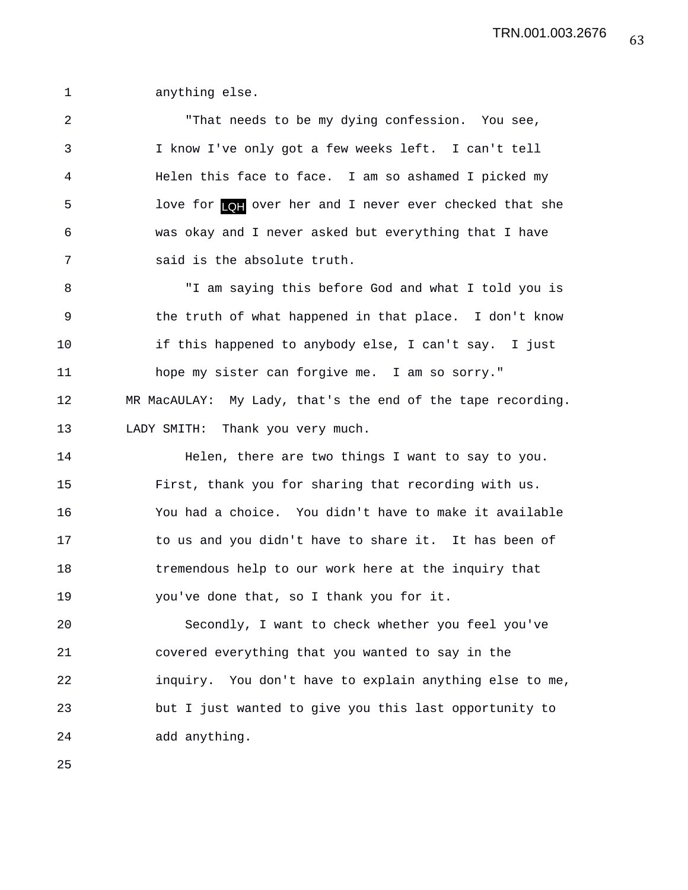anything else.

"That needs to be my dying confession. You see, I know I've only got a few weeks left. I can't tell Helen this face to face. I am so ashamed I picked my love for LQH over her and I never ever checked that she was okay and I never asked but everything that I have said is the absolute truth.

"I am saying this before God and what I told you is the truth of what happened in that place. I don't know if this happened to anybody else, I can't say. I just hope my sister can forgive me. I am so sorry."

MR MacAULAY: My Lady, that's the end of the tape recording.

LADY SMITH: Thank you very much.

Helen, there are two things I want to say to you. First, thank you for sharing that recording with us. You had a choice. You didn't have to make it available to us and you didn't have to share it. It has been of tremendous help to our work here at the inquiry that you've done that, so I thank you for it.

Secondly, I want to check whether you feel you've covered everything that you wanted to say in the inquiry. You don't have to explain anything else to me, but I just wanted to give you this last opportunity to add anything.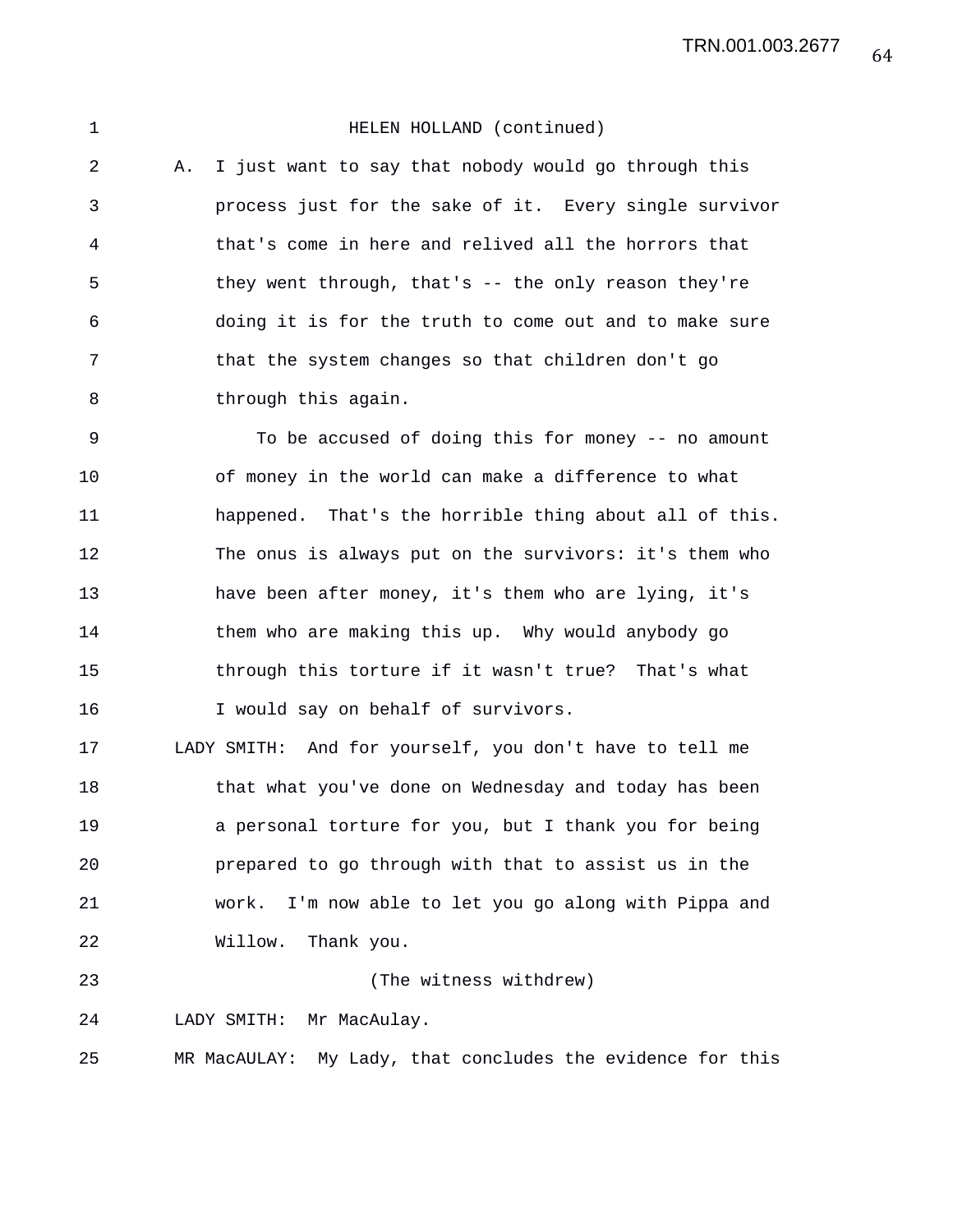HELEN HOLLAND (continued)

A. I just want to say that nobody would go through this process just for the sake of it. Every single survivor that's come in here and relived all the horrors that they went through, that's -- the only reason they're doing it is for the truth to come out and to make sure that the system changes so that children don't go through this again.

To be accused of doing this for money -- no amount of money in the world can make a difference to what happened. That's the horrible thing about all of this. The onus is always put on the survivors: it's them who have been after money, it's them who are lying, it's them who are making this up. Why would anybody go through this torture if it wasn't true? That's what I would say on behalf of survivors.

LADY SMITH: And for yourself, you don't have to tell me that what you've done on Wednesday and today has been a personal torture for you, but I thank you for being prepared to go through with that to assist us in the work. I'm now able to let you go along with Pippa and Willow. Thank you.

(The witness withdrew)

LADY SMITH: Mr MacAulay.

MR MacAULAY: My Lady, that concludes the evidence for this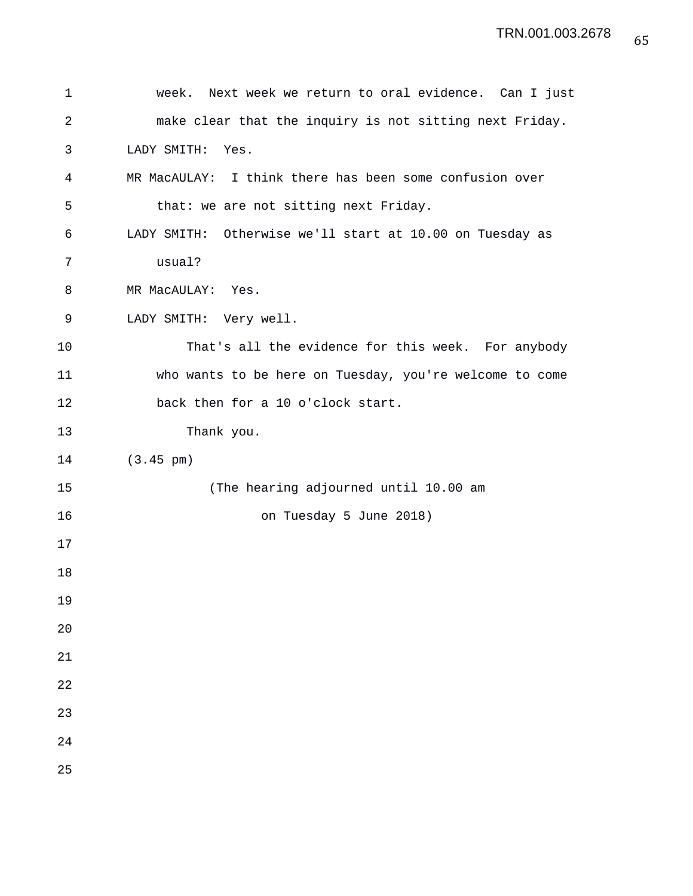week. Next week we return to oral evidence. Can I just make clear that the inquiry is not sitting next Friday.

LADY SMITH: Yes.

MR MacAULAY: I think there has been some confusion over that: we are not sitting next Friday.

LADY SMITH: Otherwise we'll start at 10.00 on Tuesday as usual?

MR MacAULAY: Yes.

LADY SMITH: Very well.

That's all the evidence for this week. For anybody who wants to be here on Tuesday, you're welcome to come back then for a 10 o'clock start.

Thank you.

(3.45 pm)

(The hearing adjourned until 10.00 am on Tuesday 5 June 2018)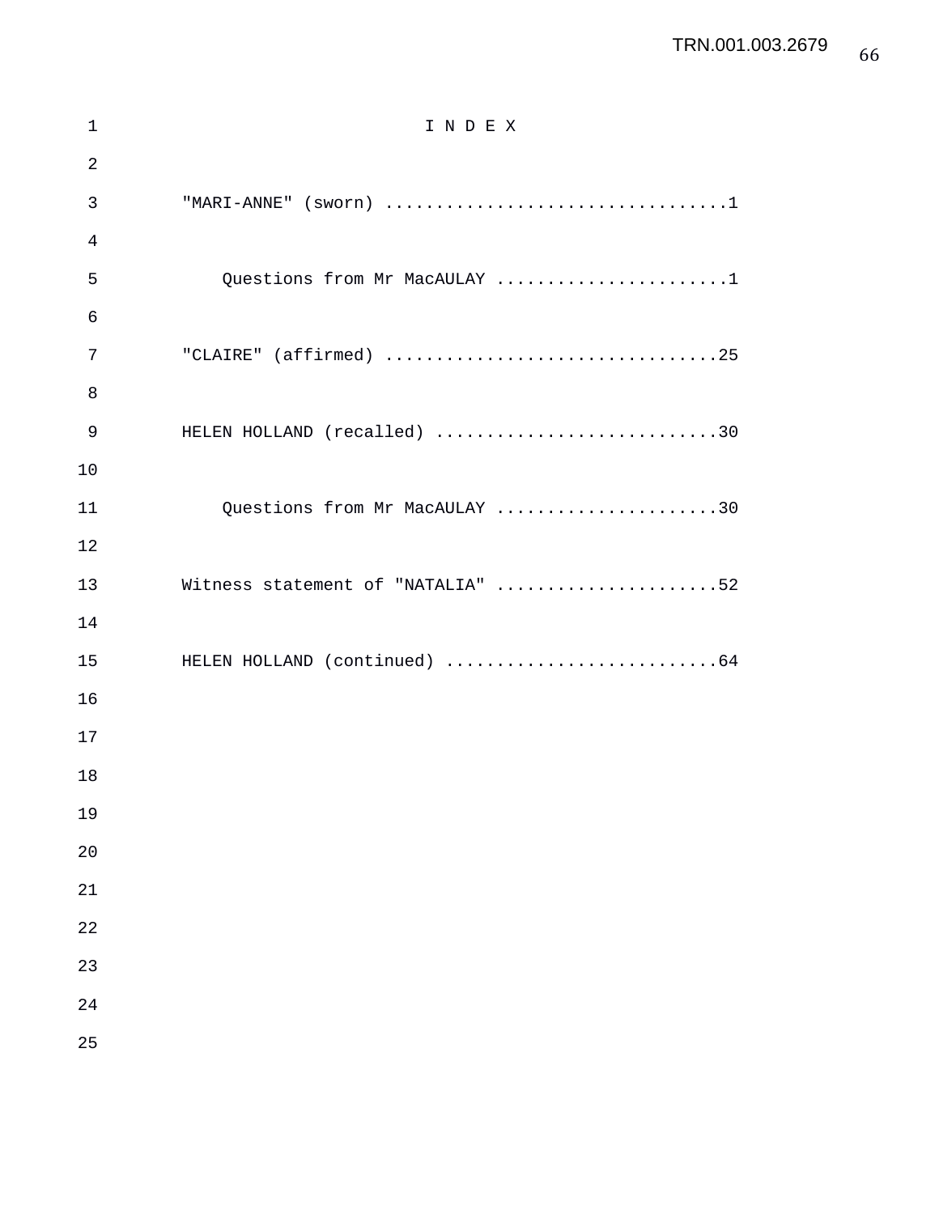# I N D E X

"MARI-ANNE" (sworn) ..................................1

Questions from Mr MacAULAY ........................1

"CLAIRE" (affirmed) .................................25

HELEN HOLLAND (recalled) ............................30

Questions from Mr MacAULAY .......................30

Witness statement of "NATALIA" .......................52

HELEN HOLLAND (continued) ...........................64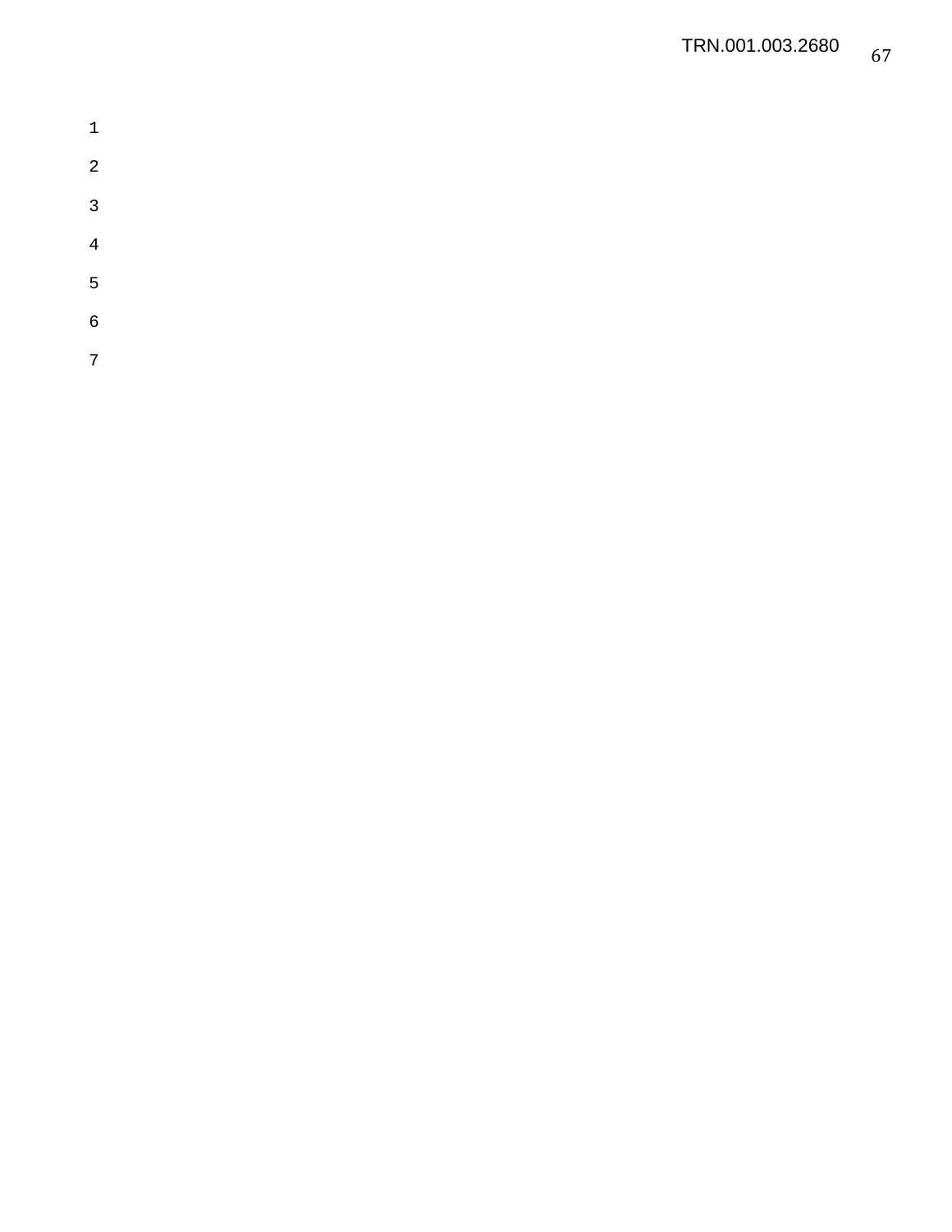TRN.001.003.2680